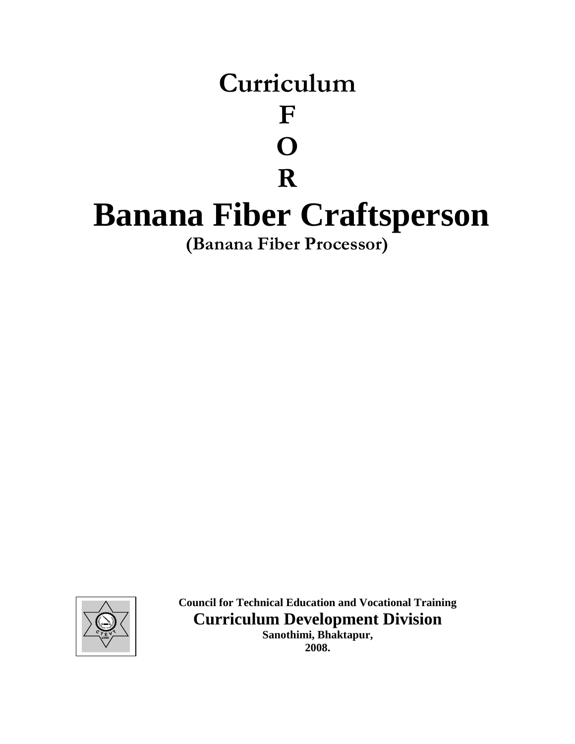# Curriculum

# F

# O

# R

# Banana Fiber Craftsperson

**(Banana Fiber Processor)**

**Council for Technical Education and Vocational Training**

**Curriculum Development Division**

**Sanothimi, Bhaktapur,**

**2008.**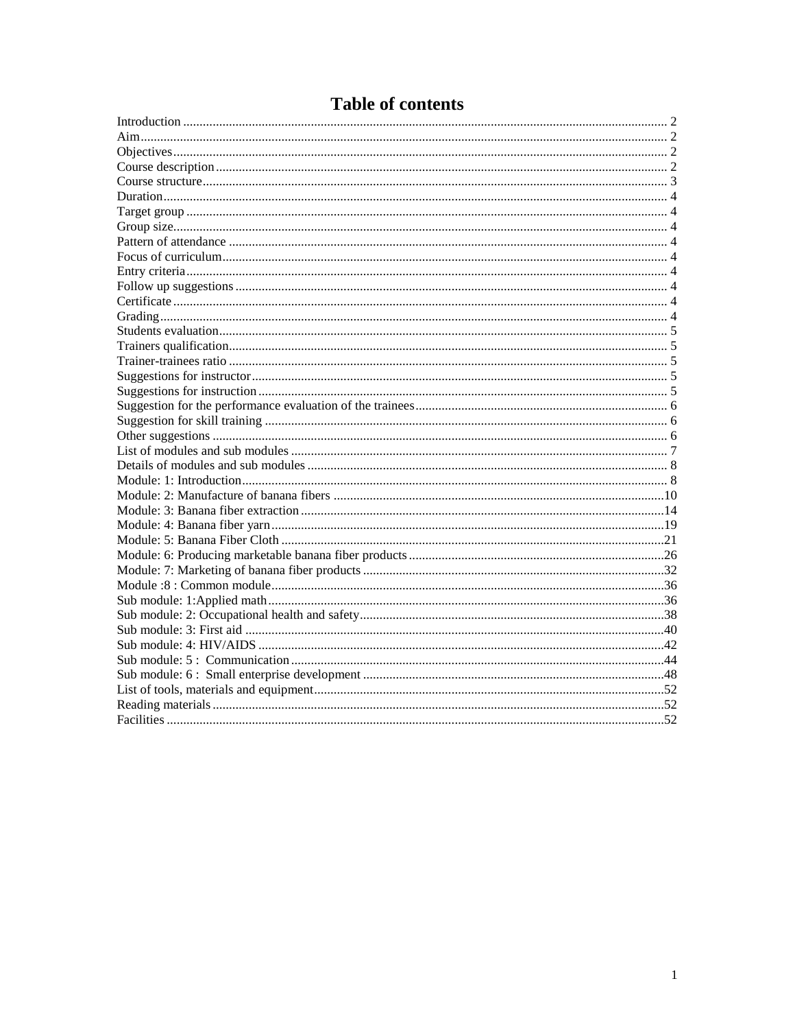# Table of contents

Introduction .......... 2
Aim .......... 2
Objectives .......... 2
Course description .......... 2
Course structure .......... 3
Duration .......... 4
Target group .......... 4
Group size .......... 4
Pattern of attendance .......... 4
Focus of curriculum .......... 4
Entry criteria .......... 4
Follow up suggestions .......... 4
Certificate .......... 4
Grading .......... 4
Students evaluation .......... 5
Trainers qualification .......... 5
Trainer-trainees ratio .......... 5
Suggestions for instructor .......... 5
Suggestions for instruction .......... 5
Suggestion for the performance evaluation of the trainees .......... 6
Suggestion for skill training .......... 6
Other suggestions .......... 6
List of modules and sub modules .......... 7
Details of modules and sub modules .......... 8
Module: 1: Introduction .......... 8
Module: 2: Manufacture of banana fibers .......... 10
Module: 3: Banana fiber extraction .......... 14
Module: 4: Banana fiber yarn .......... 19
Module: 5: Banana Fiber Cloth .......... 21
Module: 6: Producing marketable banana fiber products .......... 26
Module: 7: Marketing of banana fiber products .......... 32
Module :8 : Common module .......... 36
Sub module: 1:Applied math .......... 36
Sub module: 2: Occupational health and safety .......... 38
Sub module: 3: First aid .......... 40
Sub module: 4: HIV/AIDS .......... 42
Sub module: 5 : Communication .......... 44
Sub module: 6 : Small enterprise development .......... 48
List of tools, materials and equipment .......... 52
Reading materials .......... 52
Facilities .......... 52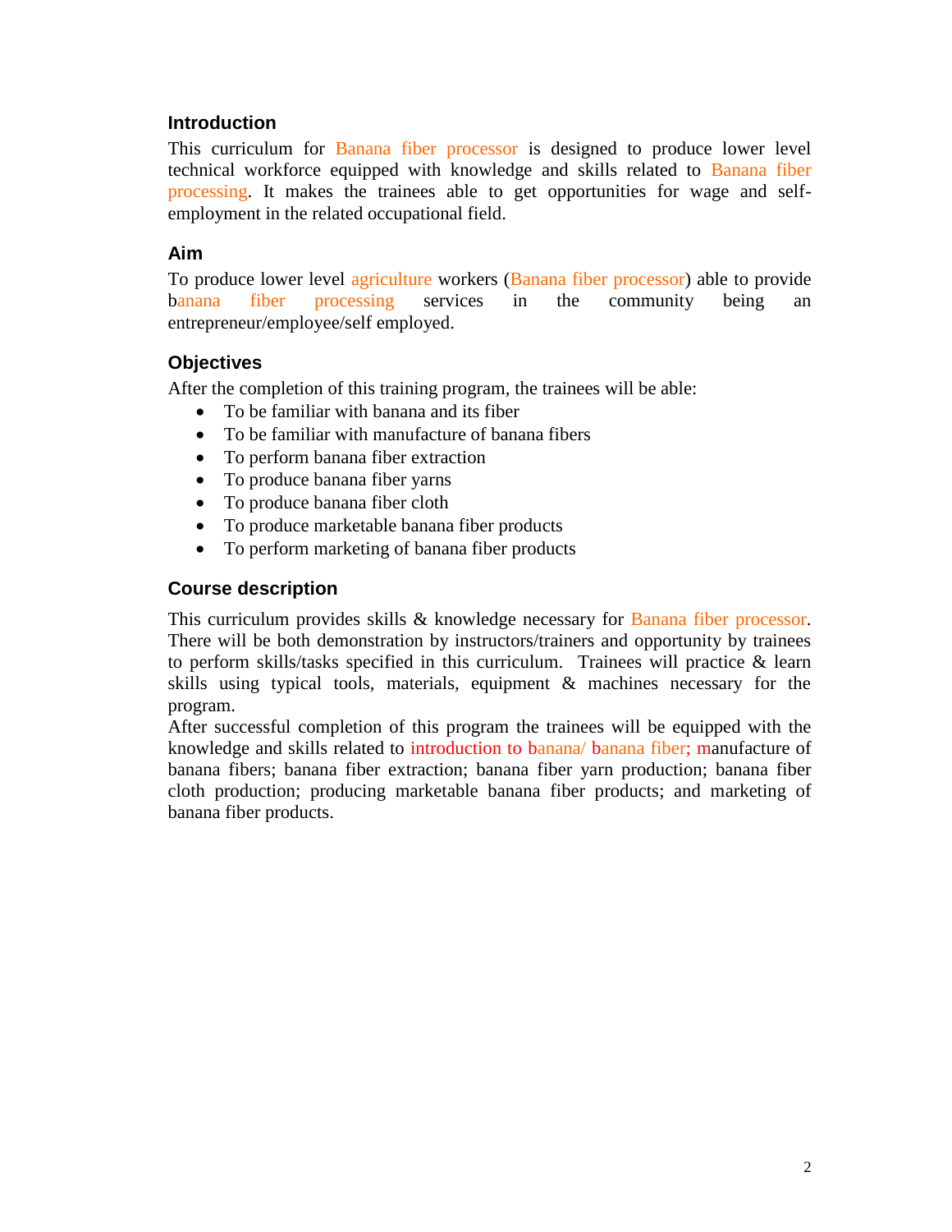## Introduction

This curriculum for Banana fiber processor is designed to produce lower level technical workforce equipped with knowledge and skills related to Banana fiber processing. It makes the trainees able to get opportunities for wage and self-employment in the related occupational field.

## Aim

To produce lower level agriculture workers (Banana fiber processor) able to provide banana fiber processing services in the community being an entrepreneur/employee/self employed.

## Objectives

After the completion of this training program, the trainees will be able:

- To be familiar with banana and its fiber
- To be familiar with manufacture of banana fibers
- To perform banana fiber extraction
- To produce banana fiber yarns
- To produce banana fiber cloth
- To produce marketable banana fiber products
- To perform marketing of banana fiber products

## Course description

This curriculum provides skills & knowledge necessary for Banana fiber processor. There will be both demonstration by instructors/trainers and opportunity by trainees to perform skills/tasks specified in this curriculum. Trainees will practice & learn skills using typical tools, materials, equipment & machines necessary for the program.

After successful completion of this program the trainees will be equipped with the knowledge and skills related to introduction to banana/ banana fiber; manufacture of banana fibers; banana fiber extraction; banana fiber yarn production; banana fiber cloth production; producing marketable banana fiber products; and marketing of banana fiber products.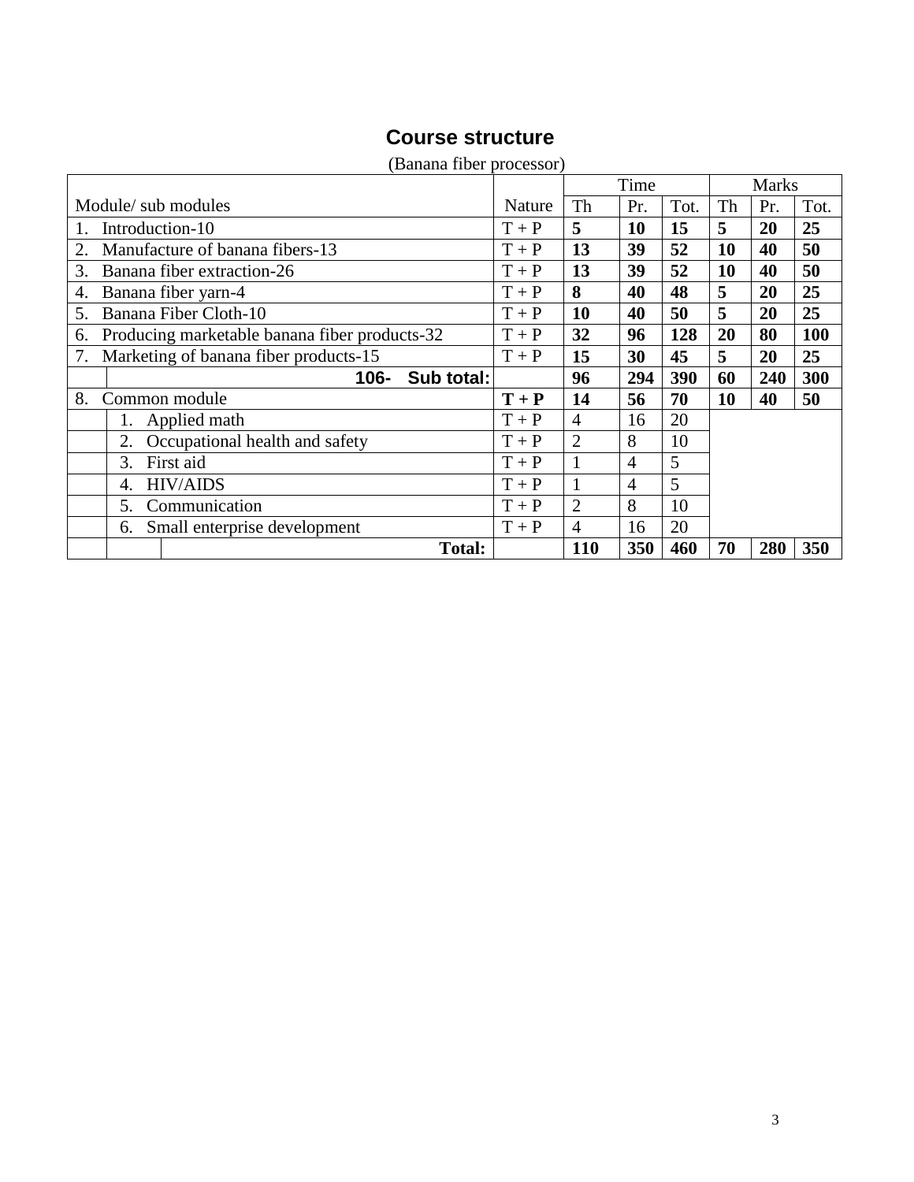# Course structure

(Banana fiber processor)

| Module/ sub modules | Nature | Time | | | Marks | | |
|---|---|---|---|---|---|---|---|
| | | Th | Pr. | Tot. | Th | Pr. | Tot. |
| 1. Introduction-10 | T + P | **5** | **10** | **15** | **5** | **20** | **25** |
| 2. Manufacture of banana fibers-13 | T + P | **13** | **39** | **52** | **10** | **40** | **50** |
| 3. Banana fiber extraction-26 | T + P | **13** | **39** | **52** | **10** | **40** | **50** |
| 4. Banana fiber yarn-4 | T + P | **8** | **40** | **48** | **5** | **20** | **25** |
| 5. Banana Fiber Cloth-10 | T + P | **10** | **40** | **50** | **5** | **20** | **25** |
| 6. Producing marketable banana fiber products-32 | T + P | **32** | **96** | **128** | **20** | **80** | **100** |
| 7. Marketing of banana fiber products-15 | T + P | **15** | **30** | **45** | **5** | **20** | **25** |
| **106- Sub total:** | | **96** | **294** | **390** | **60** | **240** | **300** |
| 8. Common module | **T + P** | **14** | **56** | **70** | **10** | **40** | **50** |
| 1. Applied math | T + P | 4 | 16 | 20 | | | |
| 2. Occupational health and safety | T + P | 2 | 8 | 10 | | | |
| 3. First aid | T + P | 1 | 4 | 5 | | | |
| 4. HIV/AIDS | T + P | 1 | 4 | 5 | | | |
| 5. Communication | T + P | 2 | 8 | 10 | | | |
| 6. Small enterprise development | T + P | 4 | 16 | 20 | | | |
| **Total:** | | **110** | **350** | **460** | **70** | **280** | **350** |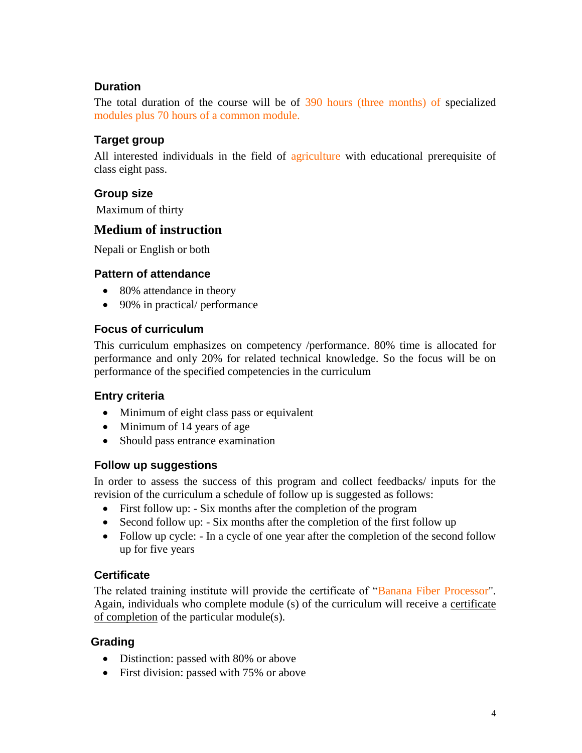### Duration

The total duration of the course will be of 390 hours (three months) of specialized modules plus 70 hours of a common module.

### Target group

All interested individuals in the field of agriculture with educational prerequisite of class eight pass.

### Group size

Maximum of thirty

## Medium of instruction

Nepali or English or both

### Pattern of attendance

- 80% attendance in theory
- 90% in practical/ performance

### Focus of curriculum

This curriculum emphasizes on competency /performance. 80% time is allocated for performance and only 20% for related technical knowledge. So the focus will be on performance of the specified competencies in the curriculum

### Entry criteria

- Minimum of eight class pass or equivalent
- Minimum of 14 years of age
- Should pass entrance examination

### Follow up suggestions

In order to assess the success of this program and collect feedbacks/ inputs for the revision of the curriculum a schedule of follow up is suggested as follows:

- First follow up: - Six months after the completion of the program
- Second follow up: - Six months after the completion of the first follow up
- Follow up cycle: - In a cycle of one year after the completion of the second follow up for five years

### Certificate

The related training institute will provide the certificate of "Banana Fiber Processor". Again, individuals who complete module (s) of the curriculum will receive a certificate of completion of the particular module(s).

### Grading

- Distinction: passed with 80% or above
- First division: passed with 75% or above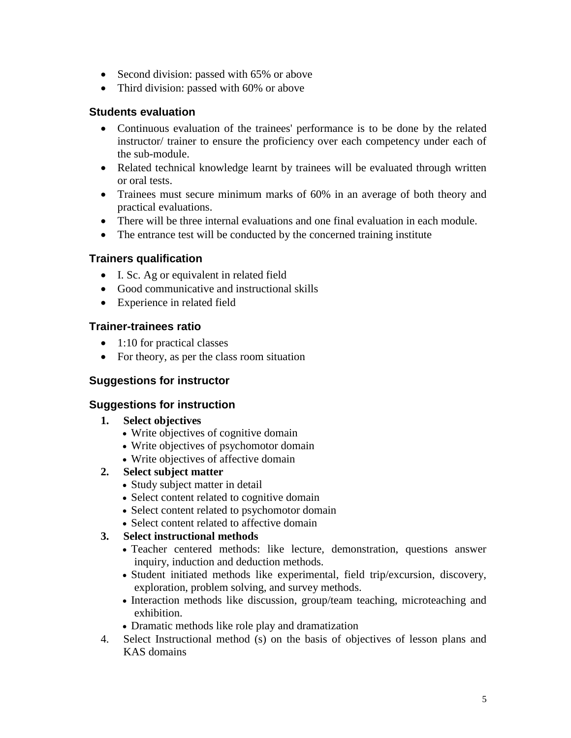- Second division: passed with 65% or above
- Third division: passed with 60% or above

## Students evaluation

- Continuous evaluation of the trainees' performance is to be done by the related instructor/ trainer to ensure the proficiency over each competency under each of the sub-module.
- Related technical knowledge learnt by trainees will be evaluated through written or oral tests.
- Trainees must secure minimum marks of 60% in an average of both theory and practical evaluations.
- There will be three internal evaluations and one final evaluation in each module.
- The entrance test will be conducted by the concerned training institute

## Trainers qualification

- I. Sc. Ag or equivalent in related field
- Good communicative and instructional skills
- Experience in related field

## Trainer-trainees ratio

- 1:10 for practical classes
- For theory, as per the class room situation

## Suggestions for instructor

## Suggestions for instruction

1. **Select objectives**
   - Write objectives of cognitive domain
   - Write objectives of psychomotor domain
   - Write objectives of affective domain
2. **Select subject matter**
   - Study subject matter in detail
   - Select content related to cognitive domain
   - Select content related to psychomotor domain
   - Select content related to affective domain
3. **Select instructional methods**
   - Teacher centered methods: like lecture, demonstration, questions answer inquiry, induction and deduction methods.
   - Student initiated methods like experimental, field trip/excursion, discovery, exploration, problem solving, and survey methods.
   - Interaction methods like discussion, group/team teaching, microteaching and exhibition.
   - Dramatic methods like role play and dramatization
4. Select Instructional method (s) on the basis of objectives of lesson plans and KAS domains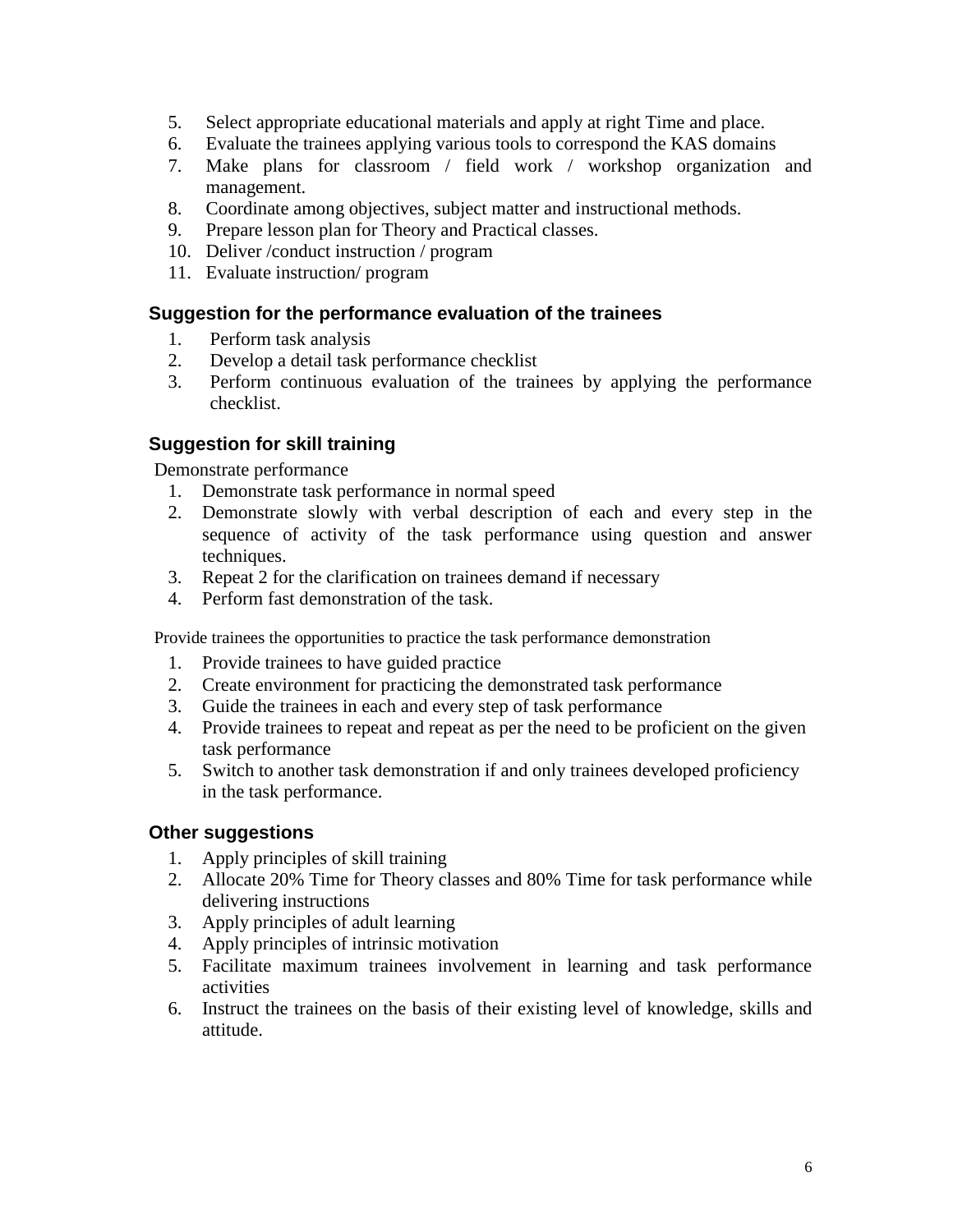5. Select appropriate educational materials and apply at right Time and place.
6. Evaluate the trainees applying various tools to correspond the KAS domains
7. Make plans for classroom / field work / workshop organization and management.
8. Coordinate among objectives, subject matter and instructional methods.
9. Prepare lesson plan for Theory and Practical classes.
10. Deliver /conduct instruction / program
11. Evaluate instruction/ program

### Suggestion for the performance evaluation of the trainees

1. Perform task analysis
2. Develop a detail task performance checklist
3. Perform continuous evaluation of the trainees by applying the performance checklist.

### Suggestion for skill training

Demonstrate performance

1. Demonstrate task performance in normal speed
2. Demonstrate slowly with verbal description of each and every step in the sequence of activity of the task performance using question and answer techniques.
3. Repeat 2 for the clarification on trainees demand if necessary
4. Perform fast demonstration of the task.

Provide trainees the opportunities to practice the task performance demonstration

1. Provide trainees to have guided practice
2. Create environment for practicing the demonstrated task performance
3. Guide the trainees in each and every step of task performance
4. Provide trainees to repeat and repeat as per the need to be proficient on the given task performance
5. Switch to another task demonstration if and only trainees developed proficiency in the task performance.

### Other suggestions

1. Apply principles of skill training
2. Allocate 20% Time for Theory classes and 80% Time for task performance while delivering instructions
3. Apply principles of adult learning
4. Apply principles of intrinsic motivation
5. Facilitate maximum trainees involvement in learning and task performance activities
6. Instruct the trainees on the basis of their existing level of knowledge, skills and attitude.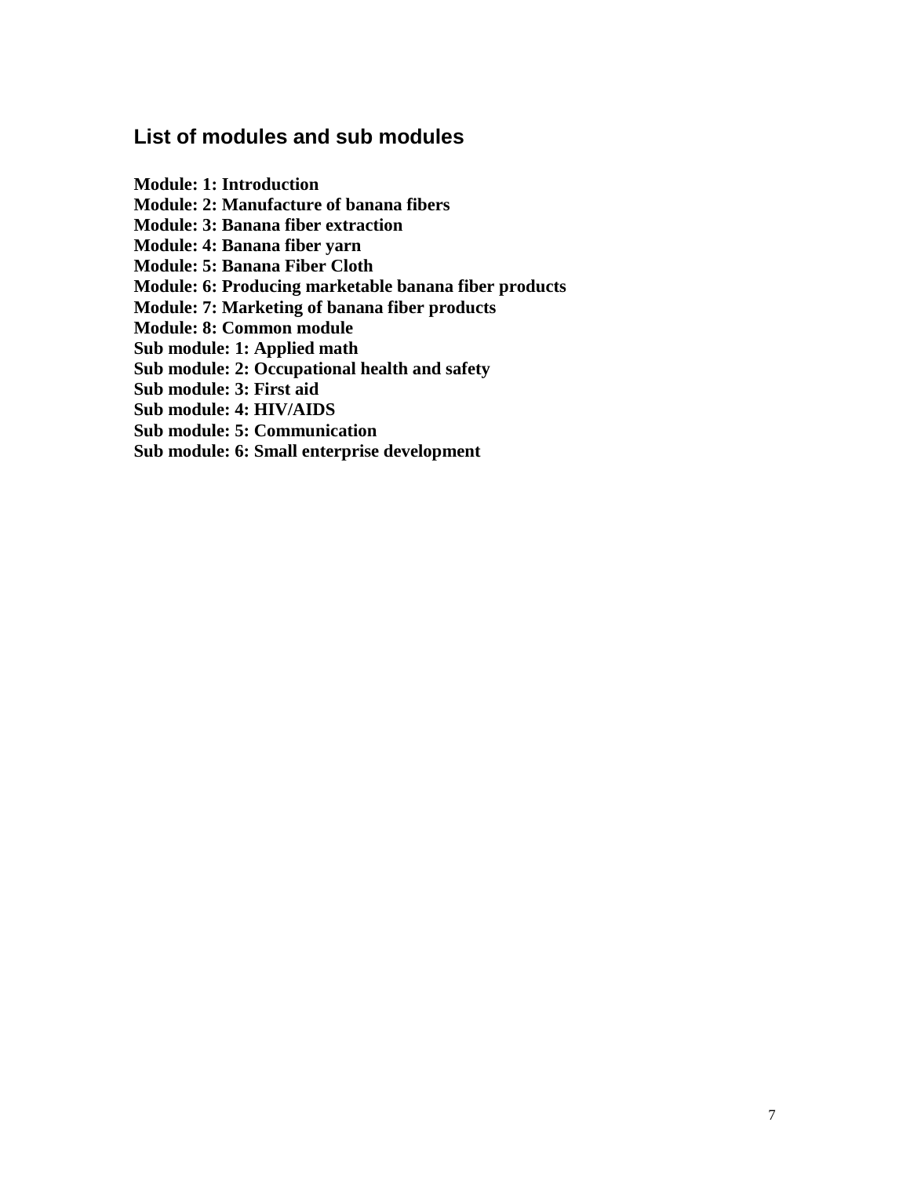## List of modules and sub modules

**Module: 1: Introduction**
**Module: 2: Manufacture of banana fibers**
**Module: 3: Banana fiber extraction**
**Module: 4: Banana fiber yarn**
**Module: 5: Banana Fiber Cloth**
**Module: 6: Producing marketable banana fiber products**
**Module: 7: Marketing of banana fiber products**
**Module: 8: Common module**
**Sub module: 1: Applied math**
**Sub module: 2: Occupational health and safety**
**Sub module: 3: First aid**
**Sub module: 4: HIV/AIDS**
**Sub module: 5: Communication**
**Sub module: 6: Small enterprise development**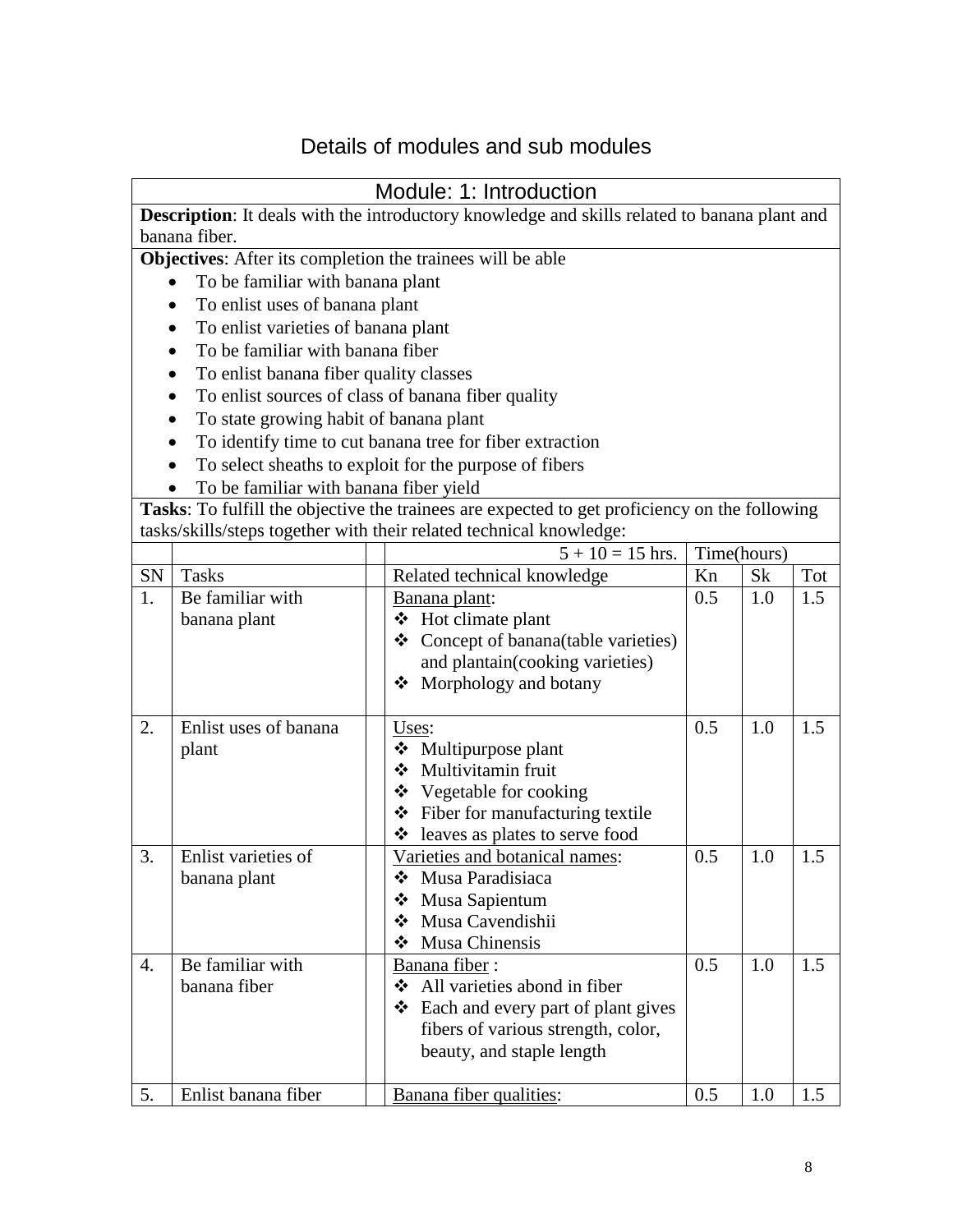# Details of modules and sub modules

| Module: 1: Introduction | | | | | | |
|---|---|---|---|---|---|---|
| **Description**: It deals with the introductory knowledge and skills related to banana plant and banana fiber. | | | | | | |

**Objectives**: After its completion the trainees will be able

- To be familiar with banana plant
- To enlist uses of banana plant
- To enlist varieties of banana plant
- To be familiar with banana fiber
- To enlist banana fiber quality classes
- To enlist sources of class of banana fiber quality
- To state growing habit of banana plant
- To identify time to cut banana tree for fiber extraction
- To select sheaths to exploit for the purpose of fibers
- To be familiar with banana fiber yield

**Tasks**: To fulfill the objective the trainees are expected to get proficiency on the following tasks/skills/steps together with their related technical knowledge:

| | | | 5 + 10 = 15 hrs. | Time(hours) | | |
|---|---|---|---|---|---|---|
| SN | Tasks | | Related technical knowledge | Kn | Sk | Tot |
| 1. | Be familiar with banana plant | | Banana plant:<br>❖ Hot climate plant<br>❖ Concept of banana(table varieties) and plantain(cooking varieties)<br>❖ Morphology and botany | 0.5 | 1.0 | 1.5 |
| 2. | Enlist uses of banana plant | | Uses:<br>❖ Multipurpose plant<br>❖ Multivitamin fruit<br>❖ Vegetable for cooking<br>❖ Fiber for manufacturing textile<br>❖ leaves as plates to serve food | 0.5 | 1.0 | 1.5 |
| 3. | Enlist varieties of banana plant | | Varieties and botanical names:<br>❖ Musa Paradisiaca<br>❖ Musa Sapientum<br>❖ Musa Cavendishii<br>❖ Musa Chinensis | 0.5 | 1.0 | 1.5 |
| 4. | Be familiar with banana fiber | | Banana fiber :<br>❖ All varieties abond in fiber<br>❖ Each and every part of plant gives fibers of various strength, color, beauty, and staple length | 0.5 | 1.0 | 1.5 |
| 5. | Enlist banana fiber | | Banana fiber qualities: | 0.5 | 1.0 | 1.5 |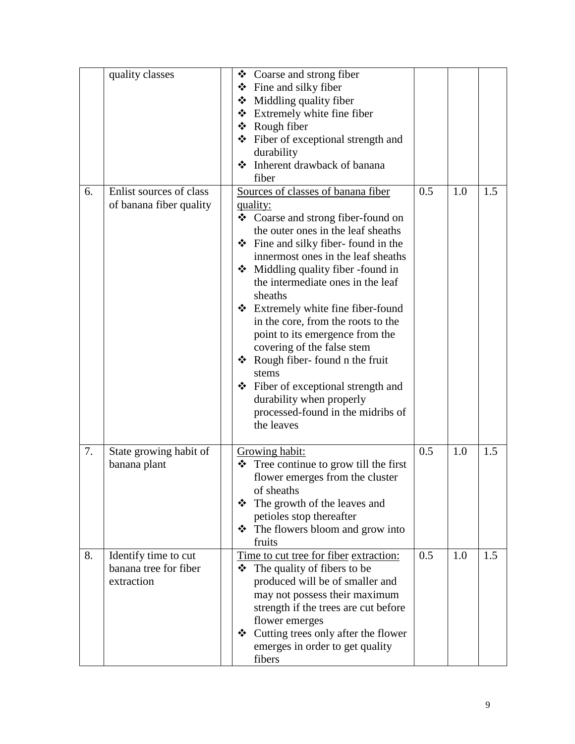| | | | | | | |
|---|---|---|---|---|---|---|
| | quality classes | | ❖ Coarse and strong fiber<br>❖ Fine and silky fiber<br>❖ Middling quality fiber<br>❖ Extremely white fine fiber<br>❖ Rough fiber<br>❖ Fiber of exceptional strength and durability<br>❖ Inherent drawback of banana fiber | | | |
| 6. | Enlist sources of class of banana fiber quality | | Sources of classes of banana fiber quality:<br>❖ Coarse and strong fiber-found on the outer ones in the leaf sheaths<br>❖ Fine and silky fiber- found in the innermost ones in the leaf sheaths<br>❖ Middling quality fiber -found in the intermediate ones in the leaf sheaths<br>❖ Extremely white fine fiber-found in the core, from the roots to the point to its emergence from the covering of the false stem<br>❖ Rough fiber- found n the fruit stems<br>❖ Fiber of exceptional strength and durability when properly processed-found in the midribs of the leaves | 0.5 | 1.0 | 1.5 |
| 7. | State growing habit of banana plant | | Growing habit:<br>❖ Tree continue to grow till the first flower emerges from the cluster of sheaths<br>❖ The growth of the leaves and petioles stop thereafter<br>❖ The flowers bloom and grow into fruits | 0.5 | 1.0 | 1.5 |
| 8. | Identify time to cut banana tree for fiber extraction | | Time to cut tree for fiber extraction:<br>❖ The quality of fibers to be produced will be of smaller and may not possess their maximum strength if the trees are cut before flower emerges<br>❖ Cutting trees only after the flower emerges in order to get quality fibers | 0.5 | 1.0 | 1.5 |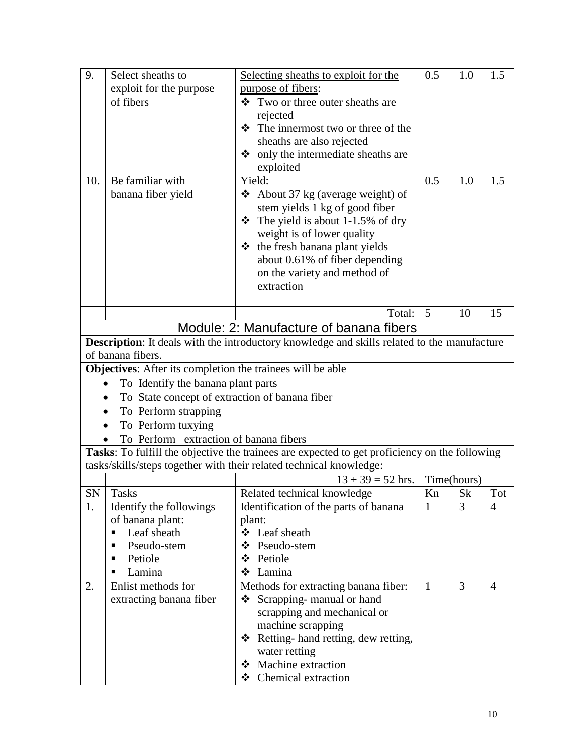| 9. | Select sheaths to exploit for the purpose of fibers | | Selecting sheaths to exploit for the purpose of fibers:<br>❖ Two or three outer sheaths are rejected<br>❖ The innermost two or three of the sheaths are also rejected<br>❖ only the intermediate sheaths are exploited | 0.5 | 1.0 | 1.5 |
|---|---|---|---|---|---|---|
| 10. | Be familiar with banana fiber yield | | Yield:<br>❖ About 37 kg (average weight) of stem yields 1 kg of good fiber<br>❖ The yield is about 1-1.5% of dry weight is of lower quality<br>❖ the fresh banana plant yields about 0.61% of fiber depending on the variety and method of extraction | 0.5 | 1.0 | 1.5 |
| | | | Total: | 5 | 10 | 15 |

## Module: 2: Manufacture of banana fibers

**Description**: It deals with the introductory knowledge and skills related to the manufacture of banana fibers.

**Objectives**: After its completion the trainees will be able

- To Identify the banana plant parts
- To State concept of extraction of banana fiber
- To Perform strapping
- To Perform tuxying
- To Perform extraction of banana fibers

**Tasks**: To fulfill the objective the trainees are expected to get proficiency on the following tasks/skills/steps together with their related technical knowledge:

| | | | 13 + 39 = 52 hrs. | Time(hours) | | |
|---|---|---|---|---|---|---|
| SN | Tasks | | Related technical knowledge | Kn | Sk | Tot |
| 1. | Identify the followings of banana plant:<br>▪ Leaf sheath<br>▪ Pseudo-stem<br>▪ Petiole<br>▪ Lamina | | Identification of the parts of banana plant:<br>❖ Leaf sheath<br>❖ Pseudo-stem<br>❖ Petiole<br>❖ Lamina | 1 | 3 | 4 |
| 2. | Enlist methods for extracting banana fiber | | Methods for extracting banana fiber:<br>❖ Scrapping- manual or hand scrapping and mechanical or machine scrapping<br>❖ Retting- hand retting, dew retting, water retting<br>❖ Machine extraction<br>❖ Chemical extraction | 1 | 3 | 4 |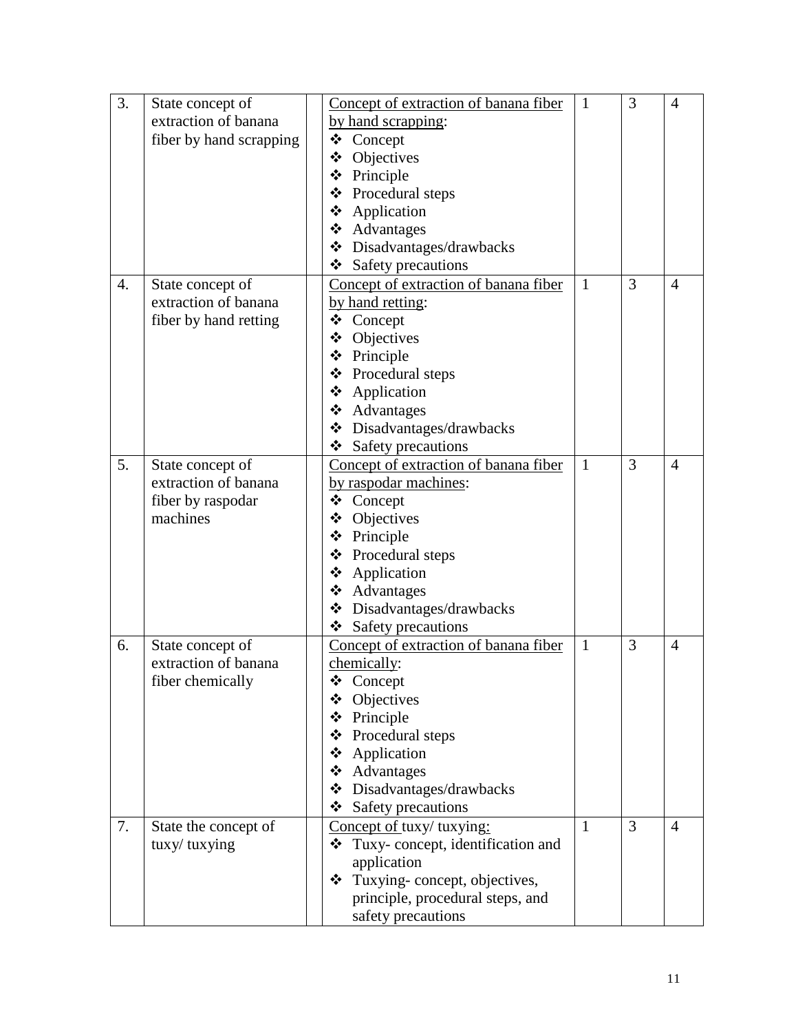| 3. | State concept of extraction of banana fiber by hand scrapping | | Concept of extraction of banana fiber by hand scrapping:<br>❖ Concept<br>❖ Objectives<br>❖ Principle<br>❖ Procedural steps<br>❖ Application<br>❖ Advantages<br>❖ Disadvantages/drawbacks<br>❖ Safety precautions | 1 | 3 | 4 |
|---|---|---|---|---|---|---|
| 4. | State concept of extraction of banana fiber by hand retting | | Concept of extraction of banana fiber by hand retting:<br>❖ Concept<br>❖ Objectives<br>❖ Principle<br>❖ Procedural steps<br>❖ Application<br>❖ Advantages<br>❖ Disadvantages/drawbacks<br>❖ Safety precautions | 1 | 3 | 4 |
| 5. | State concept of extraction of banana fiber by raspodar machines | | Concept of extraction of banana fiber by raspodar machines:<br>❖ Concept<br>❖ Objectives<br>❖ Principle<br>❖ Procedural steps<br>❖ Application<br>❖ Advantages<br>❖ Disadvantages/drawbacks<br>❖ Safety precautions | 1 | 3 | 4 |
| 6. | State concept of extraction of banana fiber chemically | | Concept of extraction of banana fiber chemically:<br>❖ Concept<br>❖ Objectives<br>❖ Principle<br>❖ Procedural steps<br>❖ Application<br>❖ Advantages<br>❖ Disadvantages/drawbacks<br>❖ Safety precautions | 1 | 3 | 4 |
| 7. | State the concept of tuxy/ tuxying | | Concept of tuxy/ tuxying:<br>❖ Tuxy- concept, identification and application<br>❖ Tuxying- concept, objectives, principle, procedural steps, and safety precautions | 1 | 3 | 4 |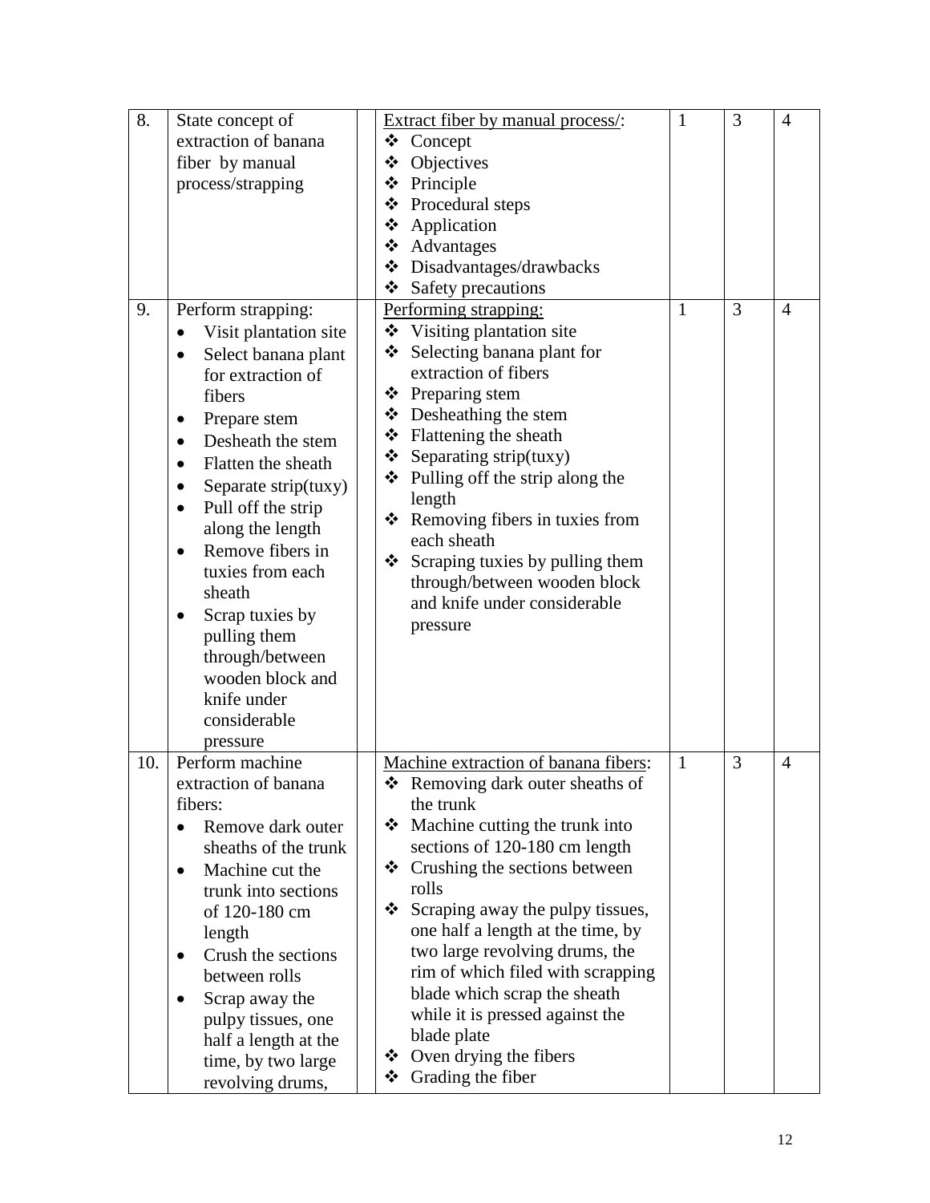| 8. | State concept of extraction of banana fiber by manual process/strapping | | <u>Extract fiber by manual process/</u>:<br>❖ Concept<br>❖ Objectives<br>❖ Principle<br>❖ Procedural steps<br>❖ Application<br>❖ Advantages<br>❖ Disadvantages/drawbacks<br>❖ Safety precautions | 1 | 3 | 4 |
|---|---|---|---|---|---|---|
| 9. | Perform strapping:<br>• Visit plantation site<br>• Select banana plant for extraction of fibers<br>• Prepare stem<br>• Desheath the stem<br>• Flatten the sheath<br>• Separate strip(tuxy)<br>• Pull off the strip along the length<br>• Remove fibers in tuxies from each sheath<br>• Scrap tuxies by pulling them through/between wooden block and knife under considerable pressure | | <u>Performing strapping:</u><br>❖ Visiting plantation site<br>❖ Selecting banana plant for extraction of fibers<br>❖ Preparing stem<br>❖ Desheathing the stem<br>❖ Flattening the sheath<br>❖ Separating strip(tuxy)<br>❖ Pulling off the strip along the length<br>❖ Removing fibers in tuxies from each sheath<br>❖ Scraping tuxies by pulling them through/between wooden block and knife under considerable pressure | 1 | 3 | 4 |
| 10. | Perform machine extraction of banana fibers:<br>• Remove dark outer sheaths of the trunk<br>• Machine cut the trunk into sections of 120-180 cm length<br>• Crush the sections between rolls<br>• Scrap away the pulpy tissues, one half a length at the time, by two large revolving drums, | | <u>Machine extraction of banana fibers</u>:<br>❖ Removing dark outer sheaths of the trunk<br>❖ Machine cutting the trunk into sections of 120-180 cm length<br>❖ Crushing the sections between rolls<br>❖ Scraping away the pulpy tissues, one half a length at the time, by two large revolving drums, the rim of which filed with scrapping blade which scrap the sheath while it is pressed against the blade plate<br>❖ Oven drying the fibers<br>❖ Grading the fiber | 1 | 3 | 4 |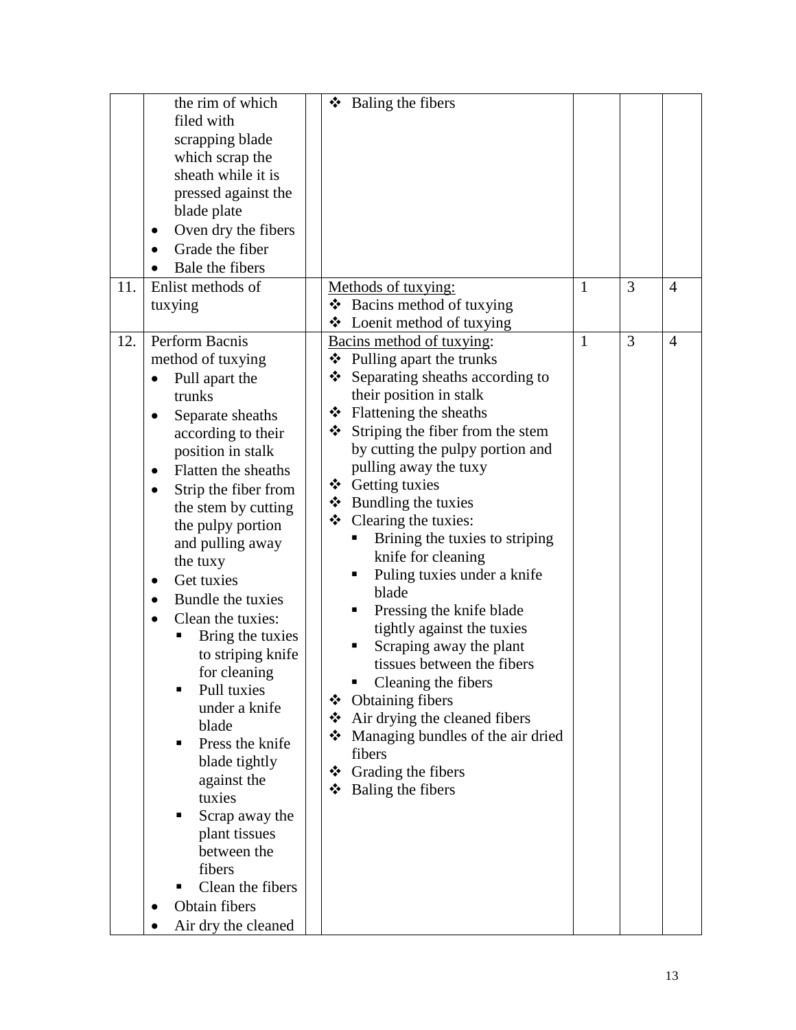| | | | | | |
|---|---|---|---|---|---|
| | the rim of which filed with scrapping blade which scrap the sheath while it is pressed against the blade plate<br>• Oven dry the fibers<br>• Grade the fiber<br>• Bale the fibers | ❖ Baling the fibers | | | |
| 11. | Enlist methods of tuxying | Methods of tuxying:<br>❖ Bacins method of tuxying<br>❖ Loenit method of tuxying | 1 | 3 | 4 |
| 12. | Perform Bacnis method of tuxying<br>• Pull apart the trunks<br>• Separate sheaths according to their position in stalk<br>• Flatten the sheaths<br>• Strip the fiber from the stem by cutting the pulpy portion and pulling away the tuxy<br>• Get tuxies<br>• Bundle the tuxies<br>• Clean the tuxies:<br>▪ Bring the tuxies to striping knife for cleaning<br>▪ Pull tuxies under a knife blade<br>▪ Press the knife blade tightly against the tuxies<br>▪ Scrap away the plant tissues between the fibers<br>▪ Clean the fibers<br>• Obtain fibers<br>• Air dry the cleaned | Bacins method of tuxying:<br>❖ Pulling apart the trunks<br>❖ Separating sheaths according to their position in stalk<br>❖ Flattening the sheaths<br>❖ Striping the fiber from the stem by cutting the pulpy portion and pulling away the tuxy<br>❖ Getting tuxies<br>❖ Bundling the tuxies<br>❖ Clearing the tuxies:<br>▪ Brining the tuxies to striping knife for cleaning<br>▪ Puling tuxies under a knife blade<br>▪ Pressing the knife blade tightly against the tuxies<br>▪ Scraping away the plant tissues between the fibers<br>▪ Cleaning the fibers<br>❖ Obtaining fibers<br>❖ Air drying the cleaned fibers<br>❖ Managing bundles of the air dried fibers<br>❖ Grading the fibers<br>❖ Baling the fibers | 1 | 3 | 4 |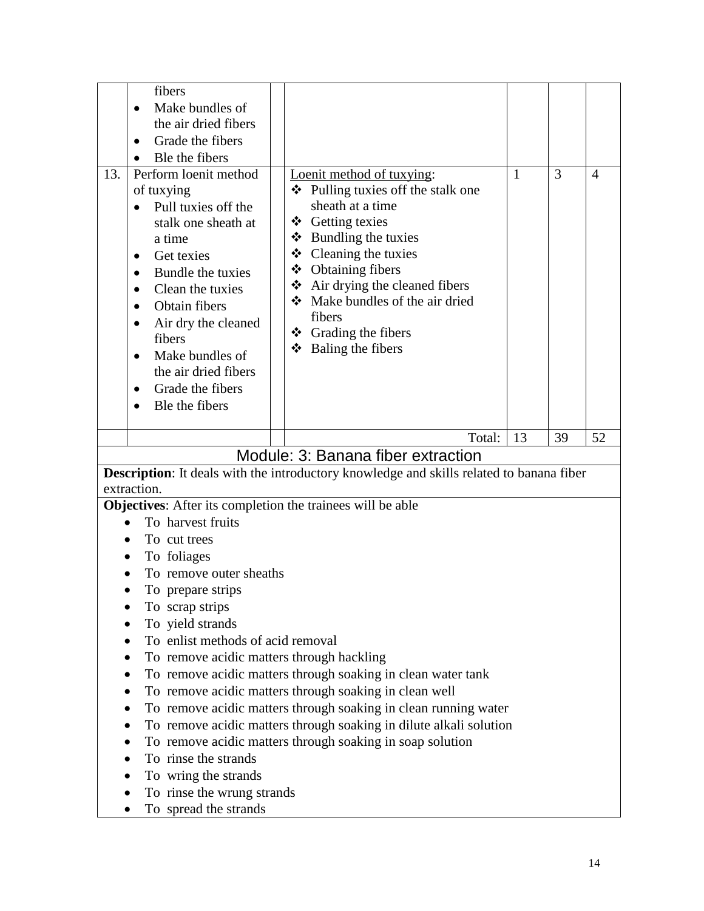| | | | | | | |
|---|---|---|---|---|---|---|
| | fibers<br>• Make bundles of the air dried fibers<br>• Grade the fibers<br>• Ble the fibers | | | | | |
| 13. | Perform loenit method of tuxying<br>• Pull tuxies off the stalk one sheath at a time<br>• Get texies<br>• Bundle the tuxies<br>• Clean the tuxies<br>• Obtain fibers<br>• Air dry the cleaned fibers<br>• Make bundles of the air dried fibers<br>• Grade the fibers<br>• Ble the fibers | | <u>Loenit method of tuxying</u>:<br>❖ Pulling tuxies off the stalk one sheath at a time<br>❖ Getting texies<br>❖ Bundling the tuxies<br>❖ Cleaning the tuxies<br>❖ Obtaining fibers<br>❖ Air drying the cleaned fibers<br>❖ Make bundles of the air dried fibers<br>❖ Grading the fibers<br>❖ Baling the fibers | 1 | 3 | 4 |
| | | | Total: | 13 | 39 | 52 |

## Module: 3: Banana fiber extraction

**Description**: It deals with the introductory knowledge and skills related to banana fiber extraction.

**Objectives**: After its completion the trainees will be able

- To harvest fruits
- To cut trees
- To foliages
- To remove outer sheaths
- To prepare strips
- To scrap strips
- To yield strands
- To enlist methods of acid removal
- To remove acidic matters through hackling
- To remove acidic matters through soaking in clean water tank
- To remove acidic matters through soaking in clean well
- To remove acidic matters through soaking in clean running water
- To remove acidic matters through soaking in dilute alkali solution
- To remove acidic matters through soaking in soap solution
- To rinse the strands
- To wring the strands
- To rinse the wrung strands
- To spread the strands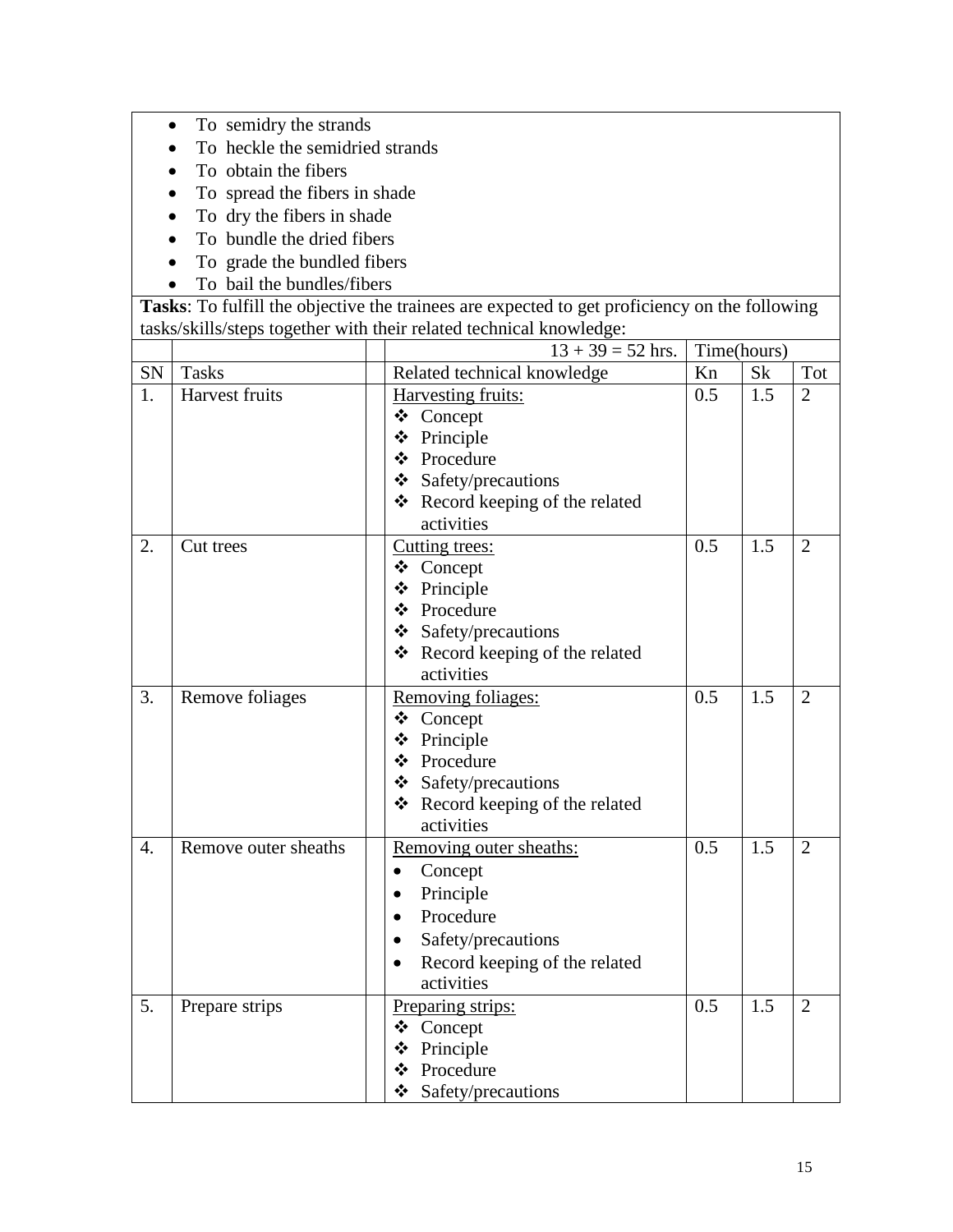- To semidry the strands
- To heckle the semidried strands
- To obtain the fibers
- To spread the fibers in shade
- To dry the fibers in shade
- To bundle the dried fibers
- To grade the bundled fibers
- To bail the bundles/fibers

**Tasks**: To fulfill the objective the trainees are expected to get proficiency on the following tasks/skills/steps together with their related technical knowledge:

| | | | 13 + 39 = 52 hrs. | Time(hours) | | |
|---|---|---|---|---|---|---|
| SN | Tasks | | Related technical knowledge | Kn | Sk | Tot |
| 1. | Harvest fruits | | Harvesting fruits:<br>❖ Concept<br>❖ Principle<br>❖ Procedure<br>❖ Safety/precautions<br>❖ Record keeping of the related activities | 0.5 | 1.5 | 2 |
| 2. | Cut trees | | Cutting trees:<br>❖ Concept<br>❖ Principle<br>❖ Procedure<br>❖ Safety/precautions<br>❖ Record keeping of the related activities | 0.5 | 1.5 | 2 |
| 3. | Remove foliages | | Removing foliages:<br>❖ Concept<br>❖ Principle<br>❖ Procedure<br>❖ Safety/precautions<br>❖ Record keeping of the related activities | 0.5 | 1.5 | 2 |
| 4. | Remove outer sheaths | | Removing outer sheaths:<br>• Concept<br>• Principle<br>• Procedure<br>• Safety/precautions<br>• Record keeping of the related activities | 0.5 | 1.5 | 2 |
| 5. | Prepare strips | | Preparing strips:<br>❖ Concept<br>❖ Principle<br>❖ Procedure<br>❖ Safety/precautions | 0.5 | 1.5 | 2 |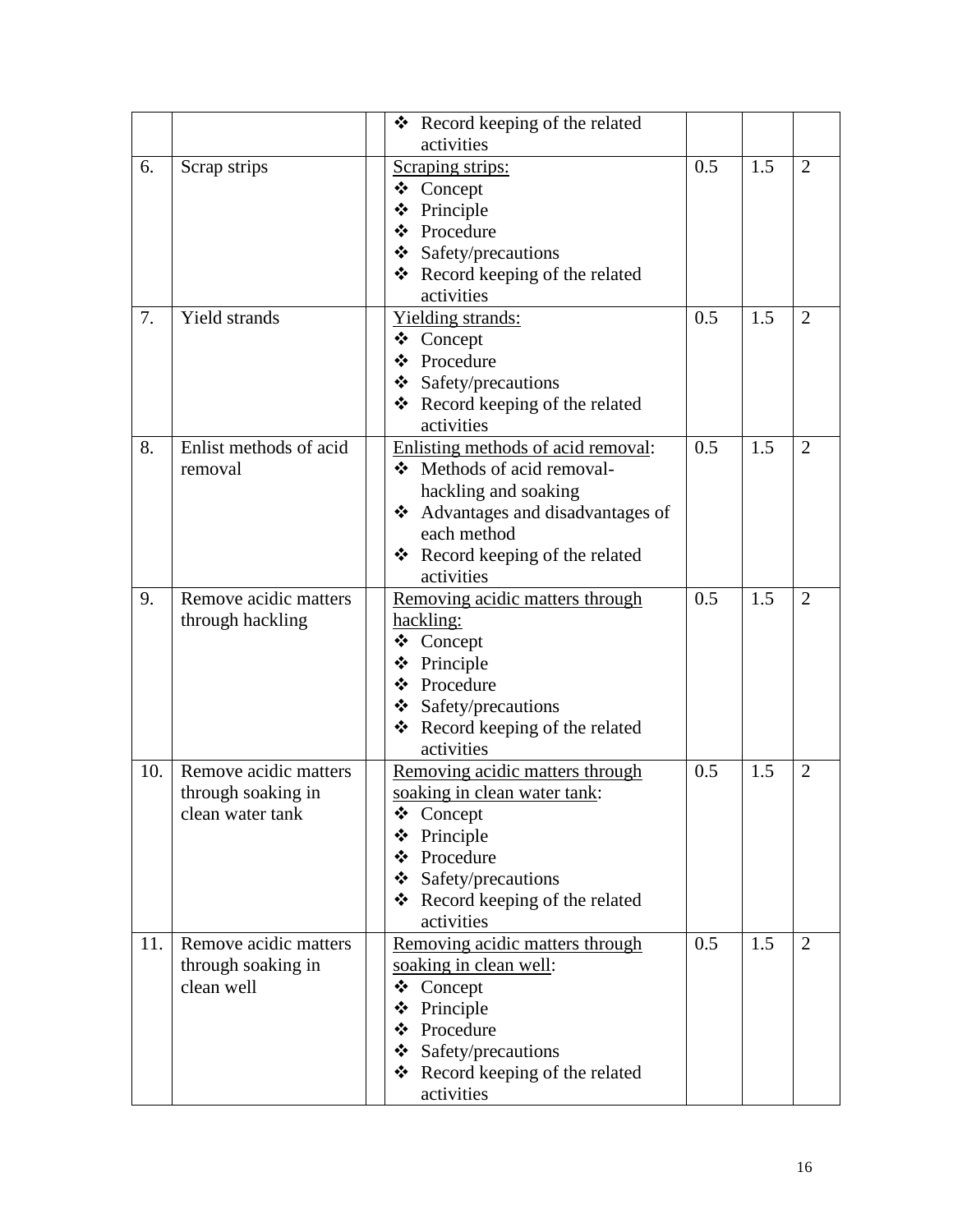| | | | | | | |
|---|---|---|---|---|---|---|
| | | | ❖ Record keeping of the related activities | | | |
| 6. | Scrap strips | | Scraping strips:<br>❖ Concept<br>❖ Principle<br>❖ Procedure<br>❖ Safety/precautions<br>❖ Record keeping of the related activities | 0.5 | 1.5 | 2 |
| 7. | Yield strands | | Yielding strands:<br>❖ Concept<br>❖ Procedure<br>❖ Safety/precautions<br>❖ Record keeping of the related activities | 0.5 | 1.5 | 2 |
| 8. | Enlist methods of acid removal | | Enlisting methods of acid removal:<br>❖ Methods of acid removal-hackling and soaking<br>❖ Advantages and disadvantages of each method<br>❖ Record keeping of the related activities | 0.5 | 1.5 | 2 |
| 9. | Remove acidic matters through hackling | | Removing acidic matters through hackling:<br>❖ Concept<br>❖ Principle<br>❖ Procedure<br>❖ Safety/precautions<br>❖ Record keeping of the related activities | 0.5 | 1.5 | 2 |
| 10. | Remove acidic matters through soaking in clean water tank | | Removing acidic matters through soaking in clean water tank:<br>❖ Concept<br>❖ Principle<br>❖ Procedure<br>❖ Safety/precautions<br>❖ Record keeping of the related activities | 0.5 | 1.5 | 2 |
| 11. | Remove acidic matters through soaking in clean well | | Removing acidic matters through soaking in clean well:<br>❖ Concept<br>❖ Principle<br>❖ Procedure<br>❖ Safety/precautions<br>❖ Record keeping of the related activities | 0.5 | 1.5 | 2 |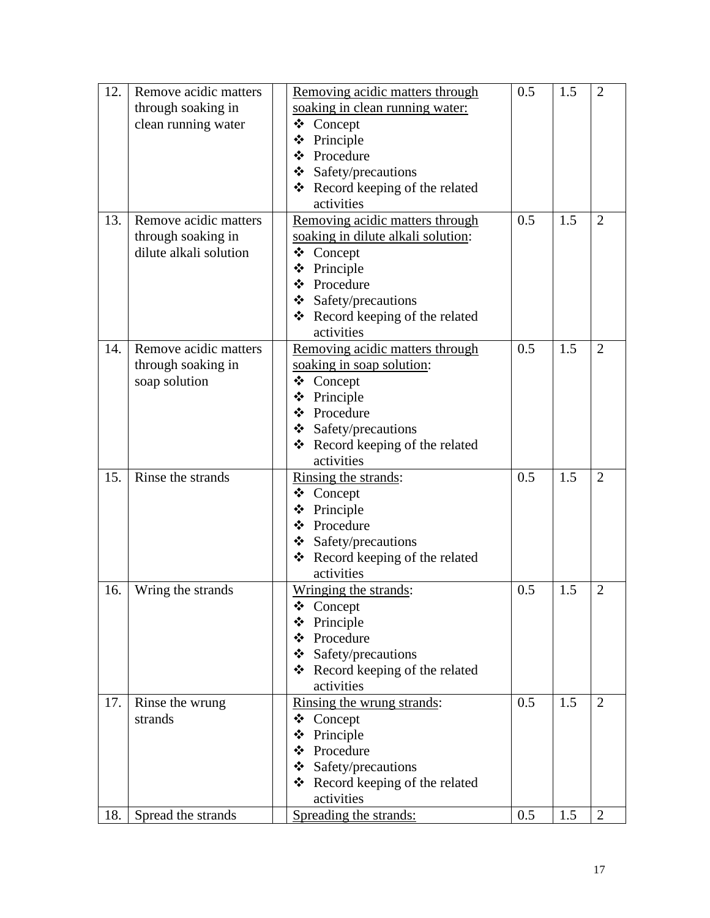| 12. | Remove acidic matters through soaking in clean running water | | Removing acidic matters through soaking in clean running water:<br>❖ Concept<br>❖ Principle<br>❖ Procedure<br>❖ Safety/precautions<br>❖ Record keeping of the related activities | 0.5 | 1.5 | 2 |
|---|---|---|---|---|---|---|
| 13. | Remove acidic matters through soaking in dilute alkali solution | | Removing acidic matters through soaking in dilute alkali solution:<br>❖ Concept<br>❖ Principle<br>❖ Procedure<br>❖ Safety/precautions<br>❖ Record keeping of the related activities | 0.5 | 1.5 | 2 |
| 14. | Remove acidic matters through soaking in soap solution | | Removing acidic matters through soaking in soap solution:<br>❖ Concept<br>❖ Principle<br>❖ Procedure<br>❖ Safety/precautions<br>❖ Record keeping of the related activities | 0.5 | 1.5 | 2 |
| 15. | Rinse the strands | | Rinsing the strands:<br>❖ Concept<br>❖ Principle<br>❖ Procedure<br>❖ Safety/precautions<br>❖ Record keeping of the related activities | 0.5 | 1.5 | 2 |
| 16. | Wring the strands | | Wringing the strands:<br>❖ Concept<br>❖ Principle<br>❖ Procedure<br>❖ Safety/precautions<br>❖ Record keeping of the related activities | 0.5 | 1.5 | 2 |
| 17. | Rinse the wrung strands | | Rinsing the wrung strands:<br>❖ Concept<br>❖ Principle<br>❖ Procedure<br>❖ Safety/precautions<br>❖ Record keeping of the related activities | 0.5 | 1.5 | 2 |
| 18. | Spread the strands | | Spreading the strands: | 0.5 | 1.5 | 2 |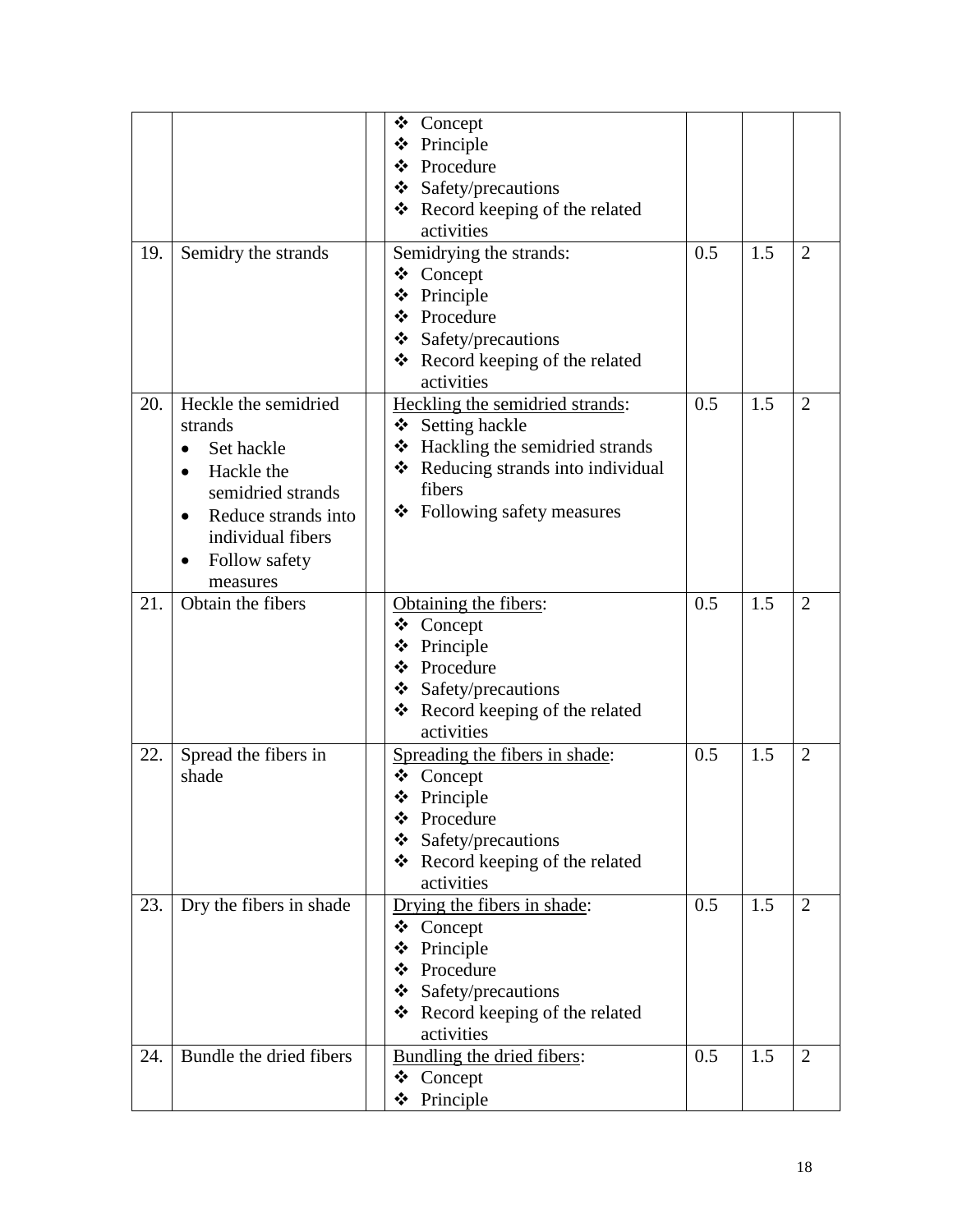| | | | | | | |
|---|---|---|---|---|---|---|
| | | | ❖ Concept<br>❖ Principle<br>❖ Procedure<br>❖ Safety/precautions<br>❖ Record keeping of the related activities | | | |
| 19. | Semidry the strands | | Semidrying the strands:<br>❖ Concept<br>❖ Principle<br>❖ Procedure<br>❖ Safety/precautions<br>❖ Record keeping of the related activities | 0.5 | 1.5 | 2 |
| 20. | Heckle the semidried strands<br>• Set hackle<br>• Hackle the semidried strands<br>• Reduce strands into individual fibers<br>• Follow safety measures | | Heckling the semidried strands:<br>❖ Setting hackle<br>❖ Hackling the semidried strands<br>❖ Reducing strands into individual fibers<br>❖ Following safety measures | 0.5 | 1.5 | 2 |
| 21. | Obtain the fibers | | Obtaining the fibers:<br>❖ Concept<br>❖ Principle<br>❖ Procedure<br>❖ Safety/precautions<br>❖ Record keeping of the related activities | 0.5 | 1.5 | 2 |
| 22. | Spread the fibers in shade | | Spreading the fibers in shade:<br>❖ Concept<br>❖ Principle<br>❖ Procedure<br>❖ Safety/precautions<br>❖ Record keeping of the related activities | 0.5 | 1.5 | 2 |
| 23. | Dry the fibers in shade | | Drying the fibers in shade:<br>❖ Concept<br>❖ Principle<br>❖ Procedure<br>❖ Safety/precautions<br>❖ Record keeping of the related activities | 0.5 | 1.5 | 2 |
| 24. | Bundle the dried fibers | | Bundling the dried fibers:<br>❖ Concept<br>❖ Principle | 0.5 | 1.5 | 2 |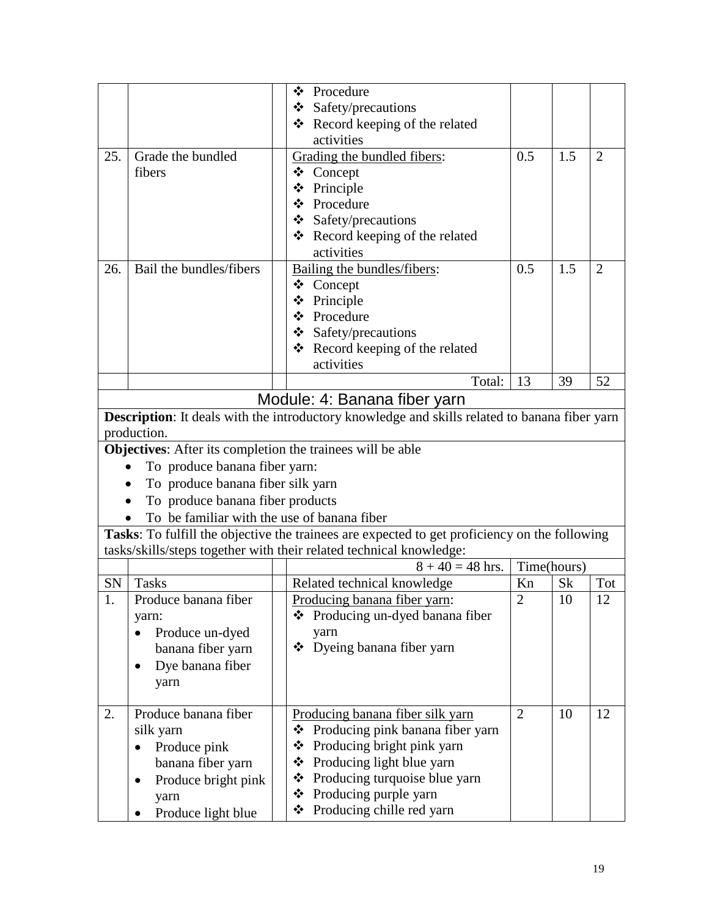| SN | Tasks | | Related technical knowledge | Kn | Sk | Tot |
|---|---|---|---|---|---|---|
| | | | ❖ Procedure<br>❖ Safety/precautions<br>❖ Record keeping of the related activities | | | |
| 25. | Grade the bundled fibers | | Grading the bundled fibers:<br>❖ Concept<br>❖ Principle<br>❖ Procedure<br>❖ Safety/precautions<br>❖ Record keeping of the related activities | 0.5 | 1.5 | 2 |
| 26. | Bail the bundles/fibers | | Bailing the bundles/fibers:<br>❖ Concept<br>❖ Principle<br>❖ Procedure<br>❖ Safety/precautions<br>❖ Record keeping of the related activities | 0.5 | 1.5 | 2 |
| | | | Total: | 13 | 39 | 52 |

## Module: 4: Banana fiber yarn

**Description**: It deals with the introductory knowledge and skills related to banana fiber yarn production.

**Objectives**: After its completion the trainees will be able

- To produce banana fiber yarn:
- To produce banana fiber silk yarn
- To produce banana fiber products
- To be familiar with the use of banana fiber

**Tasks**: To fulfill the objective the trainees are expected to get proficiency on the following tasks/skills/steps together with their related technical knowledge:

| | | | 8 + 40 = 48 hrs. | Time(hours) | | |
|---|---|---|---|---|---|---|
| SN | Tasks | | Related technical knowledge | Kn | Sk | Tot |
| 1. | Produce banana fiber yarn:<br>• Produce un-dyed banana fiber yarn<br>• Dye banana fiber yarn | | Producing banana fiber yarn:<br>❖ Producing un-dyed banana fiber yarn<br>❖ Dyeing banana fiber yarn | 2 | 10 | 12 |
| 2. | Produce banana fiber silk yarn<br>• Produce pink banana fiber yarn<br>• Produce bright pink yarn<br>• Produce light blue | | Producing banana fiber silk yarn<br>❖ Producing pink banana fiber yarn<br>❖ Producing bright pink yarn<br>❖ Producing light blue yarn<br>❖ Producing turquoise blue yarn<br>❖ Producing purple yarn<br>❖ Producing chille red yarn | 2 | 10 | 12 |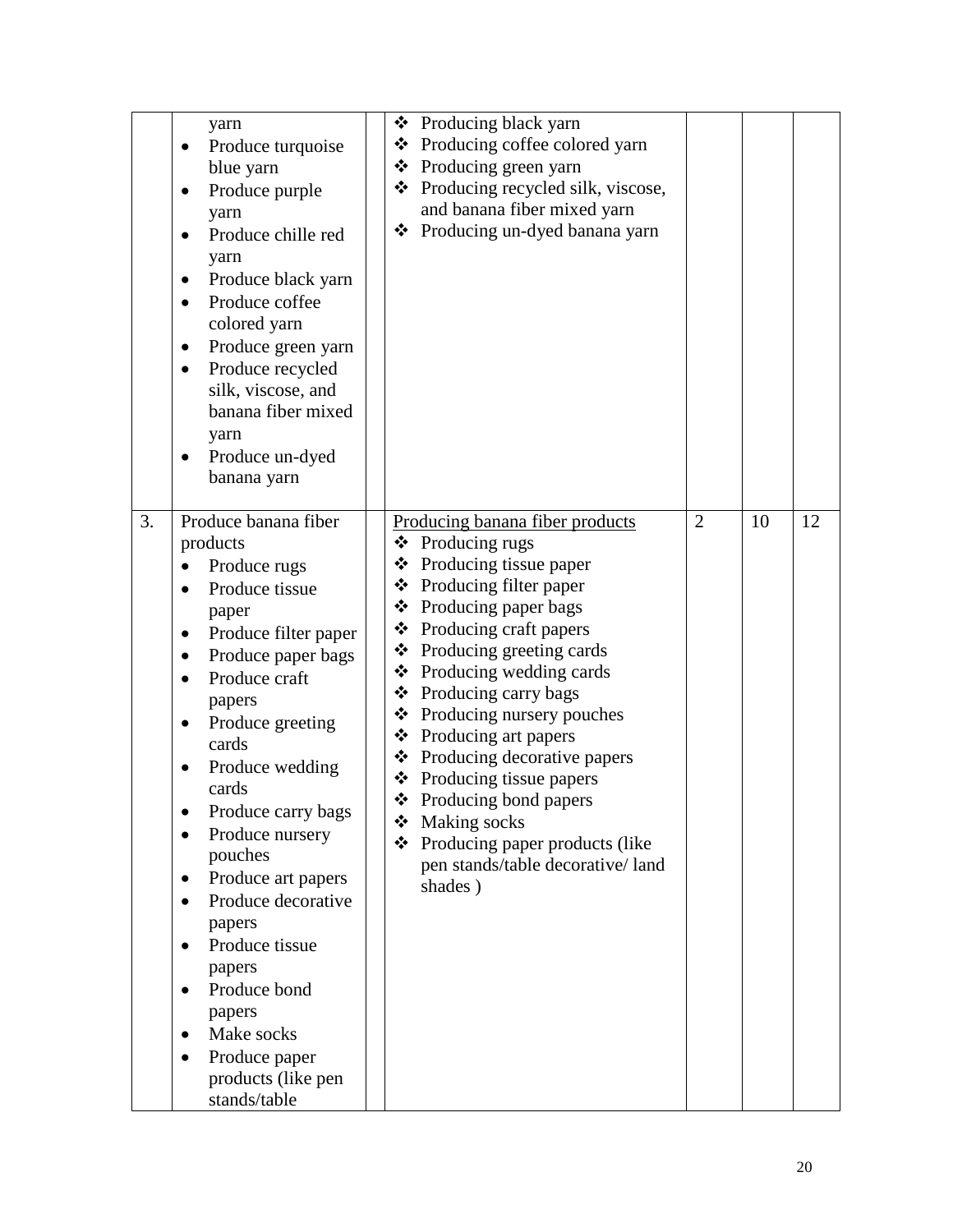|  |  |  |  |  |  |
|---|---|---|---|---|---|
|  | yarn<br>• Produce turquoise blue yarn<br>• Produce purple yarn<br>• Produce chille red yarn<br>• Produce black yarn<br>• Produce coffee colored yarn<br>• Produce green yarn<br>• Produce recycled silk, viscose, and banana fiber mixed yarn<br>• Produce un-dyed banana yarn | ❖ Producing black yarn<br>❖ Producing coffee colored yarn<br>❖ Producing green yarn<br>❖ Producing recycled silk, viscose, and banana fiber mixed yarn<br>❖ Producing un-dyed banana yarn |  |  |  |
| 3. | Produce banana fiber products<br>• Produce rugs<br>• Produce tissue paper<br>• Produce filter paper<br>• Produce paper bags<br>• Produce craft papers<br>• Produce greeting cards<br>• Produce wedding cards<br>• Produce carry bags<br>• Produce nursery pouches<br>• Produce art papers<br>• Produce decorative papers<br>• Produce tissue papers<br>• Produce bond papers<br>• Make socks<br>• Produce paper products (like pen stands/table | <u>Producing banana fiber products</u><br>❖ Producing rugs<br>❖ Producing tissue paper<br>❖ Producing filter paper<br>❖ Producing paper bags<br>❖ Producing craft papers<br>❖ Producing greeting cards<br>❖ Producing wedding cards<br>❖ Producing carry bags<br>❖ Producing nursery pouches<br>❖ Producing art papers<br>❖ Producing decorative papers<br>❖ Producing tissue papers<br>❖ Producing bond papers<br>❖ Making socks<br>❖ Producing paper products (like pen stands/table decorative/ land shades ) | 2 | 10 | 12 |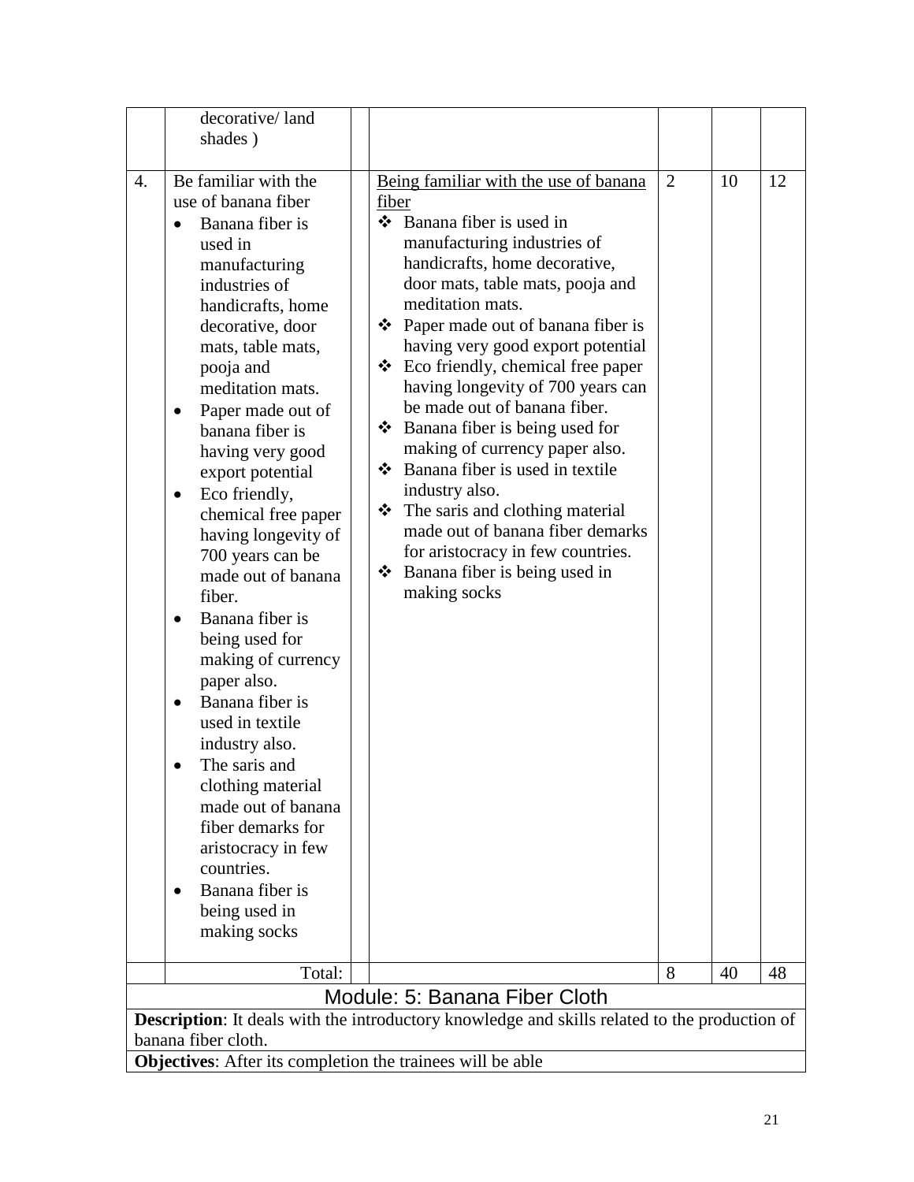| | | | | | | |
|---|---|---|---|---|---|---|
| | decorative/ land shades ) | | | | | |
| 4. | Be familiar with the use of banana fiber<br>• Banana fiber is used in manufacturing industries of handicrafts, home decorative, door mats, table mats, pooja and meditation mats.<br>• Paper made out of banana fiber is having very good export potential<br>• Eco friendly, chemical free paper having longevity of 700 years can be made out of banana fiber.<br>• Banana fiber is being used for making of currency paper also.<br>• Banana fiber is used in textile industry also.<br>• The saris and clothing material made out of banana fiber demarks for aristocracy in few countries.<br>• Banana fiber is being used in making socks | | Being familiar with the use of banana fiber<br>❖ Banana fiber is used in manufacturing industries of handicrafts, home decorative, door mats, table mats, pooja and meditation mats.<br>❖ Paper made out of banana fiber is having very good export potential<br>❖ Eco friendly, chemical free paper having longevity of 700 years can be made out of banana fiber.<br>❖ Banana fiber is being used for making of currency paper also.<br>❖ Banana fiber is used in textile industry also.<br>❖ The saris and clothing material made out of banana fiber demarks for aristocracy in few countries.<br>❖ Banana fiber is being used in making socks | 2 | 10 | 12 |
| | Total: | | | 8 | 40 | 48 |

## Module: 5: Banana Fiber Cloth

**Description**: It deals with the introductory knowledge and skills related to the production of banana fiber cloth.

**Objectives**: After its completion the trainees will be able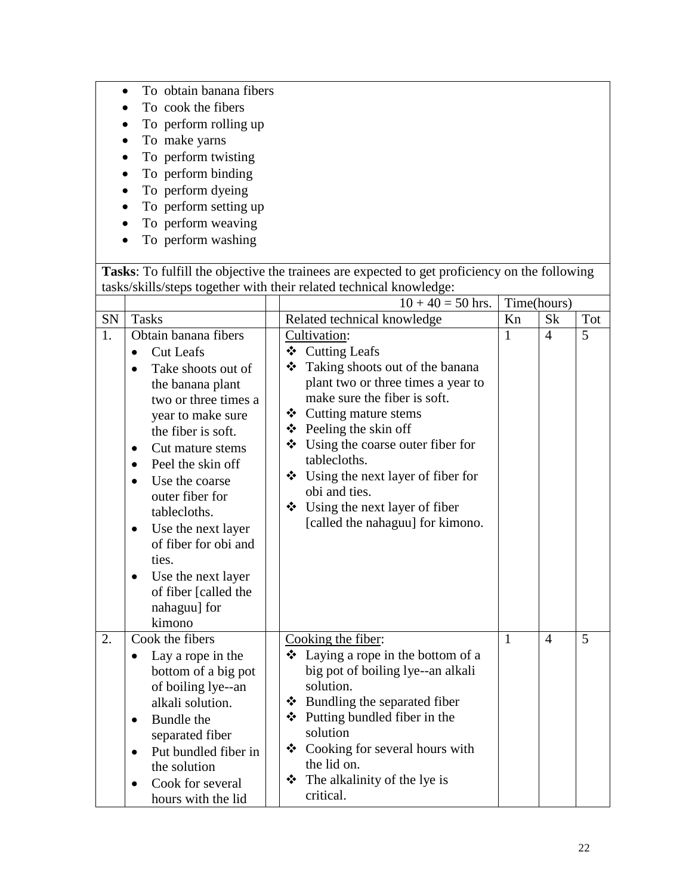- To obtain banana fibers
- To cook the fibers
- To perform rolling up
- To make yarns
- To perform twisting
- To perform binding
- To perform dyeing
- To perform setting up
- To perform weaving
- To perform washing

**Tasks**: To fulfill the objective the trainees are expected to get proficiency on the following tasks/skills/steps together with their related technical knowledge:

| | | | 10 + 40 = 50 hrs. | Time(hours) | | |
|---|---|---|---|---|---|---|
| SN | Tasks | | Related technical knowledge | Kn | Sk | Tot |
| 1. | Obtain banana fibers<br>• Cut Leafs<br>• Take shoots out of the banana plant two or three times a year to make sure the fiber is soft.<br>• Cut mature stems<br>• Peel the skin off<br>• Use the coarse outer fiber for tablecloths.<br>• Use the next layer of fiber for obi and ties.<br>• Use the next layer of fiber [called the nahaguu] for kimono | | Cultivation:<br>❖ Cutting Leafs<br>❖ Taking shoots out of the banana plant two or three times a year to make sure the fiber is soft.<br>❖ Cutting mature stems<br>❖ Peeling the skin off<br>❖ Using the coarse outer fiber for tablecloths.<br>❖ Using the next layer of fiber for obi and ties.<br>❖ Using the next layer of fiber [called the nahaguu] for kimono. | 1 | 4 | 5 |
| 2. | Cook the fibers<br>• Lay a rope in the bottom of a big pot of boiling lye--an alkali solution.<br>• Bundle the separated fiber<br>• Put bundled fiber in the solution<br>• Cook for several hours with the lid | | Cooking the fiber:<br>❖ Laying a rope in the bottom of a big pot of boiling lye--an alkali solution.<br>❖ Bundling the separated fiber<br>❖ Putting bundled fiber in the solution<br>❖ Cooking for several hours with the lid on.<br>❖ The alkalinity of the lye is critical. | 1 | 4 | 5 |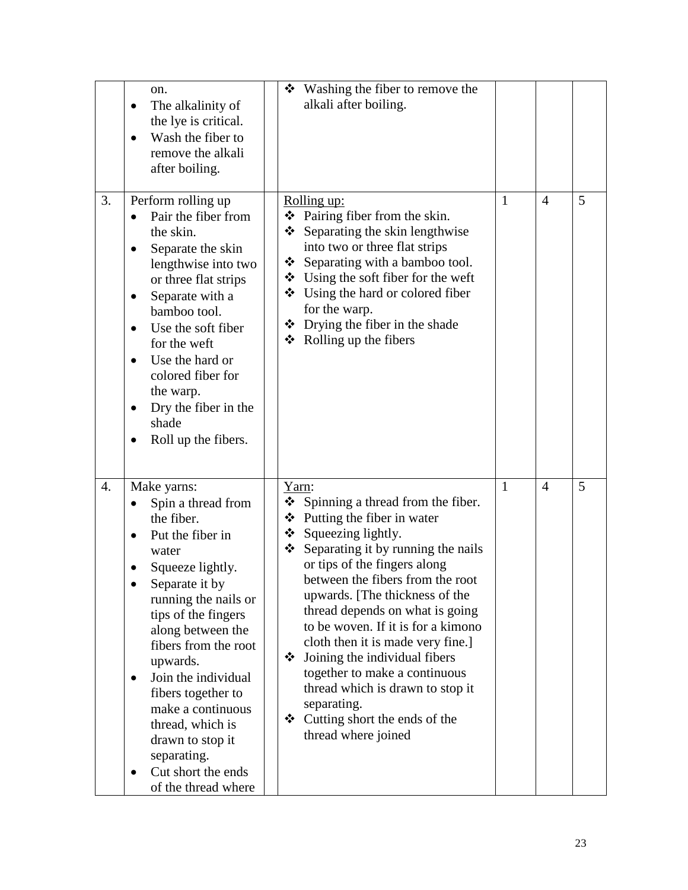| | | | | | | |
|---|---|---|---|---|---|---|
| | on.<br>• The alkalinity of the lye is critical.<br>• Wash the fiber to remove the alkali after boiling. | | ❖ Washing the fiber to remove the alkali after boiling. | | | |
| 3. | Perform rolling up<br>• Pair the fiber from the skin.<br>• Separate the skin lengthwise into two or three flat strips<br>• Separate with a bamboo tool.<br>• Use the soft fiber for the weft<br>• Use the hard or colored fiber for the warp.<br>• Dry the fiber in the shade<br>• Roll up the fibers. | | Rolling up:<br>❖ Pairing fiber from the skin.<br>❖ Separating the skin lengthwise into two or three flat strips<br>❖ Separating with a bamboo tool.<br>❖ Using the soft fiber for the weft<br>❖ Using the hard or colored fiber for the warp.<br>❖ Drying the fiber in the shade<br>❖ Rolling up the fibers | 1 | 4 | 5 |
| 4. | Make yarns:<br>• Spin a thread from the fiber.<br>• Put the fiber in water<br>• Squeeze lightly.<br>• Separate it by running the nails or tips of the fingers along between the fibers from the root upwards.<br>• Join the individual fibers together to make a continuous thread, which is drawn to stop it separating.<br>• Cut short the ends of the thread where | | Yarn:<br>❖ Spinning a thread from the fiber.<br>❖ Putting the fiber in water<br>❖ Squeezing lightly.<br>❖ Separating it by running the nails or tips of the fingers along between the fibers from the root upwards. [The thickness of the thread depends on what is going to be woven. If it is for a kimono cloth then it is made very fine.]<br>❖ Joining the individual fibers together to make a continuous thread which is drawn to stop it separating.<br>❖ Cutting short the ends of the thread where joined | 1 | 4 | 5 |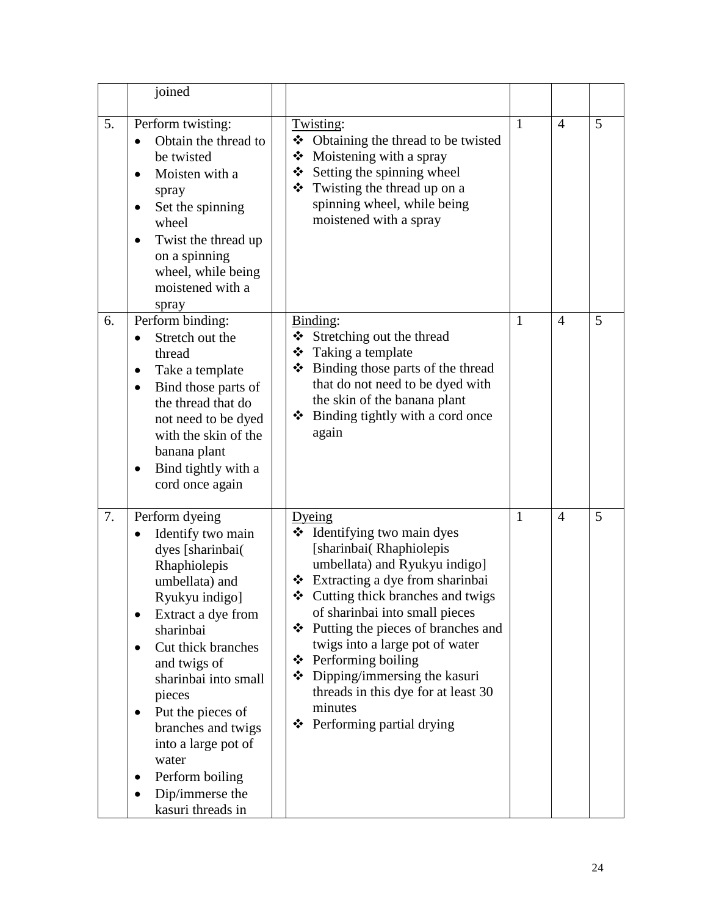| | | | | | | |
|---|---|---|---|---|---|---|
| | joined | | | | | |
| 5. | Perform twisting:<br>• Obtain the thread to be twisted<br>• Moisten with a spray<br>• Set the spinning wheel<br>• Twist the thread up on a spinning wheel, while being moistened with a spray | | Twisting:<br>❖ Obtaining the thread to be twisted<br>❖ Moistening with a spray<br>❖ Setting the spinning wheel<br>❖ Twisting the thread up on a spinning wheel, while being moistened with a spray | 1 | 4 | 5 |
| 6. | Perform binding:<br>• Stretch out the thread<br>• Take a template<br>• Bind those parts of the thread that do not need to be dyed with the skin of the banana plant<br>• Bind tightly with a cord once again | | Binding:<br>❖ Stretching out the thread<br>❖ Taking a template<br>❖ Binding those parts of the thread that do not need to be dyed with the skin of the banana plant<br>❖ Binding tightly with a cord once again | 1 | 4 | 5 |
| 7. | Perform dyeing<br>• Identify two main dyes [sharinbai( Rhaphiolepis umbellata) and Ryukyu indigo]<br>• Extract a dye from sharinbai<br>• Cut thick branches and twigs of sharinbai into small pieces<br>• Put the pieces of branches and twigs into a large pot of water<br>• Perform boiling<br>• Dip/immerse the kasuri threads in | | Dyeing<br>❖ Identifying two main dyes [sharinbai( Rhaphiolepis umbellata) and Ryukyu indigo]<br>❖ Extracting a dye from sharinbai<br>❖ Cutting thick branches and twigs of sharinbai into small pieces<br>❖ Putting the pieces of branches and twigs into a large pot of water<br>❖ Performing boiling<br>❖ Dipping/immersing the kasuri threads in this dye for at least 30 minutes<br>❖ Performing partial drying | 1 | 4 | 5 |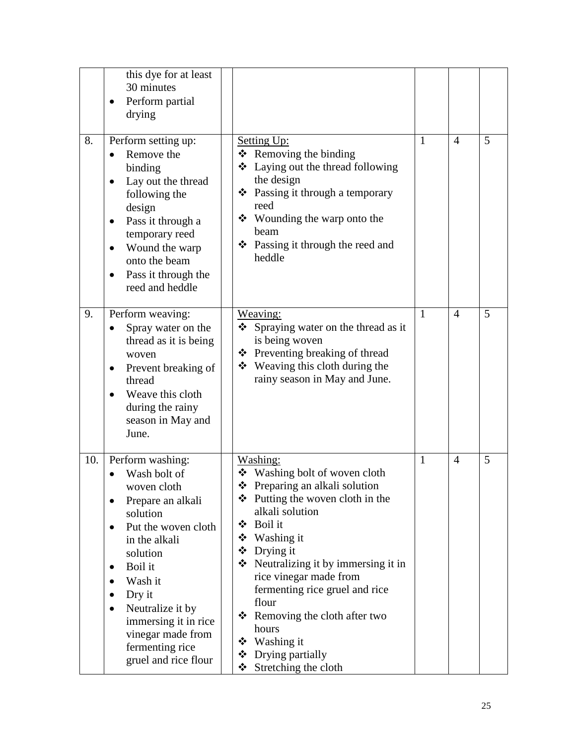| | | | | | | |
|---|---|---|---|---|---|---|
| | this dye for at least 30 minutes<br>• Perform partial drying | | | | | |
| 8. | Perform setting up:<br>• Remove the binding<br>• Lay out the thread following the design<br>• Pass it through a temporary reed<br>• Wound the warp onto the beam<br>• Pass it through the reed and heddle | | Setting Up:<br>❖ Removing the binding<br>❖ Laying out the thread following the design<br>❖ Passing it through a temporary reed<br>❖ Wounding the warp onto the beam<br>❖ Passing it through the reed and heddle | 1 | 4 | 5 |
| 9. | Perform weaving:<br>• Spray water on the thread as it is being woven<br>• Prevent breaking of thread<br>• Weave this cloth during the rainy season in May and June. | | Weaving:<br>❖ Spraying water on the thread as it is being woven<br>❖ Preventing breaking of thread<br>❖ Weaving this cloth during the rainy season in May and June. | 1 | 4 | 5 |
| 10. | Perform washing:<br>• Wash bolt of woven cloth<br>• Prepare an alkali solution<br>• Put the woven cloth in the alkali solution<br>• Boil it<br>• Wash it<br>• Dry it<br>• Neutralize it by immersing it in rice vinegar made from fermenting rice gruel and rice flour | | Washing:<br>❖ Washing bolt of woven cloth<br>❖ Preparing an alkali solution<br>❖ Putting the woven cloth in the alkali solution<br>❖ Boil it<br>❖ Washing it<br>❖ Drying it<br>❖ Neutralizing it by immersing it in rice vinegar made from fermenting rice gruel and rice flour<br>❖ Removing the cloth after two hours<br>❖ Washing it<br>❖ Drying partially<br>❖ Stretching the cloth | 1 | 4 | 5 |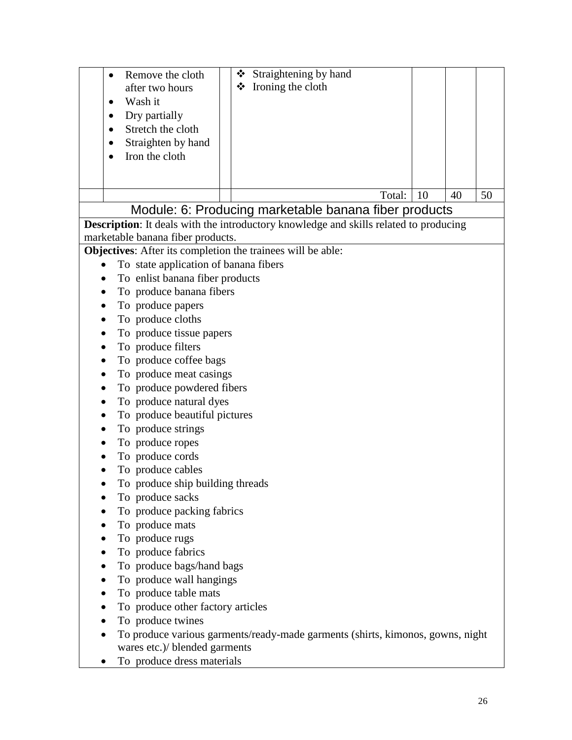| | | | | | | |
|---|---|---|---|---|---|---|
| | • Remove the cloth after two hours<br>• Wash it<br>• Dry partially<br>• Stretch the cloth<br>• Straighten by hand<br>• Iron the cloth | | ❖ Straightening by hand<br>❖ Ironing the cloth | | | |
| | | | Total: | 10 | 40 | 50 |

## Module: 6: Producing marketable banana fiber products

**Description**: It deals with the introductory knowledge and skills related to producing marketable banana fiber products.

**Objectives**: After its completion the trainees will be able:

- To state application of banana fibers
- To enlist banana fiber products
- To produce banana fibers
- To produce papers
- To produce cloths
- To produce tissue papers
- To produce filters
- To produce coffee bags
- To produce meat casings
- To produce powdered fibers
- To produce natural dyes
- To produce beautiful pictures
- To produce strings
- To produce ropes
- To produce cords
- To produce cables
- To produce ship building threads
- To produce sacks
- To produce packing fabrics
- To produce mats
- To produce rugs
- To produce fabrics
- To produce bags/hand bags
- To produce wall hangings
- To produce table mats
- To produce other factory articles
- To produce twines
- To produce various garments/ready-made garments (shirts, kimonos, gowns, night wares etc.)/ blended garments
- To produce dress materials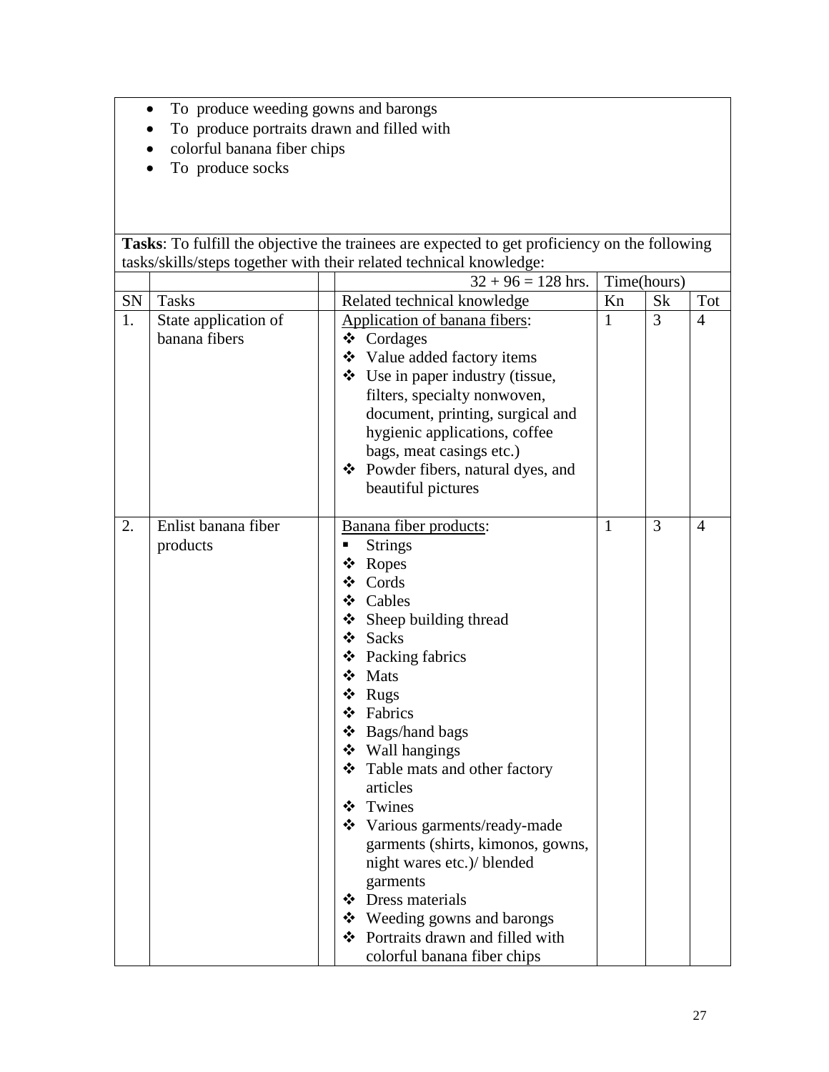- To produce weeding gowns and barongs
- To produce portraits drawn and filled with
- colorful banana fiber chips
- To produce socks

**Tasks**: To fulfill the objective the trainees are expected to get proficiency on the following tasks/skills/steps together with their related technical knowledge:

| | | | 32 + 96 = 128 hrs. | Time(hours) | | |
|---|---|---|---|---|---|---|
| SN | Tasks | | Related technical knowledge | Kn | Sk | Tot |
| 1. | State application of banana fibers | | Application of banana fibers:<br>❖ Cordages<br>❖ Value added factory items<br>❖ Use in paper industry (tissue, filters, specialty nonwoven, document, printing, surgical and hygienic applications, coffee bags, meat casings etc.)<br>❖ Powder fibers, natural dyes, and beautiful pictures | 1 | 3 | 4 |
| 2. | Enlist banana fiber products | | Banana fiber products:<br>▪ Strings<br>❖ Ropes<br>❖ Cords<br>❖ Cables<br>❖ Sheep building thread<br>❖ Sacks<br>❖ Packing fabrics<br>❖ Mats<br>❖ Rugs<br>❖ Fabrics<br>❖ Bags/hand bags<br>❖ Wall hangings<br>❖ Table mats and other factory articles<br>❖ Twines<br>❖ Various garments/ready-made garments (shirts, kimonos, gowns, night wares etc.)/ blended garments<br>❖ Dress materials<br>❖ Weeding gowns and barongs<br>❖ Portraits drawn and filled with colorful banana fiber chips | 1 | 3 | 4 |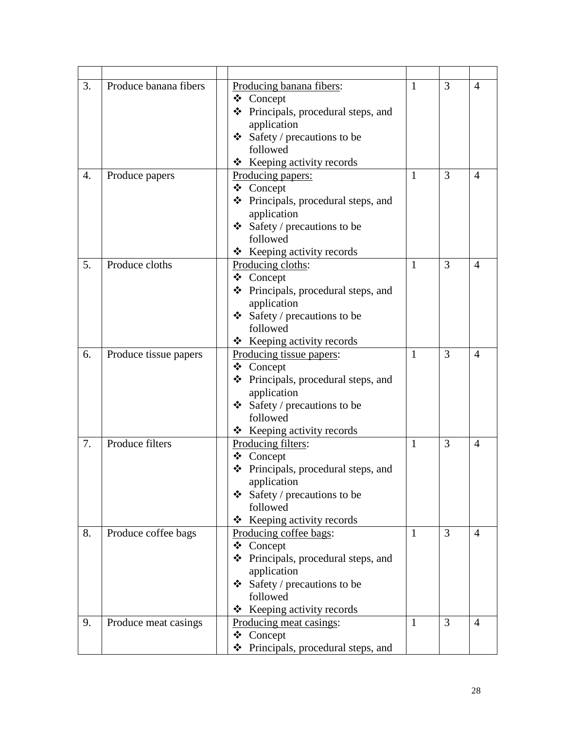| | | | | | | |
|---|---|---|---|---|---|---|
| 3. | Produce banana fibers | | Producing banana fibers:<br>❖ Concept<br>❖ Principals, procedural steps, and application<br>❖ Safety / precautions to be followed<br>❖ Keeping activity records | 1 | 3 | 4 |
| 4. | Produce papers | | Producing papers:<br>❖ Concept<br>❖ Principals, procedural steps, and application<br>❖ Safety / precautions to be followed<br>❖ Keeping activity records | 1 | 3 | 4 |
| 5. | Produce cloths | | Producing cloths:<br>❖ Concept<br>❖ Principals, procedural steps, and application<br>❖ Safety / precautions to be followed<br>❖ Keeping activity records | 1 | 3 | 4 |
| 6. | Produce tissue papers | | Producing tissue papers:<br>❖ Concept<br>❖ Principals, procedural steps, and application<br>❖ Safety / precautions to be followed<br>❖ Keeping activity records | 1 | 3 | 4 |
| 7. | Produce filters | | Producing filters:<br>❖ Concept<br>❖ Principals, procedural steps, and application<br>❖ Safety / precautions to be followed<br>❖ Keeping activity records | 1 | 3 | 4 |
| 8. | Produce coffee bags | | Producing coffee bags:<br>❖ Concept<br>❖ Principals, procedural steps, and application<br>❖ Safety / precautions to be followed<br>❖ Keeping activity records | 1 | 3 | 4 |
| 9. | Produce meat casings | | Producing meat casings:<br>❖ Concept<br>❖ Principals, procedural steps, and | 1 | 3 | 4 |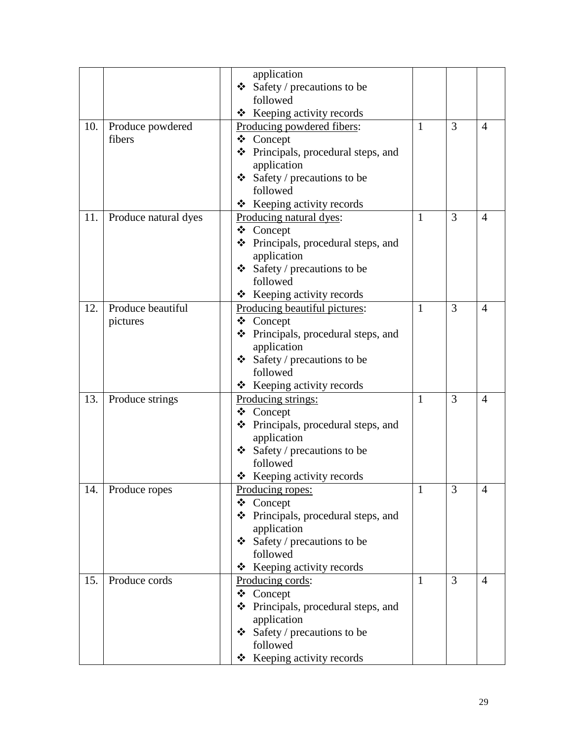|  |  |  |  |  |  |  |
|---|---|---|---|---|---|---|
|  |  |  | application<br>❖ Safety / precautions to be followed<br>❖ Keeping activity records |  |  |  |
| 10. | Produce powdered fibers |  | Producing powdered fibers:<br>❖ Concept<br>❖ Principals, procedural steps, and application<br>❖ Safety / precautions to be followed<br>❖ Keeping activity records | 1 | 3 | 4 |
| 11. | Produce natural dyes |  | Producing natural dyes:<br>❖ Concept<br>❖ Principals, procedural steps, and application<br>❖ Safety / precautions to be followed<br>❖ Keeping activity records | 1 | 3 | 4 |
| 12. | Produce beautiful pictures |  | Producing beautiful pictures:<br>❖ Concept<br>❖ Principals, procedural steps, and application<br>❖ Safety / precautions to be followed<br>❖ Keeping activity records | 1 | 3 | 4 |
| 13. | Produce strings |  | Producing strings:<br>❖ Concept<br>❖ Principals, procedural steps, and application<br>❖ Safety / precautions to be followed<br>❖ Keeping activity records | 1 | 3 | 4 |
| 14. | Produce ropes |  | Producing ropes:<br>❖ Concept<br>❖ Principals, procedural steps, and application<br>❖ Safety / precautions to be followed<br>❖ Keeping activity records | 1 | 3 | 4 |
| 15. | Produce cords |  | Producing cords:<br>❖ Concept<br>❖ Principals, procedural steps, and application<br>❖ Safety / precautions to be followed<br>❖ Keeping activity records | 1 | 3 | 4 |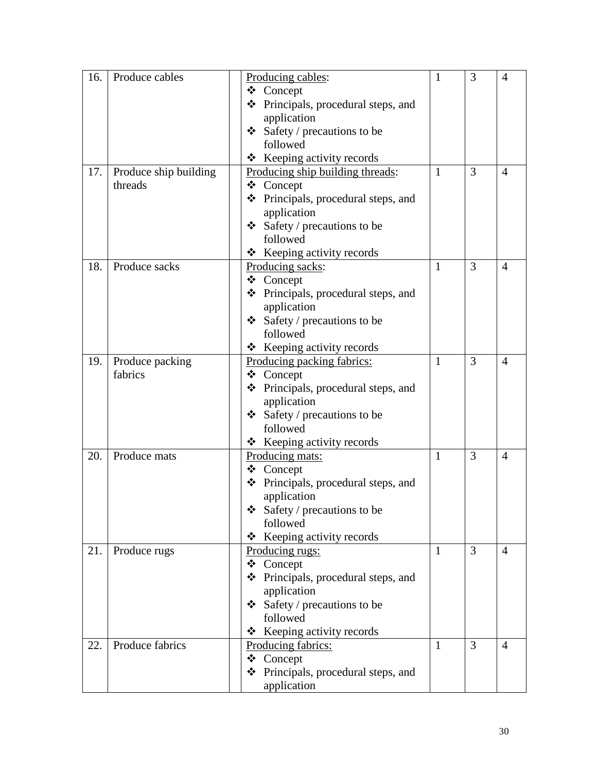| 16. | Produce cables | | Producing cables:<br>❖ Concept<br>❖ Principals, procedural steps, and application<br>❖ Safety / precautions to be followed<br>❖ Keeping activity records | 1 | 3 | 4 |
|---|---|---|---|---|---|---|
| 17. | Produce ship building threads | | Producing ship building threads:<br>❖ Concept<br>❖ Principals, procedural steps, and application<br>❖ Safety / precautions to be followed<br>❖ Keeping activity records | 1 | 3 | 4 |
| 18. | Produce sacks | | Producing sacks:<br>❖ Concept<br>❖ Principals, procedural steps, and application<br>❖ Safety / precautions to be followed<br>❖ Keeping activity records | 1 | 3 | 4 |
| 19. | Produce packing fabrics | | Producing packing fabrics:<br>❖ Concept<br>❖ Principals, procedural steps, and application<br>❖ Safety / precautions to be followed<br>❖ Keeping activity records | 1 | 3 | 4 |
| 20. | Produce mats | | Producing mats:<br>❖ Concept<br>❖ Principals, procedural steps, and application<br>❖ Safety / precautions to be followed<br>❖ Keeping activity records | 1 | 3 | 4 |
| 21. | Produce rugs | | Producing rugs:<br>❖ Concept<br>❖ Principals, procedural steps, and application<br>❖ Safety / precautions to be followed<br>❖ Keeping activity records | 1 | 3 | 4 |
| 22. | Produce fabrics | | Producing fabrics:<br>❖ Concept<br>❖ Principals, procedural steps, and application | 1 | 3 | 4 |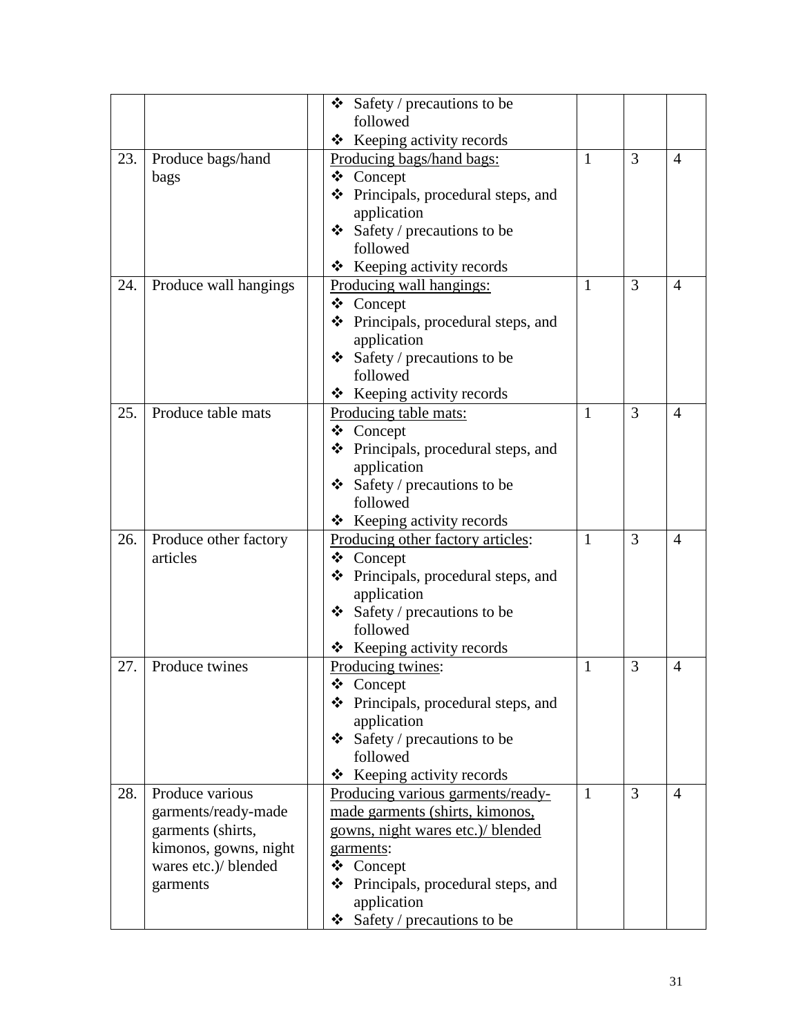| | | | | | | |
|---|---|---|---|---|---|---|
| | | | ❖ Safety / precautions to be followed<br>❖ Keeping activity records | | | |
| 23. | Produce bags/hand bags | | <u>Producing bags/hand bags:</u><br>❖ Concept<br>❖ Principals, procedural steps, and application<br>❖ Safety / precautions to be followed<br>❖ Keeping activity records | 1 | 3 | 4 |
| 24. | Produce wall hangings | | <u>Producing wall hangings:</u><br>❖ Concept<br>❖ Principals, procedural steps, and application<br>❖ Safety / precautions to be followed<br>❖ Keeping activity records | 1 | 3 | 4 |
| 25. | Produce table mats | | <u>Producing table mats:</u><br>❖ Concept<br>❖ Principals, procedural steps, and application<br>❖ Safety / precautions to be followed<br>❖ Keeping activity records | 1 | 3 | 4 |
| 26. | Produce other factory articles | | <u>Producing other factory articles</u>:<br>❖ Concept<br>❖ Principals, procedural steps, and application<br>❖ Safety / precautions to be followed<br>❖ Keeping activity records | 1 | 3 | 4 |
| 27. | Produce twines | | <u>Producing twines</u>:<br>❖ Concept<br>❖ Principals, procedural steps, and application<br>❖ Safety / precautions to be followed<br>❖ Keeping activity records | 1 | 3 | 4 |
| 28. | Produce various garments/ready-made garments (shirts, kimonos, gowns, night wares etc.)/ blended garments | | <u>Producing various garments/ready-made garments (shirts, kimonos, gowns, night wares etc.)/ blended garments</u>:<br>❖ Concept<br>❖ Principals, procedural steps, and application<br>❖ Safety / precautions to be | 1 | 3 | 4 |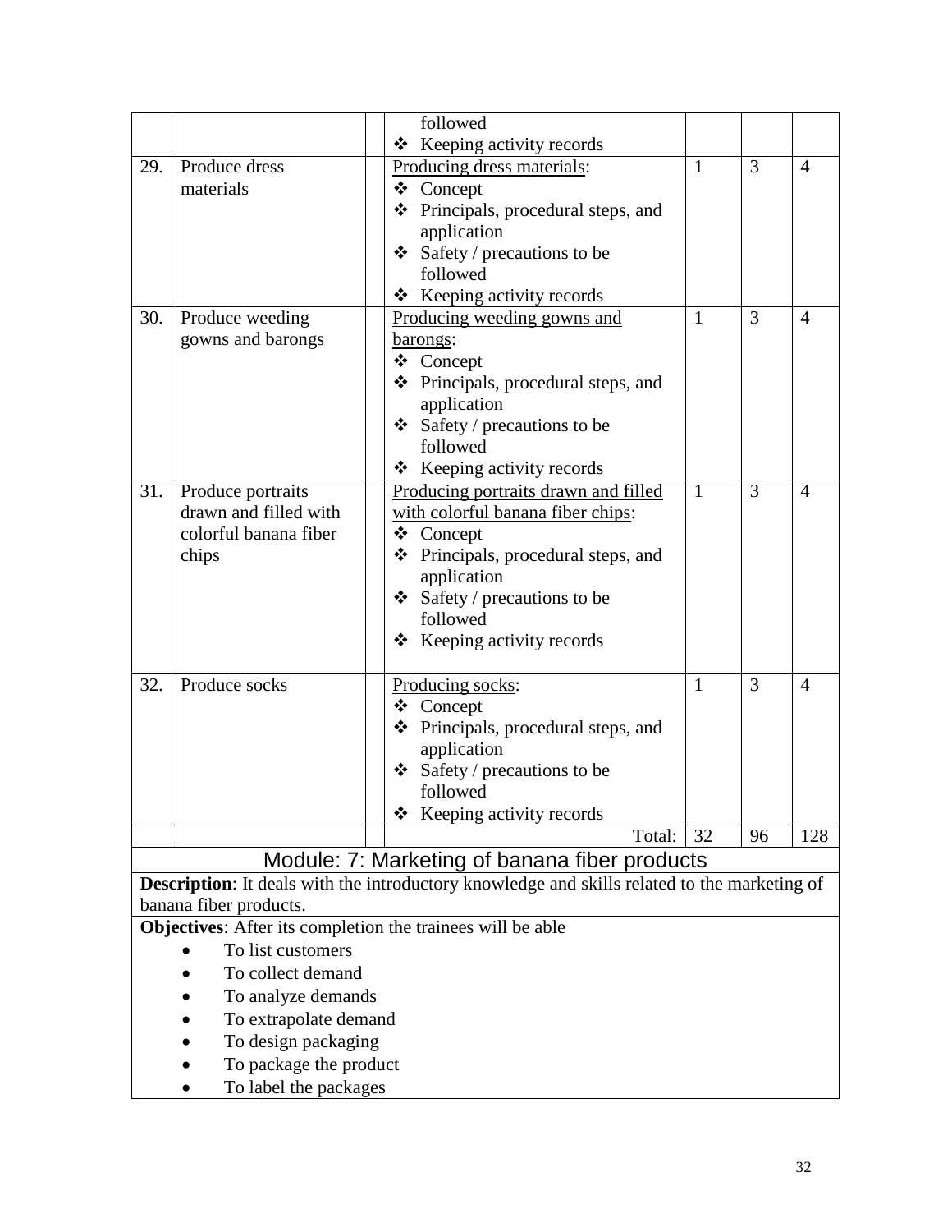|  |  |  |  |  |  |  |
|---|---|---|---|---|---|---|
|  |  |  | followed<br>❖ Keeping activity records |  |  |  |
| 29. | Produce dress materials |  | Producing dress materials:<br>❖ Concept<br>❖ Principals, procedural steps, and application<br>❖ Safety / precautions to be followed<br>❖ Keeping activity records | 1 | 3 | 4 |
| 30. | Produce weeding gowns and barongs |  | Producing weeding gowns and barongs:<br>❖ Concept<br>❖ Principals, procedural steps, and application<br>❖ Safety / precautions to be followed<br>❖ Keeping activity records | 1 | 3 | 4 |
| 31. | Produce portraits drawn and filled with colorful banana fiber chips |  | Producing portraits drawn and filled with colorful banana fiber chips:<br>❖ Concept<br>❖ Principals, procedural steps, and application<br>❖ Safety / precautions to be followed<br>❖ Keeping activity records | 1 | 3 | 4 |
| 32. | Produce socks |  | Producing socks:<br>❖ Concept<br>❖ Principals, procedural steps, and application<br>❖ Safety / precautions to be followed<br>❖ Keeping activity records | 1 | 3 | 4 |
|  |  |  | Total: | 32 | 96 | 128 |

## Module: 7: Marketing of banana fiber products

**Description**: It deals with the introductory knowledge and skills related to the marketing of banana fiber products.

**Objectives**: After its completion the trainees will be able

- To list customers
- To collect demand
- To analyze demands
- To extrapolate demand
- To design packaging
- To package the product
- To label the packages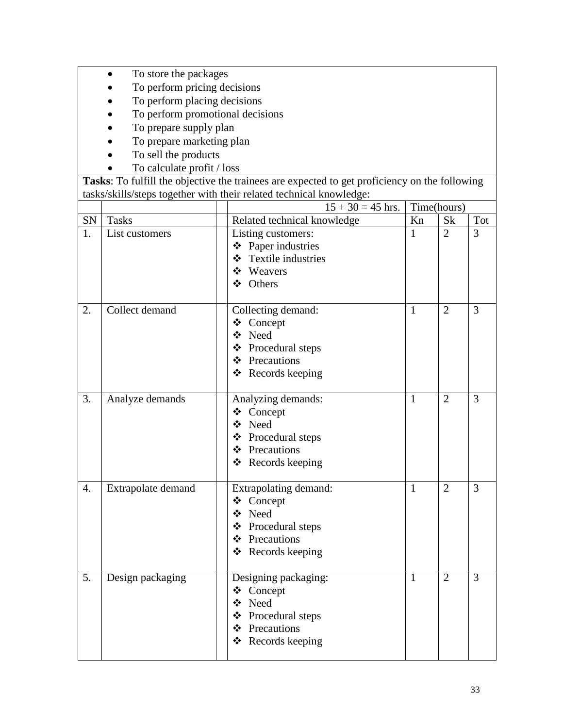- To store the packages
- To perform pricing decisions
- To perform placing decisions
- To perform promotional decisions
- To prepare supply plan
- To prepare marketing plan
- To sell the products
- To calculate profit / loss

**Tasks**: To fulfill the objective the trainees are expected to get proficiency on the following tasks/skills/steps together with their related technical knowledge:

| | | | 15 + 30 = 45 hrs. | Time(hours) | | |
|---|---|---|---|---|---|---|
| SN | Tasks | | Related technical knowledge | Kn | Sk | Tot |
| 1. | List customers | | Listing customers:<br>❖ Paper industries<br>❖ Textile industries<br>❖ Weavers<br>❖ Others | 1 | 2 | 3 |
| 2. | Collect demand | | Collecting demand:<br>❖ Concept<br>❖ Need<br>❖ Procedural steps<br>❖ Precautions<br>❖ Records keeping | 1 | 2 | 3 |
| 3. | Analyze demands | | Analyzing demands:<br>❖ Concept<br>❖ Need<br>❖ Procedural steps<br>❖ Precautions<br>❖ Records keeping | 1 | 2 | 3 |
| 4. | Extrapolate demand | | Extrapolating demand:<br>❖ Concept<br>❖ Need<br>❖ Procedural steps<br>❖ Precautions<br>❖ Records keeping | 1 | 2 | 3 |
| 5. | Design packaging | | Designing packaging:<br>❖ Concept<br>❖ Need<br>❖ Procedural steps<br>❖ Precautions<br>❖ Records keeping | 1 | 2 | 3 |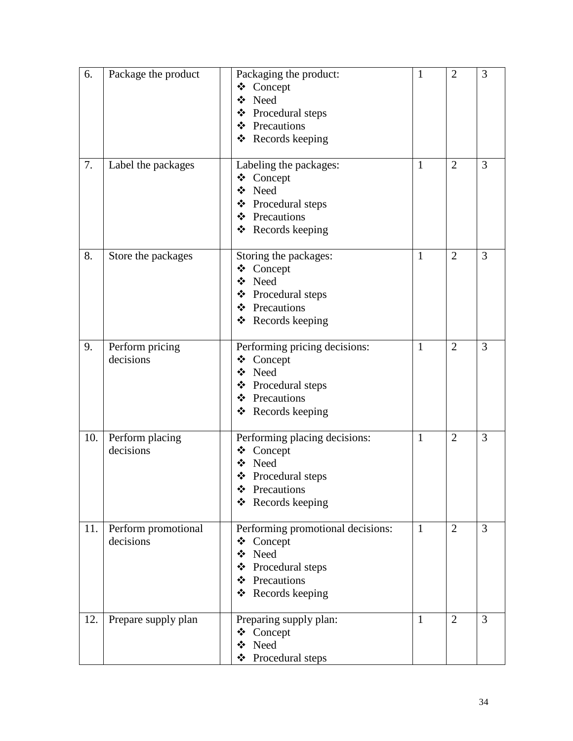| | | | | | | |
|---|---|---|---|---|---|---|
| 6. | Package the product | | Packaging the product:<br>❖ Concept<br>❖ Need<br>❖ Procedural steps<br>❖ Precautions<br>❖ Records keeping | 1 | 2 | 3 |
| 7. | Label the packages | | Labeling the packages:<br>❖ Concept<br>❖ Need<br>❖ Procedural steps<br>❖ Precautions<br>❖ Records keeping | 1 | 2 | 3 |
| 8. | Store the packages | | Storing the packages:<br>❖ Concept<br>❖ Need<br>❖ Procedural steps<br>❖ Precautions<br>❖ Records keeping | 1 | 2 | 3 |
| 9. | Perform pricing decisions | | Performing pricing decisions:<br>❖ Concept<br>❖ Need<br>❖ Procedural steps<br>❖ Precautions<br>❖ Records keeping | 1 | 2 | 3 |
| 10. | Perform placing decisions | | Performing placing decisions:<br>❖ Concept<br>❖ Need<br>❖ Procedural steps<br>❖ Precautions<br>❖ Records keeping | 1 | 2 | 3 |
| 11. | Perform promotional decisions | | Performing promotional decisions:<br>❖ Concept<br>❖ Need<br>❖ Procedural steps<br>❖ Precautions<br>❖ Records keeping | 1 | 2 | 3 |
| 12. | Prepare supply plan | | Preparing supply plan:<br>❖ Concept<br>❖ Need<br>❖ Procedural steps | 1 | 2 | 3 |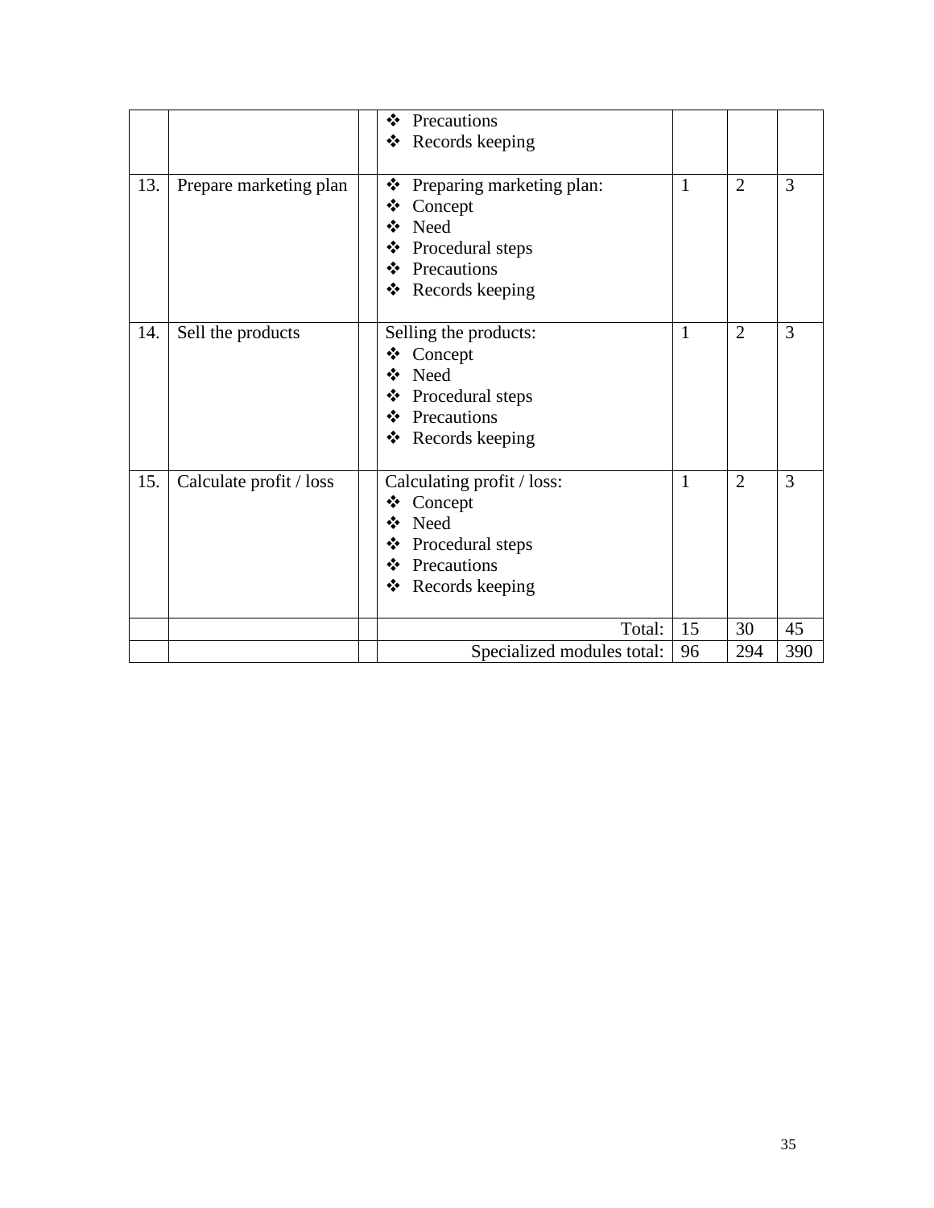|  |  |  |  |  |  |  |
|---|---|---|---|---|---|---|
|  |  |  | ❖ Precautions<br>❖ Records keeping |  |  |  |
| 13. | Prepare marketing plan |  | ❖ Preparing marketing plan:<br>❖ Concept<br>❖ Need<br>❖ Procedural steps<br>❖ Precautions<br>❖ Records keeping | 1 | 2 | 3 |
| 14. | Sell the products |  | Selling the products:<br>❖ Concept<br>❖ Need<br>❖ Procedural steps<br>❖ Precautions<br>❖ Records keeping | 1 | 2 | 3 |
| 15. | Calculate profit / loss |  | Calculating profit / loss:<br>❖ Concept<br>❖ Need<br>❖ Procedural steps<br>❖ Precautions<br>❖ Records keeping | 1 | 2 | 3 |
|  |  |  | Total: | 15 | 30 | 45 |
|  |  |  | Specialized modules total: | 96 | 294 | 390 |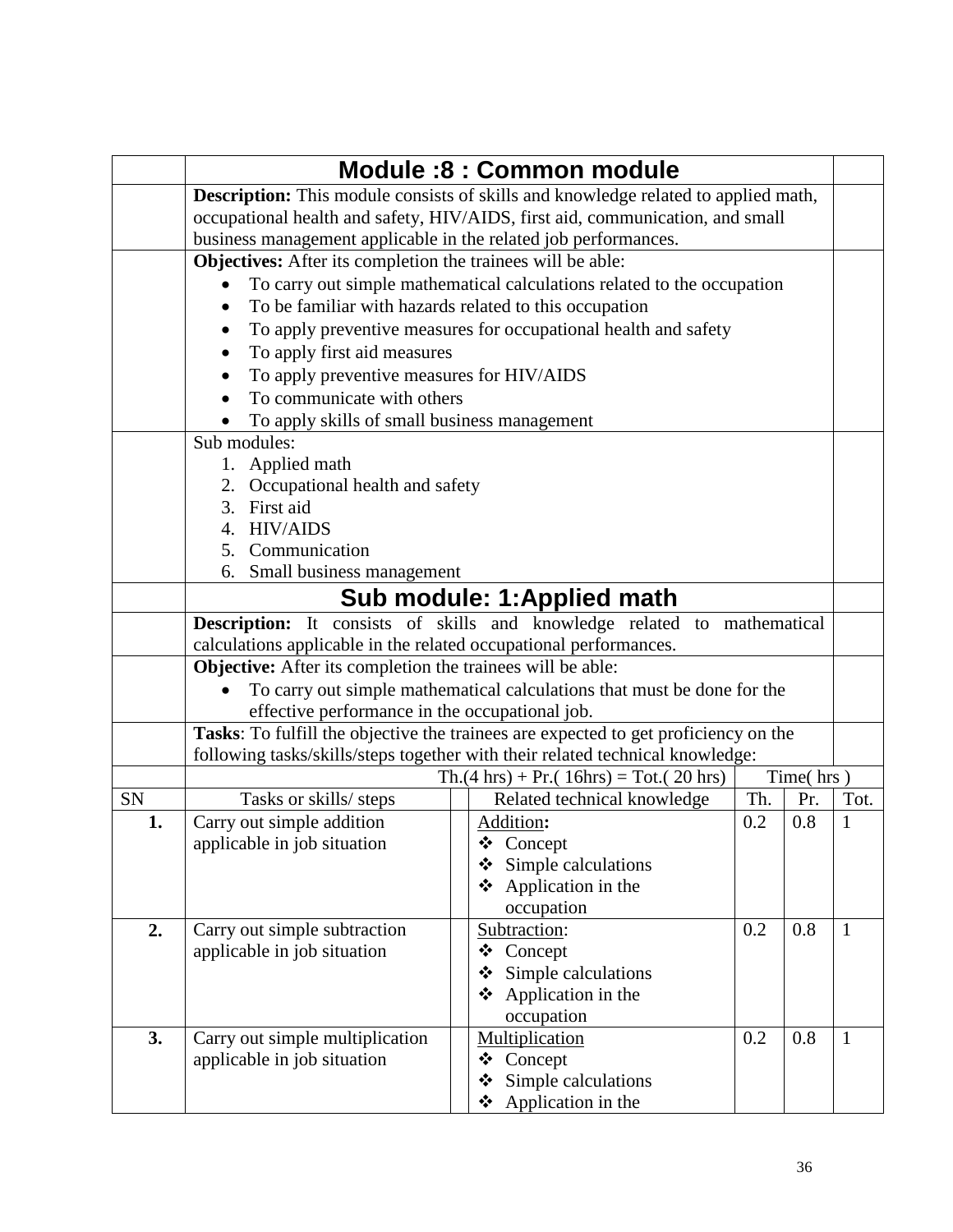# Module :8 : Common module

**Description:** This module consists of skills and knowledge related to applied math, occupational health and safety, HIV/AIDS, first aid, communication, and small business management applicable in the related job performances.

**Objectives:** After its completion the trainees will be able:

- To carry out simple mathematical calculations related to the occupation
- To be familiar with hazards related to this occupation
- To apply preventive measures for occupational health and safety
- To apply first aid measures
- To apply preventive measures for HIV/AIDS
- To communicate with others
- To apply skills of small business management

Sub modules:

1. Applied math
2. Occupational health and safety
3. First aid
4. HIV/AIDS
5. Communication
6. Small business management

## Sub module: 1:Applied math

**Description:** It consists of skills and knowledge related to mathematical calculations applicable in the related occupational performances.

**Objective:** After its completion the trainees will be able:

- To carry out simple mathematical calculations that must be done for the effective performance in the occupational job.

**Tasks**: To fulfill the objective the trainees are expected to get proficiency on the following tasks/skills/steps together with their related technical knowledge:

Th.(4 hrs) + Pr.( 16hrs) = Tot.( 20 hrs)

| SN | Tasks or skills/ steps | Related technical knowledge | Th. | Pr. | Tot. |
|---|---|---|---|---|---|
| **1.** | Carry out simple addition applicable in job situation | Addition**:**<br>❖ Concept<br>❖ Simple calculations<br>❖ Application in the occupation | 0.2 | 0.8 | 1 |
| **2.** | Carry out simple subtraction applicable in job situation | Subtraction:<br>❖ Concept<br>❖ Simple calculations<br>❖ Application in the occupation | 0.2 | 0.8 | 1 |
| **3.** | Carry out simple multiplication applicable in job situation | Multiplication<br>❖ Concept<br>❖ Simple calculations<br>❖ Application in the | 0.2 | 0.8 | 1 |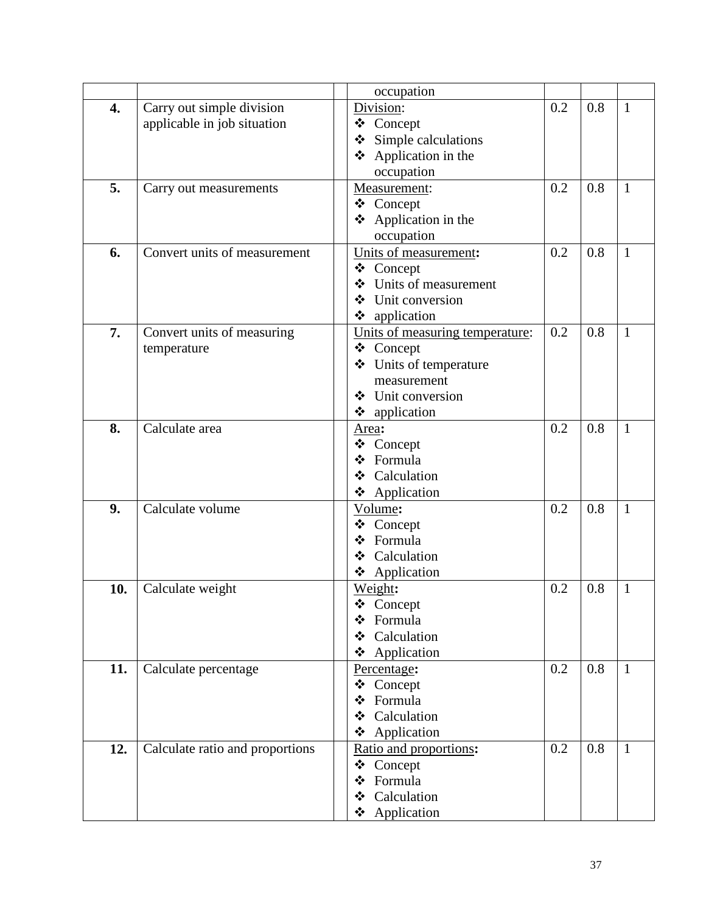| | | | | | | |
|---|---|---|---|---|---|---|
| | | | occupation | | | |
| **4.** | Carry out simple division applicable in job situation | | <u>Division</u>:<br>❖ Concept<br>❖ Simple calculations<br>❖ Application in the occupation | 0.2 | 0.8 | 1 |
| **5.** | Carry out measurements | | <u>Measurement</u>:<br>❖ Concept<br>❖ Application in the occupation | 0.2 | 0.8 | 1 |
| **6.** | Convert units of measurement | | <u>Units of measurement</u>**:**<br>❖ Concept<br>❖ Units of measurement<br>❖ Unit conversion<br>❖ application | 0.2 | 0.8 | 1 |
| **7.** | Convert units of measuring temperature | | <u>Units of measuring temperature</u>:<br>❖ Concept<br>❖ Units of temperature measurement<br>❖ Unit conversion<br>❖ application | 0.2 | 0.8 | 1 |
| **8.** | Calculate area | | <u>Area</u>**:**<br>❖ Concept<br>❖ Formula<br>❖ Calculation<br>❖ Application | 0.2 | 0.8 | 1 |
| **9.** | Calculate volume | | <u>Volume</u>**:**<br>❖ Concept<br>❖ Formula<br>❖ Calculation<br>❖ Application | 0.2 | 0.8 | 1 |
| **10.** | Calculate weight | | <u>Weight</u>**:**<br>❖ Concept<br>❖ Formula<br>❖ Calculation<br>❖ Application | 0.2 | 0.8 | 1 |
| **11.** | Calculate percentage | | <u>Percentage</u>**:**<br>❖ Concept<br>❖ Formula<br>❖ Calculation<br>❖ Application | 0.2 | 0.8 | 1 |
| **12.** | Calculate ratio and proportions | | <u>Ratio and proportions</u>**:**<br>❖ Concept<br>❖ Formula<br>❖ Calculation<br>❖ Application | 0.2 | 0.8 | 1 |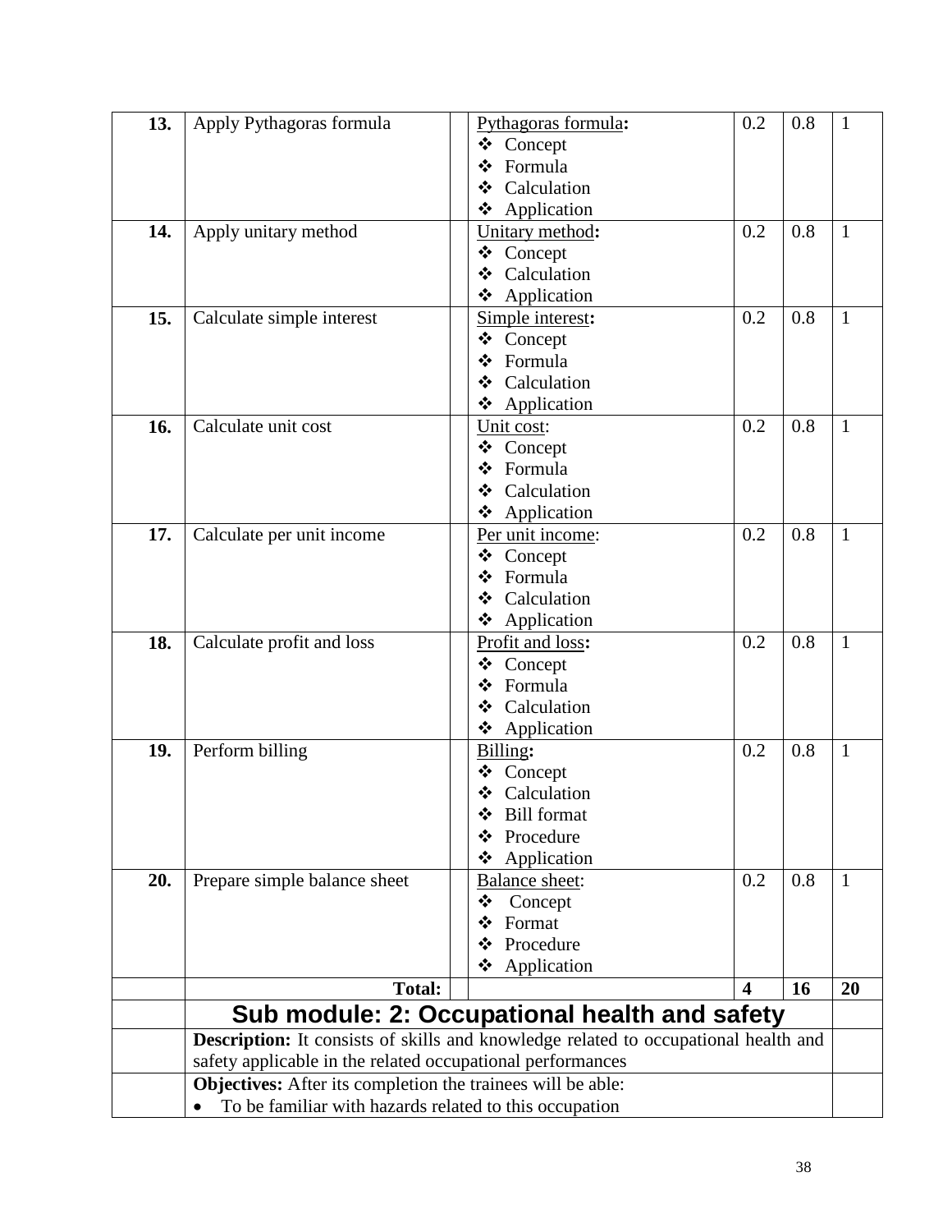| | | | | | | |
|---|---|---|---|---|---|---|
| **13.** | Apply Pythagoras formula | | Pythagoras formula**:**<br>❖ Concept<br>❖ Formula<br>❖ Calculation<br>❖ Application | 0.2 | 0.8 | 1 |
| **14.** | Apply unitary method | | Unitary method**:**<br>❖ Concept<br>❖ Calculation<br>❖ Application | 0.2 | 0.8 | 1 |
| **15.** | Calculate simple interest | | Simple interest**:**<br>❖ Concept<br>❖ Formula<br>❖ Calculation<br>❖ Application | 0.2 | 0.8 | 1 |
| **16.** | Calculate unit cost | | Unit cost:<br>❖ Concept<br>❖ Formula<br>❖ Calculation<br>❖ Application | 0.2 | 0.8 | 1 |
| **17.** | Calculate per unit income | | Per unit income:<br>❖ Concept<br>❖ Formula<br>❖ Calculation<br>❖ Application | 0.2 | 0.8 | 1 |
| **18.** | Calculate profit and loss | | Profit and loss**:**<br>❖ Concept<br>❖ Formula<br>❖ Calculation<br>❖ Application | 0.2 | 0.8 | 1 |
| **19.** | Perform billing | | Billing**:**<br>❖ Concept<br>❖ Calculation<br>❖ Bill format<br>❖ Procedure<br>❖ Application | 0.2 | 0.8 | 1 |
| **20.** | Prepare simple balance sheet | | Balance sheet:<br>❖ Concept<br>❖ Format<br>❖ Procedure<br>❖ Application | 0.2 | 0.8 | 1 |
| | **Total:** | | | **4** | **16** | **20** |

## Sub module: 2: Occupational health and safety

**Description:** It consists of skills and knowledge related to occupational health and safety applicable in the related occupational performances

**Objectives:** After its completion the trainees will be able:

- To be familiar with hazards related to this occupation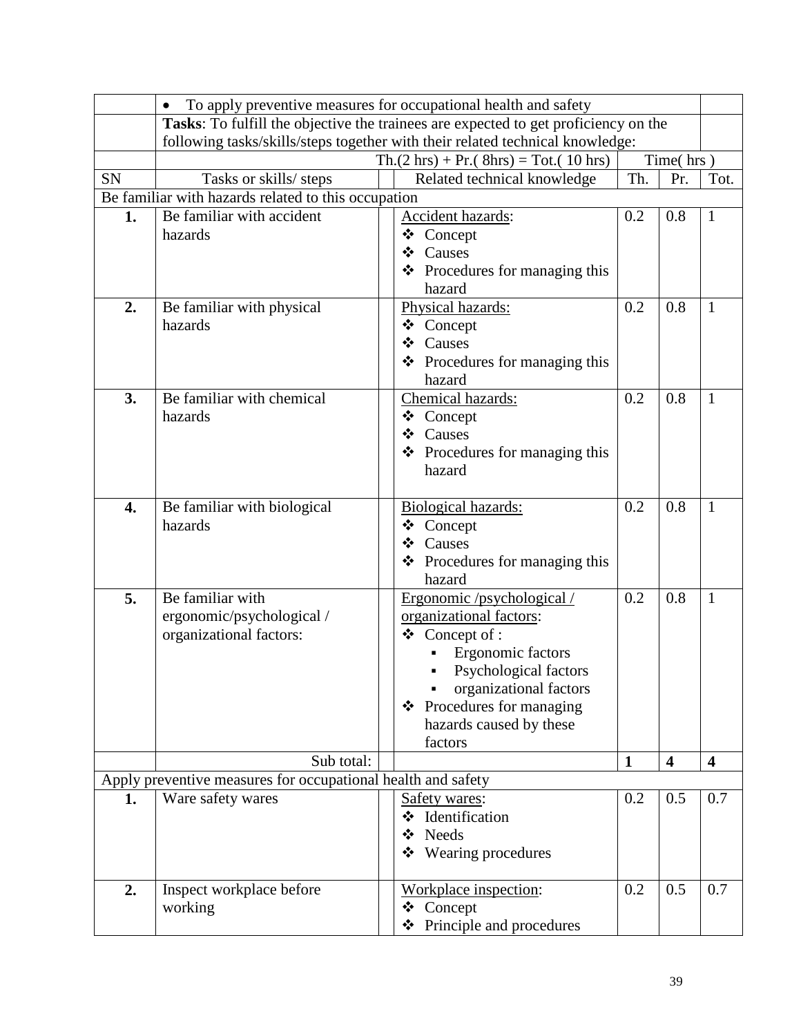| | • To apply preventive measures for occupational health and safety | | | | | | |
|---|---|---|---|---|---|---|---|
| | **Tasks**: To fulfill the objective the trainees are expected to get proficiency on the following tasks/skills/steps together with their related technical knowledge: | | | | | | |
| | | | Th.(2 hrs) + Pr.( 8hrs) = Tot.( 10 hrs) | Time( hrs ) | | | |
| SN | Tasks or skills/ steps | | Related technical knowledge | Th. | Pr. | Tot. | |
| Be familiar with hazards related to this occupation | | | | | | | |
| **1.** | Be familiar with accident hazards | | Accident hazards:<br>❖ Concept<br>❖ Causes<br>❖ Procedures for managing this hazard | 0.2 | 0.8 | 1 | |
| **2.** | Be familiar with physical hazards | | Physical hazards:<br>❖ Concept<br>❖ Causes<br>❖ Procedures for managing this hazard | 0.2 | 0.8 | 1 | |
| **3.** | Be familiar with chemical hazards | | Chemical hazards:<br>❖ Concept<br>❖ Causes<br>❖ Procedures for managing this hazard | 0.2 | 0.8 | 1 | |
| **4.** | Be familiar with biological hazards | | Biological hazards:<br>❖ Concept<br>❖ Causes<br>❖ Procedures for managing this hazard | 0.2 | 0.8 | 1 | |
| **5.** | Be familiar with ergonomic/psychological / organizational factors: | | Ergonomic /psychological / organizational factors:<br>❖ Concept of :<br>▪ Ergonomic factors<br>▪ Psychological factors<br>▪ organizational factors<br>❖ Procedures for managing hazards caused by these factors | 0.2 | 0.8 | 1 | |
| | Sub total: | | | **1** | **4** | **4** | |
| Apply preventive measures for occupational health and safety | | | | | | | |
| **1.** | Ware safety wares | | Safety wares:<br>❖ Identification<br>❖ Needs<br>❖ Wearing procedures | 0.2 | 0.5 | 0.7 | |
| **2.** | Inspect workplace before working | | Workplace inspection:<br>❖ Concept<br>❖ Principle and procedures | 0.2 | 0.5 | 0.7 | |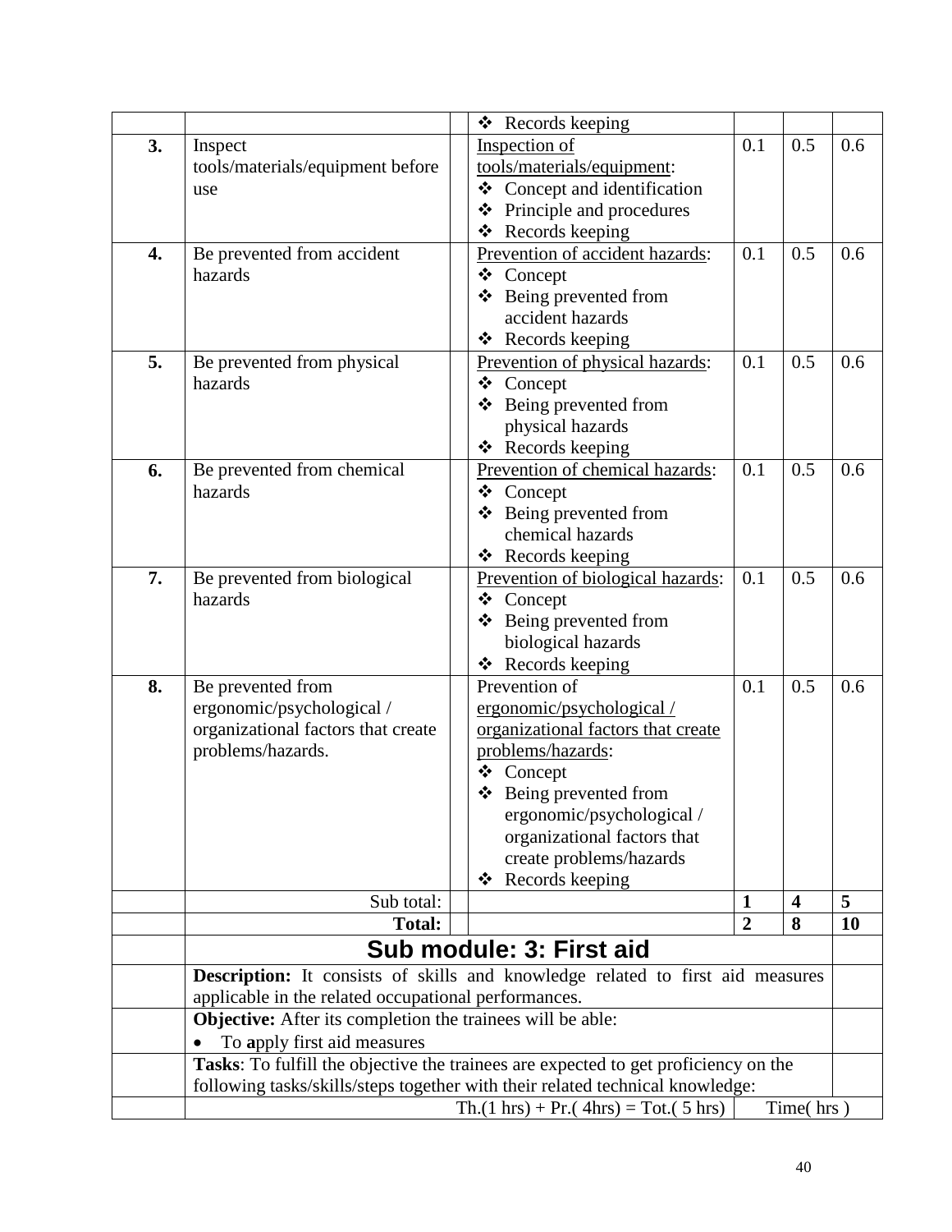| | | | | | | |
|---|---|---|---|---|---|---|
| | | | ❖ Records keeping | | | |
| **3.** | Inspect tools/materials/equipment before use | | Inspection of tools/materials/equipment:<br>❖ Concept and identification<br>❖ Principle and procedures<br>❖ Records keeping | 0.1 | 0.5 | 0.6 |
| **4.** | Be prevented from accident hazards | | Prevention of accident hazards:<br>❖ Concept<br>❖ Being prevented from accident hazards<br>❖ Records keeping | 0.1 | 0.5 | 0.6 |
| **5.** | Be prevented from physical hazards | | Prevention of physical hazards:<br>❖ Concept<br>❖ Being prevented from physical hazards<br>❖ Records keeping | 0.1 | 0.5 | 0.6 |
| **6.** | Be prevented from chemical hazards | | Prevention of chemical hazards:<br>❖ Concept<br>❖ Being prevented from chemical hazards<br>❖ Records keeping | 0.1 | 0.5 | 0.6 |
| **7.** | Be prevented from biological hazards | | Prevention of biological hazards:<br>❖ Concept<br>❖ Being prevented from biological hazards<br>❖ Records keeping | 0.1 | 0.5 | 0.6 |
| **8.** | Be prevented from ergonomic/psychological / organizational factors that create problems/hazards. | | Prevention of ergonomic/psychological / organizational factors that create problems/hazards:<br>❖ Concept<br>❖ Being prevented from ergonomic/psychological / organizational factors that create problems/hazards<br>❖ Records keeping | 0.1 | 0.5 | 0.6 |
| | Sub total: | | | **1** | **4** | **5** |
| | **Total:** | | | **2** | **8** | **10** |

## Sub module: 3: First aid

**Description:** It consists of skills and knowledge related to first aid measures applicable in the related occupational performances.

**Objective:** After its completion the trainees will be able:

- To **a**pply first aid measures

**Tasks**: To fulfill the objective the trainees are expected to get proficiency on the following tasks/skills/steps together with their related technical knowledge:

Th.(1 hrs) + Pr.( 4hrs) = Tot.( 5 hrs) — Time( hrs )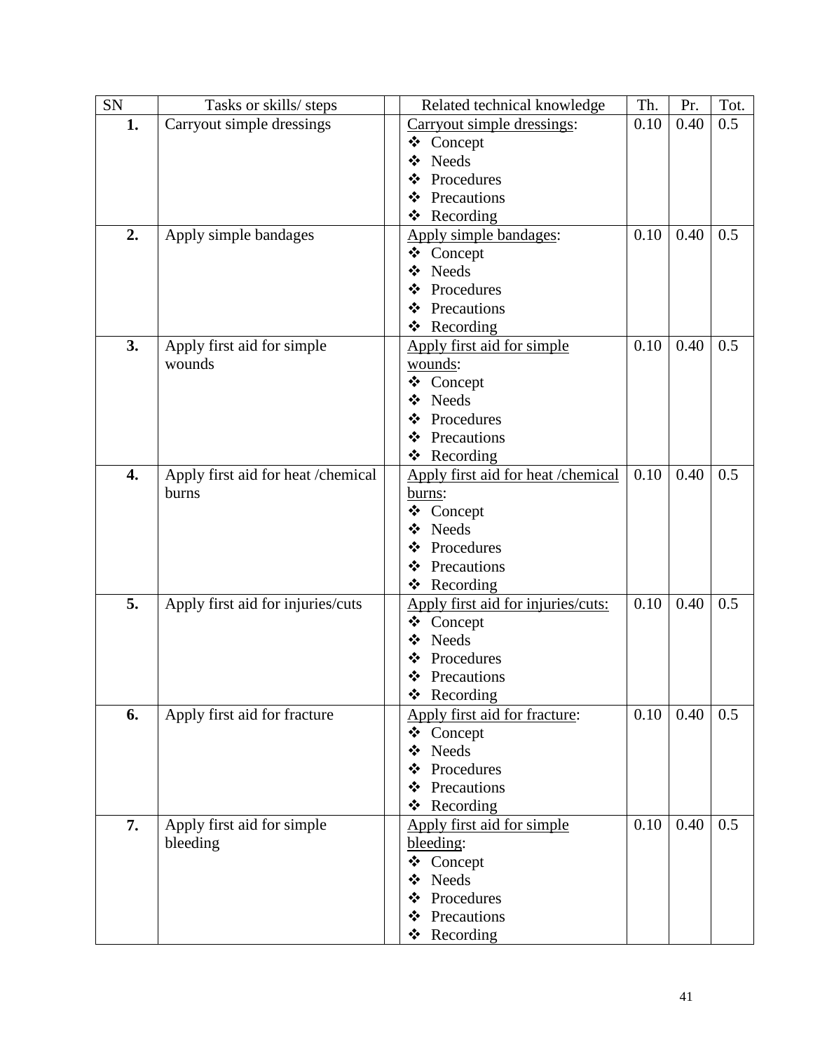| SN | Tasks or skills/ steps | | Related technical knowledge | Th. | Pr. | Tot. |
|---|---|---|---|---|---|---|
| **1.** | Carryout simple dressings | | Carryout simple dressings:<br>❖ Concept<br>❖ Needs<br>❖ Procedures<br>❖ Precautions<br>❖ Recording | 0.10 | 0.40 | 0.5 |
| **2.** | Apply simple bandages | | Apply simple bandages:<br>❖ Concept<br>❖ Needs<br>❖ Procedures<br>❖ Precautions<br>❖ Recording | 0.10 | 0.40 | 0.5 |
| **3.** | Apply first aid for simple wounds | | Apply first aid for simple wounds:<br>❖ Concept<br>❖ Needs<br>❖ Procedures<br>❖ Precautions<br>❖ Recording | 0.10 | 0.40 | 0.5 |
| **4.** | Apply first aid for heat /chemical burns | | Apply first aid for heat /chemical burns:<br>❖ Concept<br>❖ Needs<br>❖ Procedures<br>❖ Precautions<br>❖ Recording | 0.10 | 0.40 | 0.5 |
| **5.** | Apply first aid for injuries/cuts | | Apply first aid for injuries/cuts:<br>❖ Concept<br>❖ Needs<br>❖ Procedures<br>❖ Precautions<br>❖ Recording | 0.10 | 0.40 | 0.5 |
| **6.** | Apply first aid for fracture | | Apply first aid for fracture:<br>❖ Concept<br>❖ Needs<br>❖ Procedures<br>❖ Precautions<br>❖ Recording | 0.10 | 0.40 | 0.5 |
| **7.** | Apply first aid for simple bleeding | | Apply first aid for simple bleeding:<br>❖ Concept<br>❖ Needs<br>❖ Procedures<br>❖ Precautions<br>❖ Recording | 0.10 | 0.40 | 0.5 |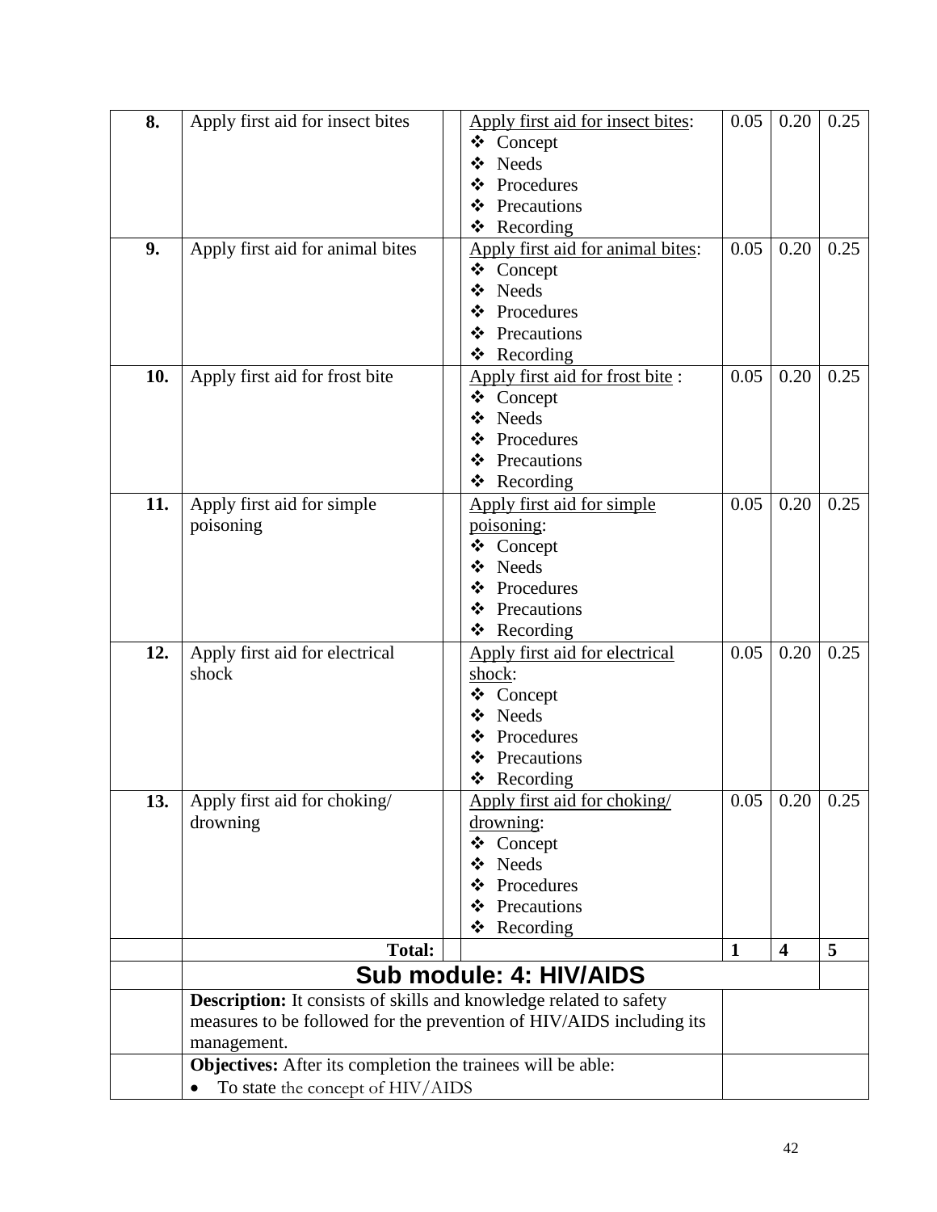| | | | | | | |
|---|---|---|---|---|---|---|
| **8.** | Apply first aid for insect bites | | Apply first aid for insect bites:<br>❖ Concept<br>❖ Needs<br>❖ Procedures<br>❖ Precautions<br>❖ Recording | 0.05 | 0.20 | 0.25 |
| **9.** | Apply first aid for animal bites | | Apply first aid for animal bites:<br>❖ Concept<br>❖ Needs<br>❖ Procedures<br>❖ Precautions<br>❖ Recording | 0.05 | 0.20 | 0.25 |
| **10.** | Apply first aid for frost bite | | Apply first aid for frost bite :<br>❖ Concept<br>❖ Needs<br>❖ Procedures<br>❖ Precautions<br>❖ Recording | 0.05 | 0.20 | 0.25 |
| **11.** | Apply first aid for simple poisoning | | Apply first aid for simple poisoning:<br>❖ Concept<br>❖ Needs<br>❖ Procedures<br>❖ Precautions<br>❖ Recording | 0.05 | 0.20 | 0.25 |
| **12.** | Apply first aid for electrical shock | | Apply first aid for electrical shock:<br>❖ Concept<br>❖ Needs<br>❖ Procedures<br>❖ Precautions<br>❖ Recording | 0.05 | 0.20 | 0.25 |
| **13.** | Apply first aid for choking/ drowning | | Apply first aid for choking/ drowning:<br>❖ Concept<br>❖ Needs<br>❖ Procedures<br>❖ Precautions<br>❖ Recording | 0.05 | 0.20 | 0.25 |
| | **Total:** | | | **1** | **4** | **5** |
| | **Sub module: 4: HIV/AIDS** | | | | | |
| | **Description:** It consists of skills and knowledge related to safety measures to be followed for the prevention of HIV/AIDS including its management. | | | | | |
| | **Objectives:** After its completion the trainees will be able:<br>• To state the concept of HIV/AIDS | | | | | |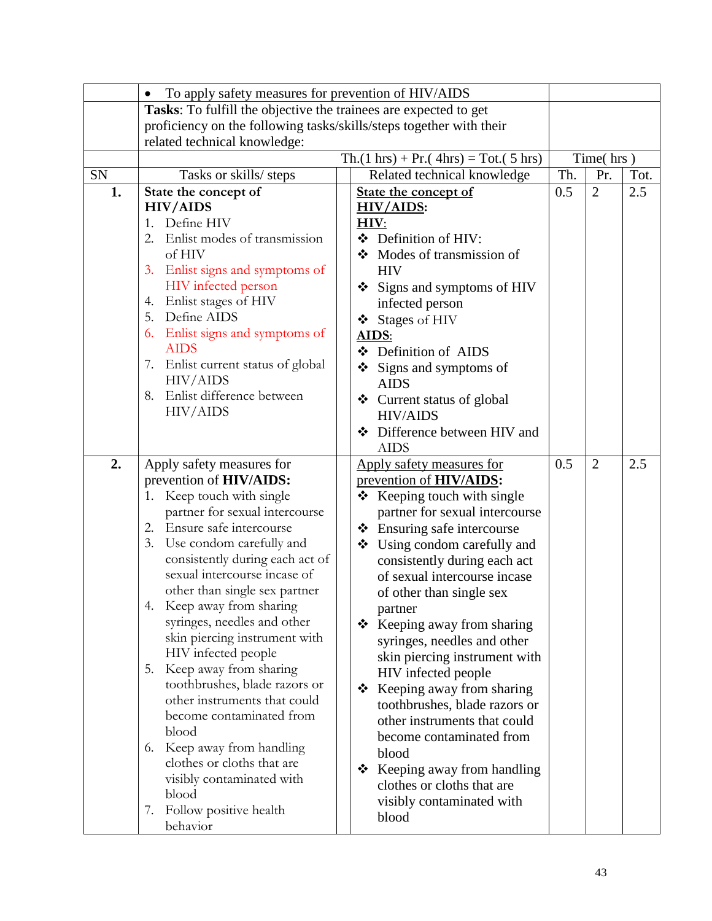| | • To apply safety measures for prevention of HIV/AIDS | | | | | |
|---|---|---|---|---|---|---|
| | **Tasks**: To fulfill the objective the trainees are expected to get proficiency on the following tasks/skills/steps together with their related technical knowledge: | | | | | |
| | | | Th.(1 hrs) + Pr.( 4hrs) = Tot.( 5 hrs) | Time( hrs ) | | |
| SN | Tasks or skills/ steps | | Related technical knowledge | Th. | Pr. | Tot. |
| **1.** | **State the concept of HIV/AIDS**<br>1. Define HIV<br>2. Enlist modes of transmission of HIV<br>3. Enlist signs and symptoms of HIV infected person<br>4. Enlist stages of HIV<br>5. Define AIDS<br>6. Enlist signs and symptoms of AIDS<br>7. Enlist current status of global HIV/AIDS<br>8. Enlist difference between HIV/AIDS | | **State the concept of HIV/AIDS:**<br>**HIV**:<br>❖ Definition of HIV:<br>❖ Modes of transmission of HIV<br>❖ Signs and symptoms of HIV infected person<br>❖ Stages of HIV<br>**AIDS**:<br>❖ Definition of AIDS<br>❖ Signs and symptoms of AIDS<br>❖ Current status of global HIV/AIDS<br>❖ Difference between HIV and AIDS | 0.5 | 2 | 2.5 |
| **2.** | Apply safety measures for prevention of **HIV/AIDS:**<br>1. Keep touch with single partner for sexual intercourse<br>2. Ensure safe intercourse<br>3. Use condom carefully and consistently during each act of sexual intercourse incase of other than single sex partner<br>4. Keep away from sharing syringes, needles and other skin piercing instrument with HIV infected people<br>5. Keep away from sharing toothbrushes, blade razors or other instruments that could become contaminated from blood<br>6. Keep away from handling clothes or cloths that are visibly contaminated with blood<br>7. Follow positive health behavior | | Apply safety measures for prevention of **HIV/AIDS:**<br>❖ Keeping touch with single partner for sexual intercourse<br>❖ Ensuring safe intercourse<br>❖ Using condom carefully and consistently during each act of sexual intercourse incase of other than single sex partner<br>❖ Keeping away from sharing syringes, needles and other skin piercing instrument with HIV infected people<br>❖ Keeping away from sharing toothbrushes, blade razors or other instruments that could become contaminated from blood<br>❖ Keeping away from handling clothes or cloths that are visibly contaminated with blood | 0.5 | 2 | 2.5 |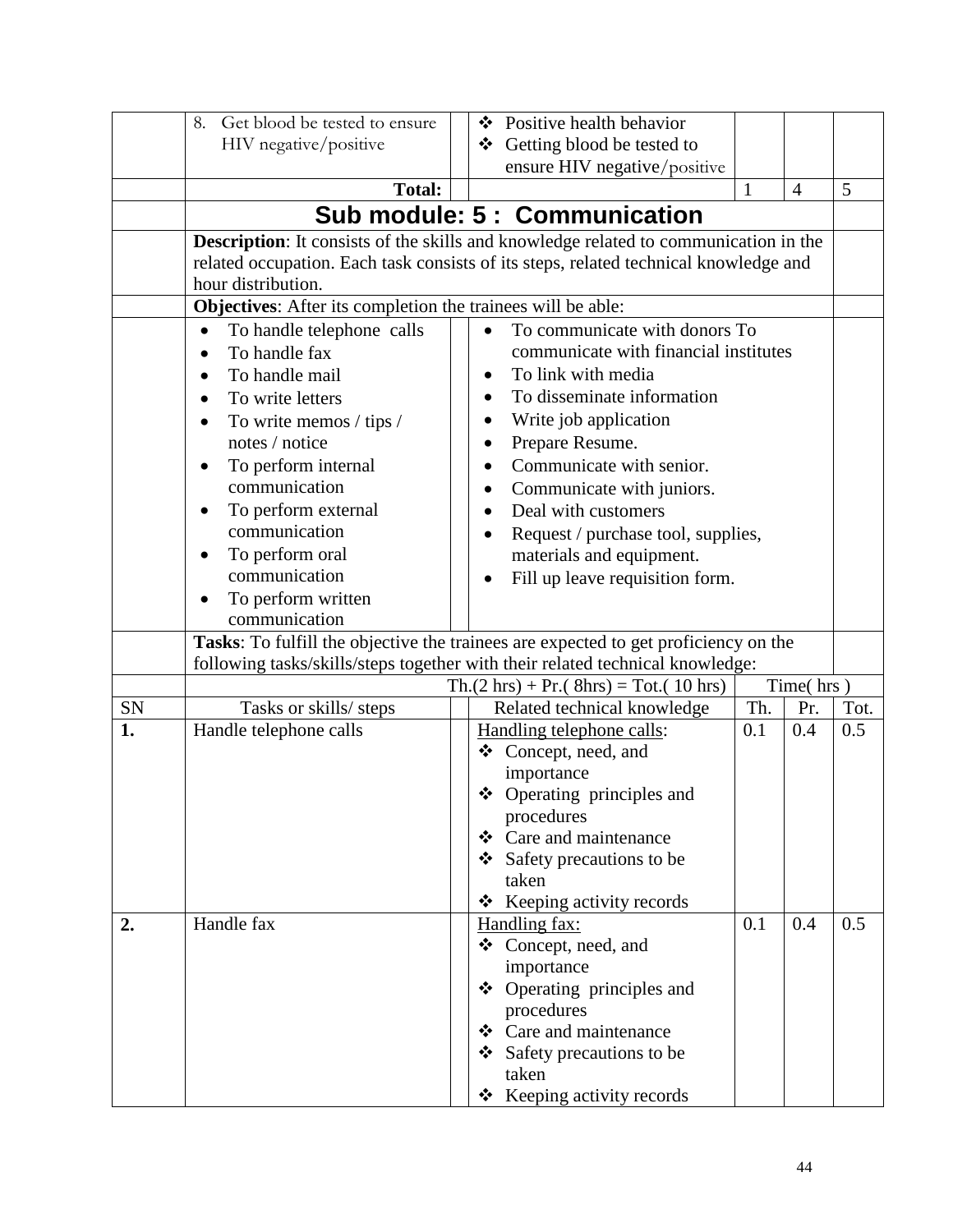| SN | Tasks or skills/ steps | | Related technical knowledge | Th. | Pr. | Tot. |
|---|---|---|---|---|---|---|
| | 8. Get blood be tested to ensure HIV negative/positive | | ❖ Positive health behavior<br>❖ Getting blood be tested to ensure HIV negative/positive | | | |
| | **Total:** | | | 1 | 4 | 5 |

## Sub module: 5 : Communication

**Description**: It consists of the skills and knowledge related to communication in the related occupation. Each task consists of its steps, related technical knowledge and hour distribution.

**Objectives**: After its completion the trainees will be able:

- To handle telephone calls
- To handle fax
- To handle mail
- To write letters
- To write memos / tips / notes / notice
- To perform internal communication
- To perform external communication
- To perform oral communication
- To perform written communication
- To communicate with donors To communicate with financial institutes
- To link with media
- To disseminate information
- Write job application
- Prepare Resume.
- Communicate with senior.
- Communicate with juniors.
- Deal with customers
- Request / purchase tool, supplies, materials and equipment.
- Fill up leave requisition form.

**Tasks**: To fulfill the objective the trainees are expected to get proficiency on the following tasks/skills/steps together with their related technical knowledge:

Th.(2 hrs) + Pr.( 8hrs) = Tot.( 10 hrs) — Time( hrs )

| SN | Tasks or skills/ steps | Related technical knowledge | Th. | Pr. | Tot. |
|---|---|---|---|---|---|
| **1.** | Handle telephone calls | <u>Handling telephone calls</u>:<br>❖ Concept, need, and importance<br>❖ Operating principles and procedures<br>❖ Care and maintenance<br>❖ Safety precautions to be taken<br>❖ Keeping activity records | 0.1 | 0.4 | 0.5 |
| **2.** | Handle fax | <u>Handling fax:</u><br>❖ Concept, need, and importance<br>❖ Operating principles and procedures<br>❖ Care and maintenance<br>❖ Safety precautions to be taken<br>❖ Keeping activity records | 0.1 | 0.4 | 0.5 |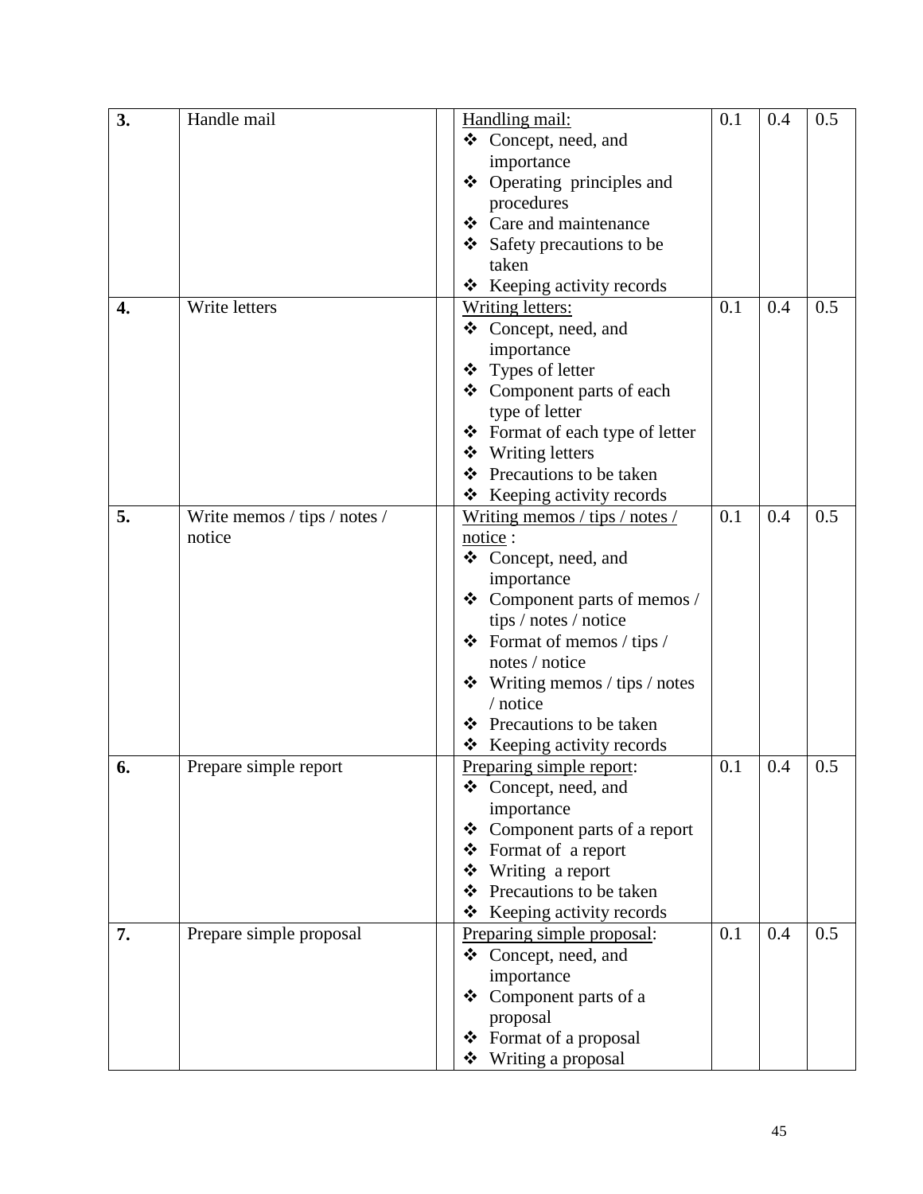| | | | | | | |
|---|---|---|---|---|---|---|
| **3.** | Handle mail | | Handling mail:<br>❖ Concept, need, and importance<br>❖ Operating principles and procedures<br>❖ Care and maintenance<br>❖ Safety precautions to be taken<br>❖ Keeping activity records | 0.1 | 0.4 | 0.5 |
| **4.** | Write letters | | Writing letters:<br>❖ Concept, need, and importance<br>❖ Types of letter<br>❖ Component parts of each type of letter<br>❖ Format of each type of letter<br>❖ Writing letters<br>❖ Precautions to be taken<br>❖ Keeping activity records | 0.1 | 0.4 | 0.5 |
| **5.** | Write memos / tips / notes / notice | | Writing memos / tips / notes / notice :<br>❖ Concept, need, and importance<br>❖ Component parts of memos / tips / notes / notice<br>❖ Format of memos / tips / notes / notice<br>❖ Writing memos / tips / notes / notice<br>❖ Precautions to be taken<br>❖ Keeping activity records | 0.1 | 0.4 | 0.5 |
| **6.** | Prepare simple report | | Preparing simple report:<br>❖ Concept, need, and importance<br>❖ Component parts of a report<br>❖ Format of a report<br>❖ Writing a report<br>❖ Precautions to be taken<br>❖ Keeping activity records | 0.1 | 0.4 | 0.5 |
| **7.** | Prepare simple proposal | | Preparing simple proposal:<br>❖ Concept, need, and importance<br>❖ Component parts of a proposal<br>❖ Format of a proposal<br>❖ Writing a proposal | 0.1 | 0.4 | 0.5 |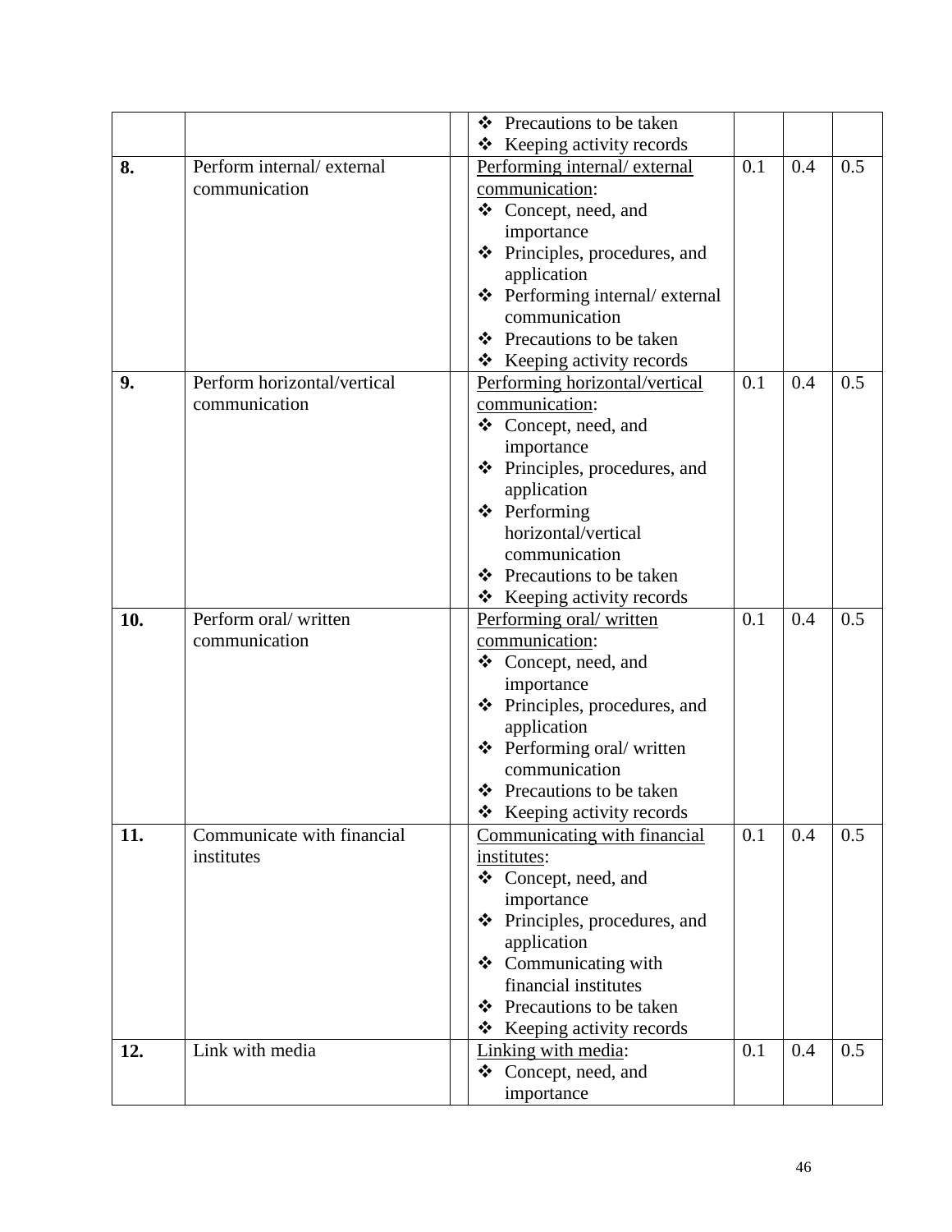| | | | | | | |
|---|---|---|---|---|---|---|
| | | | ❖ Precautions to be taken<br>❖ Keeping activity records | | | |
| **8.** | Perform internal/ external communication | | Performing internal/ external communication:<br>❖ Concept, need, and importance<br>❖ Principles, procedures, and application<br>❖ Performing internal/ external communication<br>❖ Precautions to be taken<br>❖ Keeping activity records | 0.1 | 0.4 | 0.5 |
| **9.** | Perform horizontal/vertical communication | | Performing horizontal/vertical communication:<br>❖ Concept, need, and importance<br>❖ Principles, procedures, and application<br>❖ Performing horizontal/vertical communication<br>❖ Precautions to be taken<br>❖ Keeping activity records | 0.1 | 0.4 | 0.5 |
| **10.** | Perform oral/ written communication | | Performing oral/ written communication:<br>❖ Concept, need, and importance<br>❖ Principles, procedures, and application<br>❖ Performing oral/ written communication<br>❖ Precautions to be taken<br>❖ Keeping activity records | 0.1 | 0.4 | 0.5 |
| **11.** | Communicate with financial institutes | | Communicating with financial institutes:<br>❖ Concept, need, and importance<br>❖ Principles, procedures, and application<br>❖ Communicating with financial institutes<br>❖ Precautions to be taken<br>❖ Keeping activity records | 0.1 | 0.4 | 0.5 |
| **12.** | Link with media | | Linking with media:<br>❖ Concept, need, and importance | 0.1 | 0.4 | 0.5 |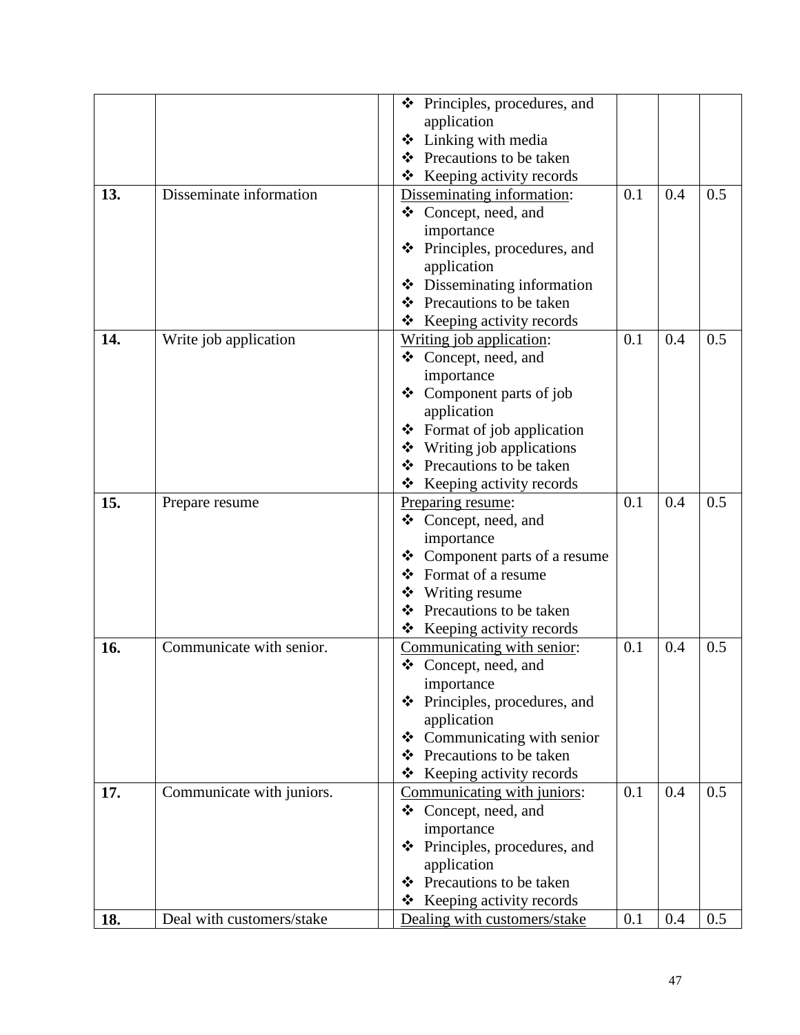| | | | | | | |
|---|---|---|---|---|---|---|
| | | | ❖ Principles, procedures, and application<br>❖ Linking with media<br>❖ Precautions to be taken<br>❖ Keeping activity records | | | |
| **13.** | Disseminate information | | Disseminating information:<br>❖ Concept, need, and importance<br>❖ Principles, procedures, and application<br>❖ Disseminating information<br>❖ Precautions to be taken<br>❖ Keeping activity records | 0.1 | 0.4 | 0.5 |
| **14.** | Write job application | | Writing job application:<br>❖ Concept, need, and importance<br>❖ Component parts of job application<br>❖ Format of job application<br>❖ Writing job applications<br>❖ Precautions to be taken<br>❖ Keeping activity records | 0.1 | 0.4 | 0.5 |
| **15.** | Prepare resume | | Preparing resume:<br>❖ Concept, need, and importance<br>❖ Component parts of a resume<br>❖ Format of a resume<br>❖ Writing resume<br>❖ Precautions to be taken<br>❖ Keeping activity records | 0.1 | 0.4 | 0.5 |
| **16.** | Communicate with senior. | | Communicating with senior:<br>❖ Concept, need, and importance<br>❖ Principles, procedures, and application<br>❖ Communicating with senior<br>❖ Precautions to be taken<br>❖ Keeping activity records | 0.1 | 0.4 | 0.5 |
| **17.** | Communicate with juniors. | | Communicating with juniors:<br>❖ Concept, need, and importance<br>❖ Principles, procedures, and application<br>❖ Precautions to be taken<br>❖ Keeping activity records | 0.1 | 0.4 | 0.5 |
| **18.** | Deal with customers/stake | | Dealing with customers/stake | 0.1 | 0.4 | 0.5 |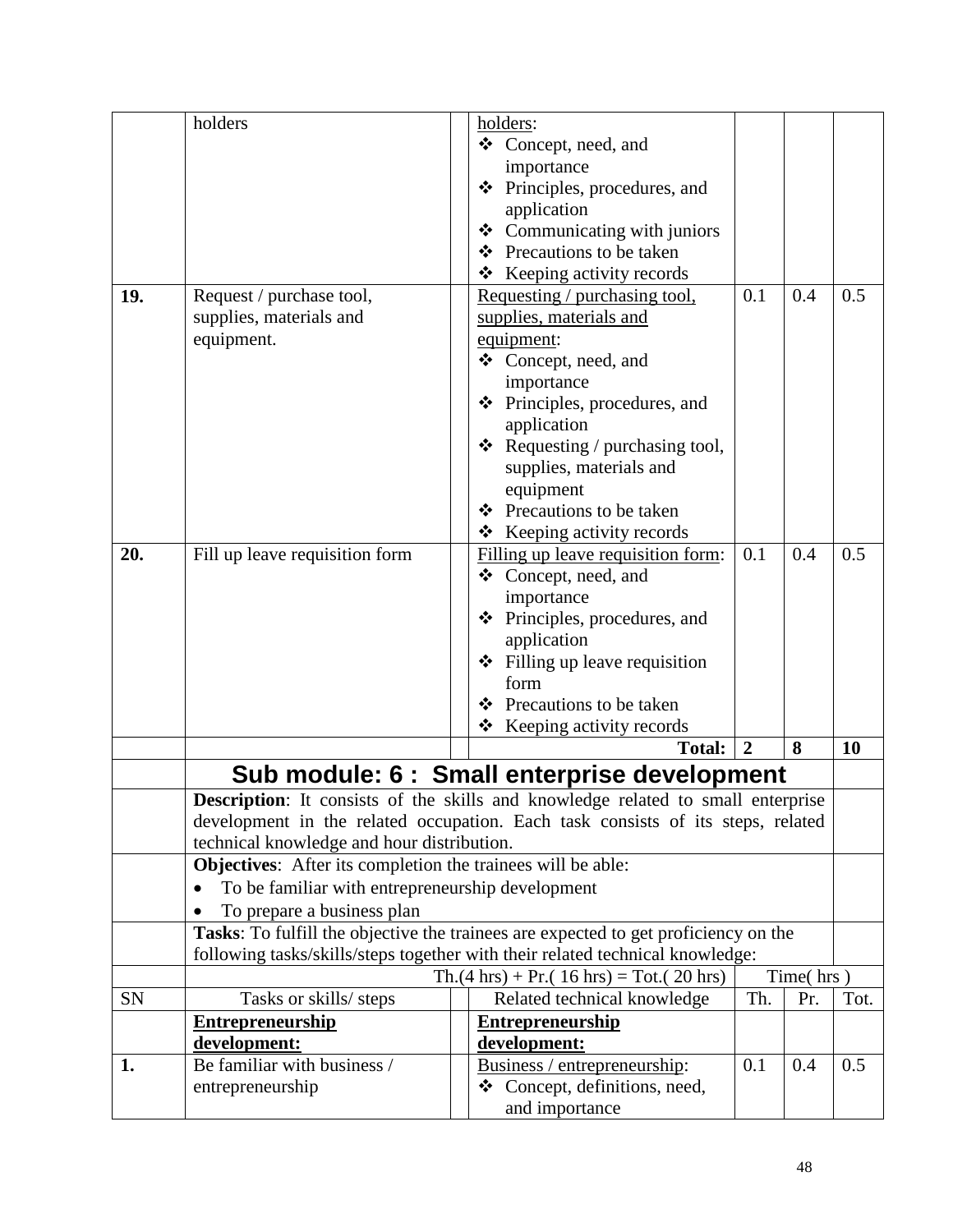| SN | Tasks or skills/ steps | Related technical knowledge | Th. | Pr. | Tot. |
|---|---|---|---|---|---|
| | holders | holders:<br>❖ Concept, need, and importance<br>❖ Principles, procedures, and application<br>❖ Communicating with juniors<br>❖ Precautions to be taken<br>❖ Keeping activity records | | | |
| **19.** | Request / purchase tool, supplies, materials and equipment. | Requesting / purchasing tool, supplies, materials and equipment:<br>❖ Concept, need, and importance<br>❖ Principles, procedures, and application<br>❖ Requesting / purchasing tool, supplies, materials and equipment<br>❖ Precautions to be taken<br>❖ Keeping activity records | 0.1 | 0.4 | 0.5 |
| **20.** | Fill up leave requisition form | Filling up leave requisition form:<br>❖ Concept, need, and importance<br>❖ Principles, procedures, and application<br>❖ Filling up leave requisition form<br>❖ Precautions to be taken<br>❖ Keeping activity records | 0.1 | 0.4 | 0.5 |
| | | **Total:** | **2** | **8** | **10** |

## Sub module: 6 : Small enterprise development

**Description**: It consists of the skills and knowledge related to small enterprise development in the related occupation. Each task consists of its steps, related technical knowledge and hour distribution.

**Objectives**: After its completion the trainees will be able:

- To be familiar with entrepreneurship development
- To prepare a business plan

**Tasks**: To fulfill the objective the trainees are expected to get proficiency on the following tasks/skills/steps together with their related technical knowledge:

Th.(4 hrs) + Pr.( 16 hrs) = Tot.( 20 hrs)

| SN | Tasks or skills/ steps | Related technical knowledge | Time( hrs ) Th. | Pr. | Tot. |
|---|---|---|---|---|---|
| | **Entrepreneurship development:** | **Entrepreneurship development:** | | | |
| **1.** | Be familiar with business / entrepreneurship | Business / entrepreneurship:<br>❖ Concept, definitions, need, and importance | 0.1 | 0.4 | 0.5 |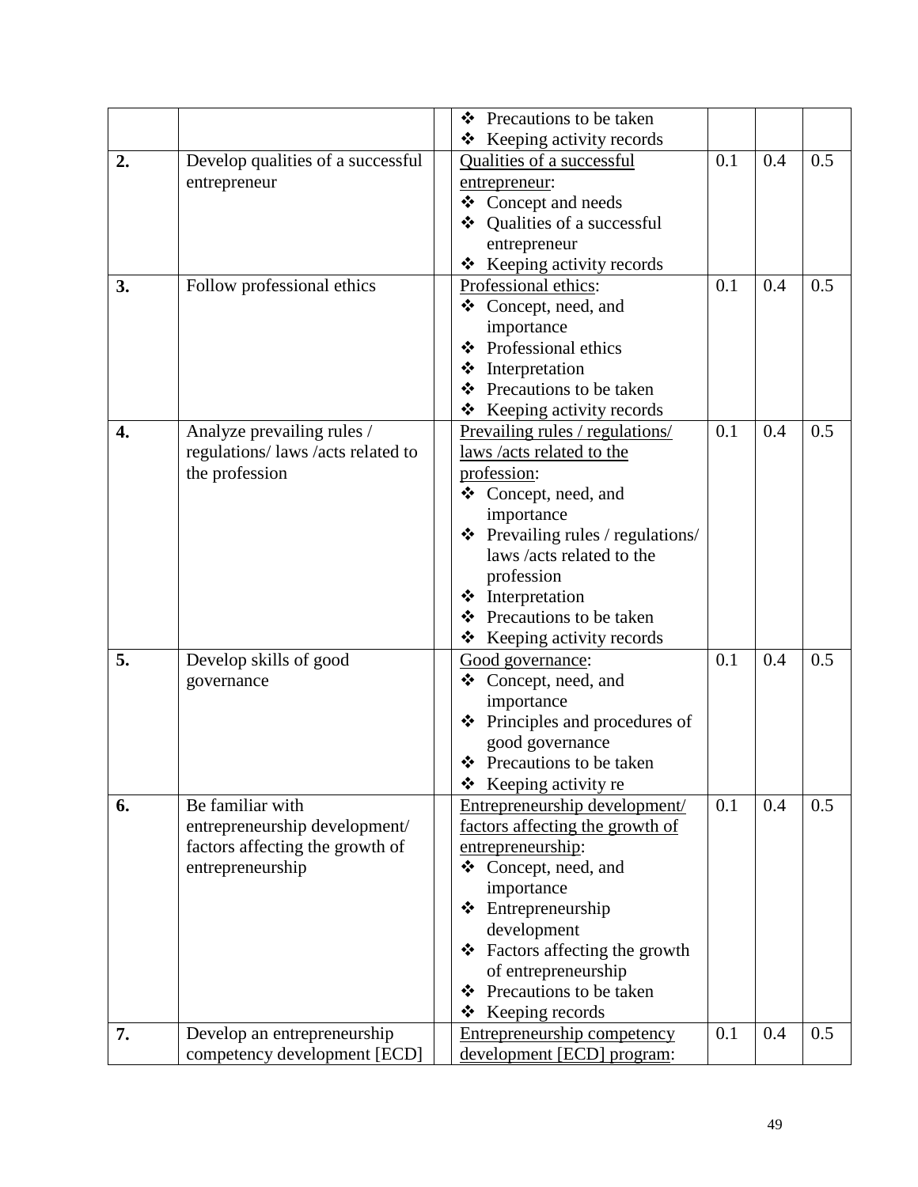| | | | | | | |
|---|---|---|---|---|---|---|
| | | | ❖ Precautions to be taken<br>❖ Keeping activity records | | | |
| **2.** | Develop qualities of a successful entrepreneur | | Qualities of a successful entrepreneur:<br>❖ Concept and needs<br>❖ Qualities of a successful entrepreneur<br>❖ Keeping activity records | 0.1 | 0.4 | 0.5 |
| **3.** | Follow professional ethics | | Professional ethics:<br>❖ Concept, need, and importance<br>❖ Professional ethics<br>❖ Interpretation<br>❖ Precautions to be taken<br>❖ Keeping activity records | 0.1 | 0.4 | 0.5 |
| **4.** | Analyze prevailing rules / regulations/ laws /acts related to the profession | | Prevailing rules / regulations/ laws /acts related to the profession:<br>❖ Concept, need, and importance<br>❖ Prevailing rules / regulations/ laws /acts related to the profession<br>❖ Interpretation<br>❖ Precautions to be taken<br>❖ Keeping activity records | 0.1 | 0.4 | 0.5 |
| **5.** | Develop skills of good governance | | Good governance:<br>❖ Concept, need, and importance<br>❖ Principles and procedures of good governance<br>❖ Precautions to be taken<br>❖ Keeping activity re | 0.1 | 0.4 | 0.5 |
| **6.** | Be familiar with entrepreneurship development/ factors affecting the growth of entrepreneurship | | Entrepreneurship development/ factors affecting the growth of entrepreneurship:<br>❖ Concept, need, and importance<br>❖ Entrepreneurship development<br>❖ Factors affecting the growth of entrepreneurship<br>❖ Precautions to be taken<br>❖ Keeping records | 0.1 | 0.4 | 0.5 |
| **7.** | Develop an entrepreneurship competency development [ECD] | | Entrepreneurship competency development [ECD] program: | 0.1 | 0.4 | 0.5 |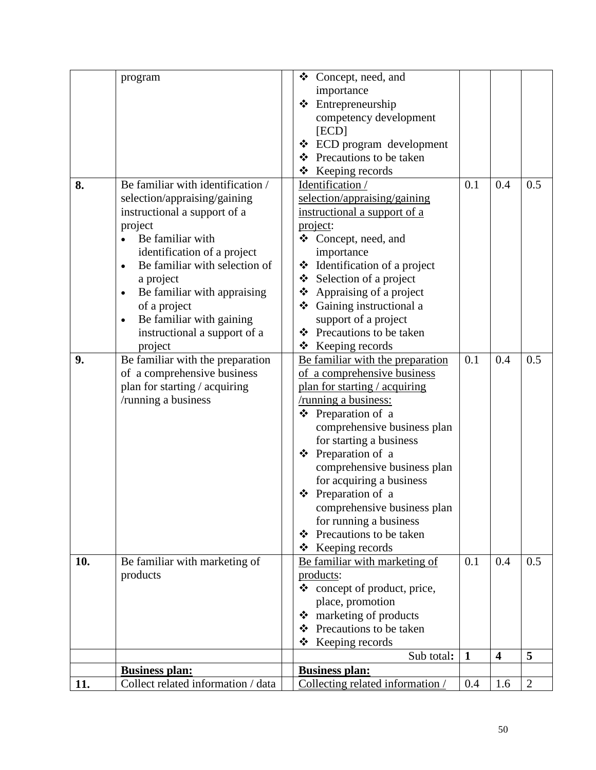|  |  |  |  |  |  |  |
|---|---|---|---|---|---|---|
|  | program |  | ❖ Concept, need, and importance<br>❖ Entrepreneurship competency development [ECD]<br>❖ ECD program development<br>❖ Precautions to be taken<br>❖ Keeping records |  |  |  |
| **8.** | Be familiar with identification / selection/appraising/gaining instructional a support of a project<br>• Be familiar with identification of a project<br>• Be familiar with selection of a project<br>• Be familiar with appraising of a project<br>• Be familiar with gaining instructional a support of a project |  | Identification / selection/appraising/gaining instructional a support of a project:<br>❖ Concept, need, and importance<br>❖ Identification of a project<br>❖ Selection of a project<br>❖ Appraising of a project<br>❖ Gaining instructional a support of a project<br>❖ Precautions to be taken<br>❖ Keeping records | 0.1 | 0.4 | 0.5 |
| **9.** | Be familiar with the preparation of a comprehensive business plan for starting / acquiring /running a business |  | Be familiar with the preparation of a comprehensive business plan for starting / acquiring /running a business:<br>❖ Preparation of a comprehensive business plan for starting a business<br>❖ Preparation of a comprehensive business plan for acquiring a business<br>❖ Preparation of a comprehensive business plan for running a business<br>❖ Precautions to be taken<br>❖ Keeping records | 0.1 | 0.4 | 0.5 |
| **10.** | Be familiar with marketing of products |  | Be familiar with marketing of products:<br>❖ concept of product, price, place, promotion<br>❖ marketing of products<br>❖ Precautions to be taken<br>❖ Keeping records | 0.1 | 0.4 | 0.5 |
|  |  |  | Sub total: | **1** | **4** | **5** |
|  | **Business plan:** |  | **Business plan:** |  |  |  |
| **11.** | Collect related information / data |  | Collecting related information / | 0.4 | 1.6 | 2 |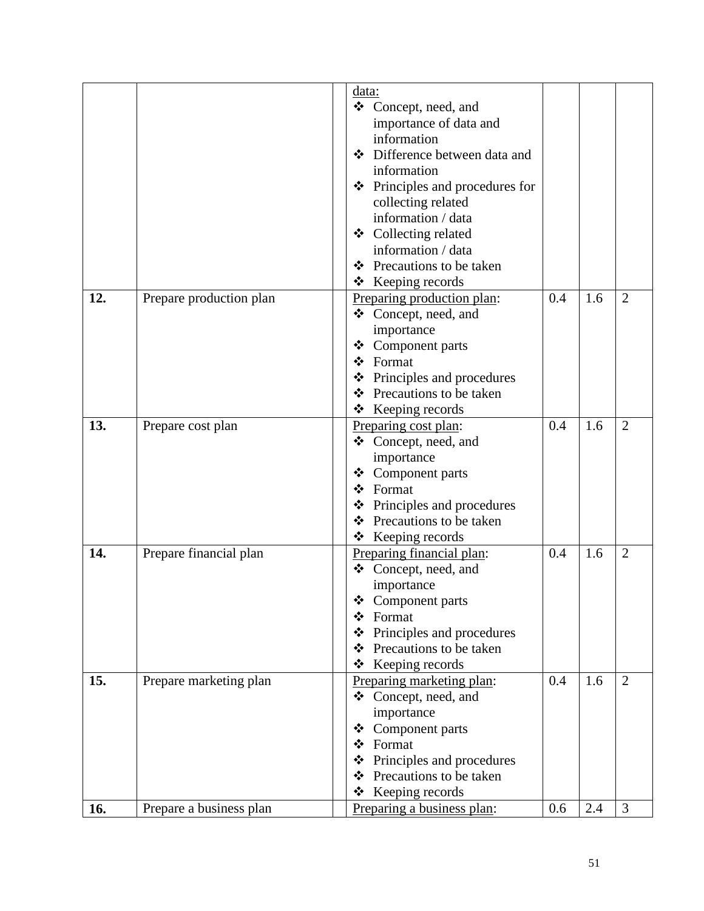| | | | | | | |
|---|---|---|---|---|---|---|
| | | | data:<br>❖ Concept, need, and importance of data and information<br>❖ Difference between data and information<br>❖ Principles and procedures for collecting related information / data<br>❖ Collecting related information / data<br>❖ Precautions to be taken<br>❖ Keeping records | | | |
| **12.** | Prepare production plan | | Preparing production plan:<br>❖ Concept, need, and importance<br>❖ Component parts<br>❖ Format<br>❖ Principles and procedures<br>❖ Precautions to be taken<br>❖ Keeping records | 0.4 | 1.6 | 2 |
| **13.** | Prepare cost plan | | Preparing cost plan:<br>❖ Concept, need, and importance<br>❖ Component parts<br>❖ Format<br>❖ Principles and procedures<br>❖ Precautions to be taken<br>❖ Keeping records | 0.4 | 1.6 | 2 |
| **14.** | Prepare financial plan | | Preparing financial plan:<br>❖ Concept, need, and importance<br>❖ Component parts<br>❖ Format<br>❖ Principles and procedures<br>❖ Precautions to be taken<br>❖ Keeping records | 0.4 | 1.6 | 2 |
| **15.** | Prepare marketing plan | | Preparing marketing plan:<br>❖ Concept, need, and importance<br>❖ Component parts<br>❖ Format<br>❖ Principles and procedures<br>❖ Precautions to be taken<br>❖ Keeping records | 0.4 | 1.6 | 2 |
| **16.** | Prepare a business plan | | Preparing a business plan: | 0.6 | 2.4 | 3 |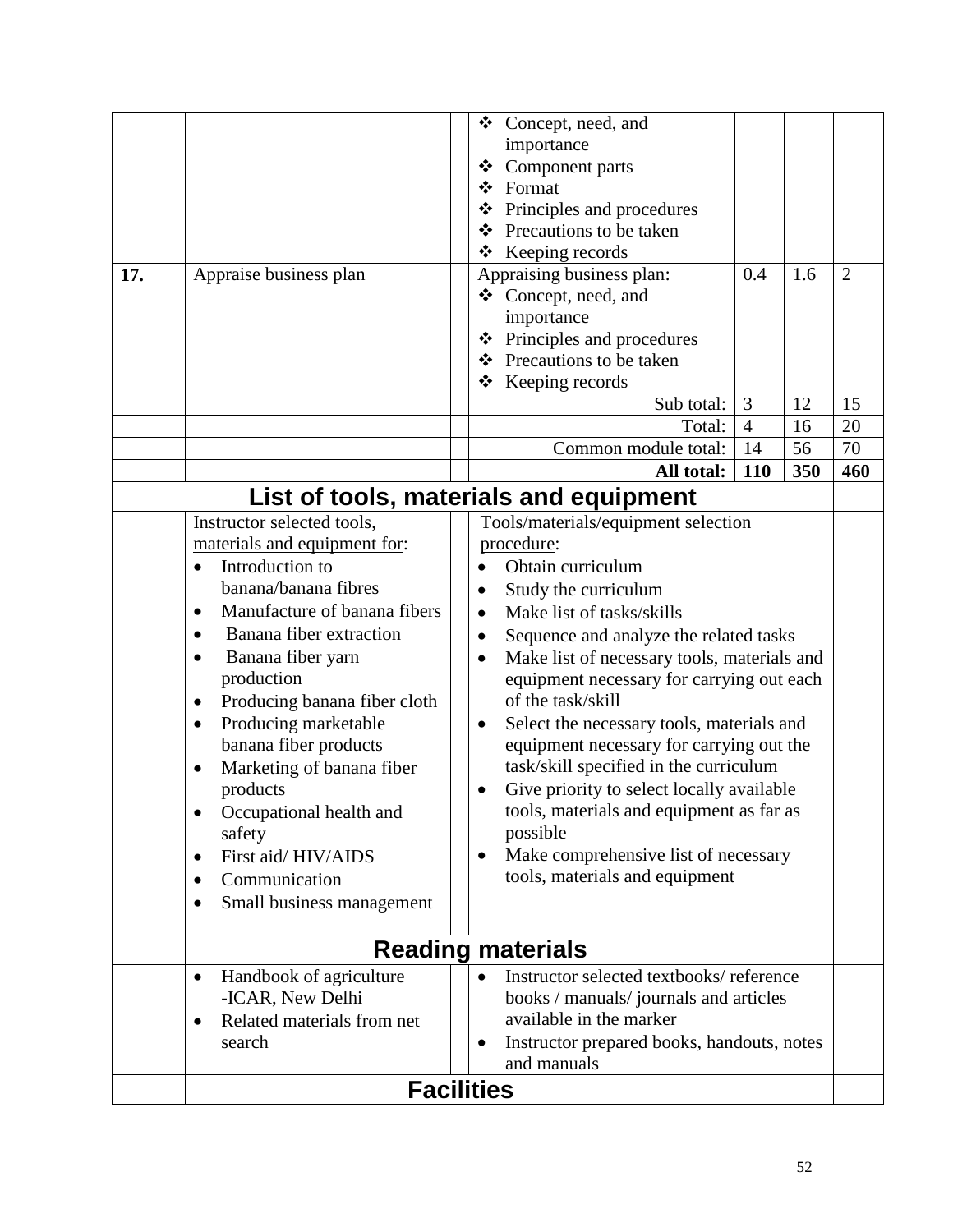| | | | | | | |
|---|---|---|---|---|---|---|
| | | | ❖ Concept, need, and importance<br>❖ Component parts<br>❖ Format<br>❖ Principles and procedures<br>❖ Precautions to be taken<br>❖ Keeping records | | | |
| **17.** | Appraise business plan | | <u>Appraising business plan:</u><br>❖ Concept, need, and importance<br>❖ Principles and procedures<br>❖ Precautions to be taken<br>❖ Keeping records | 0.4 | 1.6 | 2 |
| | | | Sub total: | 3 | 12 | 15 |
| | | | Total: | 4 | 16 | 20 |
| | | | Common module total: | 14 | 56 | 70 |
| | | | **All total:** | **110** | **350** | **460** |

## List of tools, materials and equipment

| | | | | |
|---|---|---|---|---|
| | <u>Instructor selected tools, materials and equipment for</u>:<br>• Introduction to banana/banana fibres<br>• Manufacture of banana fibers<br>• Banana fiber extraction<br>• Banana fiber yarn production<br>• Producing banana fiber cloth<br>• Producing marketable banana fiber products<br>• Marketing of banana fiber products<br>• Occupational health and safety<br>• First aid/ HIV/AIDS<br>• Communication<br>• Small business management | | <u>Tools/materials/equipment selection procedure</u>:<br>• Obtain curriculum<br>• Study the curriculum<br>• Make list of tasks/skills<br>• Sequence and analyze the related tasks<br>• Make list of necessary tools, materials and equipment necessary for carrying out each of the task/skill<br>• Select the necessary tools, materials and equipment necessary for carrying out the task/skill specified in the curriculum<br>• Give priority to select locally available tools, materials and equipment as far as possible<br>• Make comprehensive list of necessary tools, materials and equipment | |

## Reading materials

| | | | | |
|---|---|---|---|---|
| | • Handbook of agriculture -ICAR, New Delhi<br>• Related materials from net search | | • Instructor selected textbooks/ reference books / manuals/ journals and articles available in the marker<br>• Instructor prepared books, handouts, notes and manuals | |

## Facilities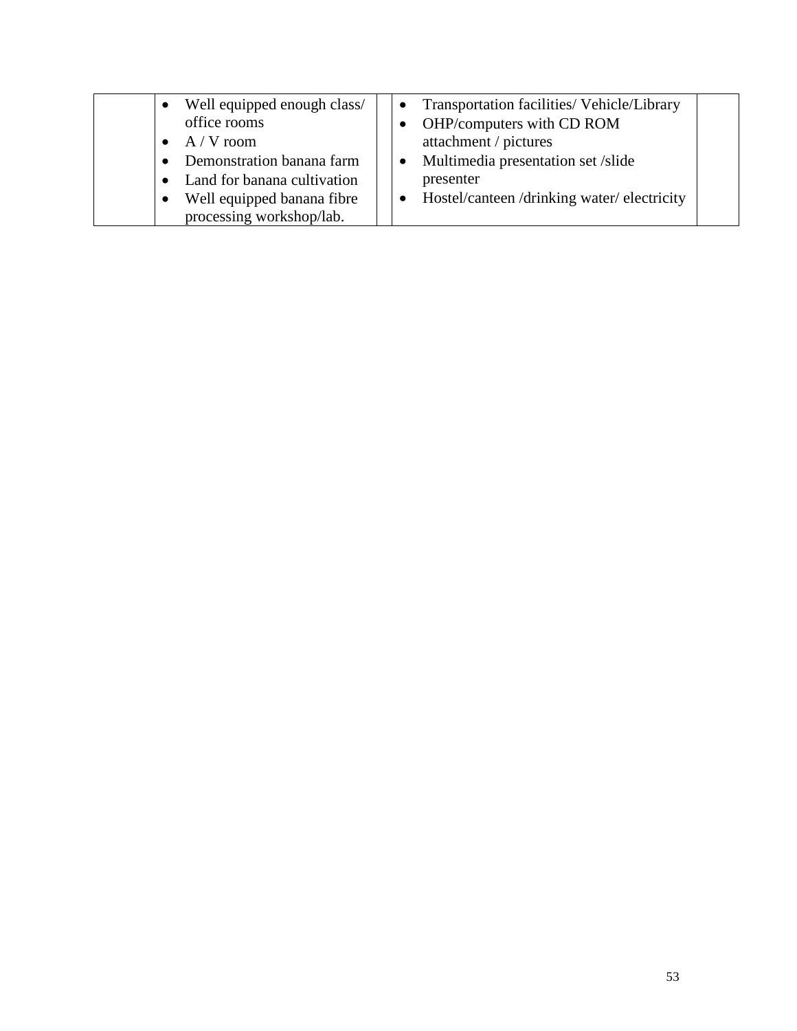| | | | | |
|---|---|---|---|---|
| | • Well equipped enough class/ office rooms<br>• A / V room<br>• Demonstration banana farm<br>• Land for banana cultivation<br>• Well equipped banana fibre processing workshop/lab. | | • Transportation facilities/ Vehicle/Library<br>• OHP/computers with CD ROM attachment / pictures<br>• Multimedia presentation set /slide presenter<br>• Hostel/canteen /drinking water/ electricity | |